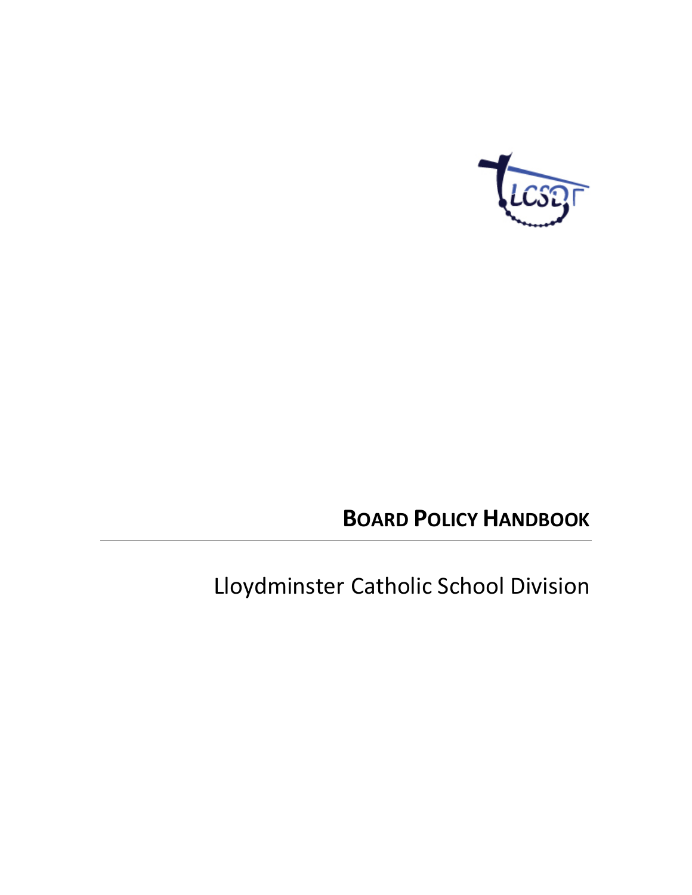# BOARD POLICY HANDBOOK

Lloydminster Catholic School Division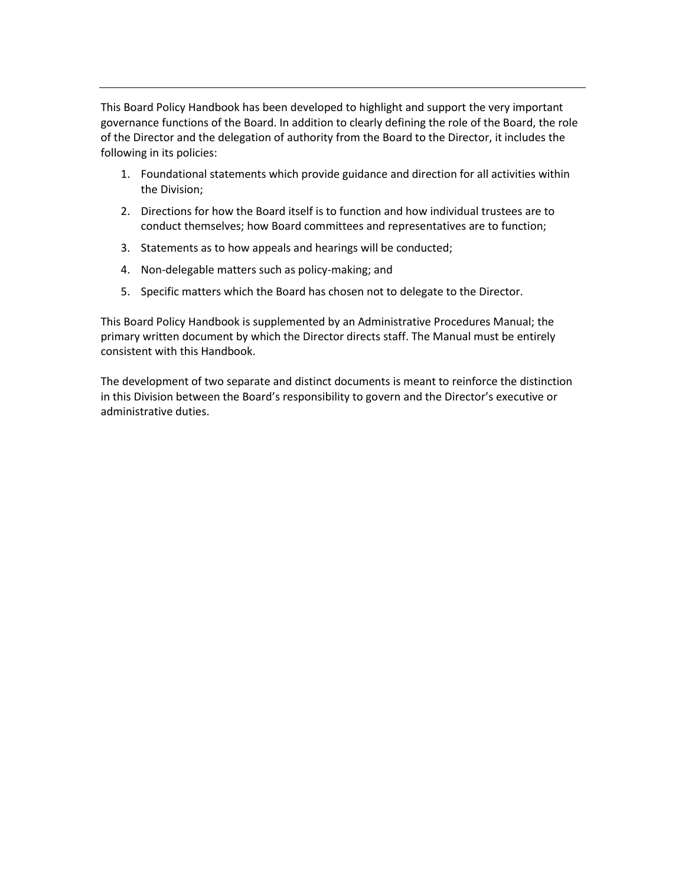This Board Policy Handbook has been developed to highlight and support the very important governance functions of the Board. In addition to clearly defining the role of the Board, the role of the Director and the delegation of authority from the Board to the Director, it includes the following in its policies:

1. Foundational statements which provide guidance and direction for all activities within the Division;
2. Directions for how the Board itself is to function and how individual trustees are to conduct themselves; how Board committees and representatives are to function;
3. Statements as to how appeals and hearings will be conducted;
4. Non-delegable matters such as policy-making; and
5. Specific matters which the Board has chosen not to delegate to the Director.

This Board Policy Handbook is supplemented by an Administrative Procedures Manual; the primary written document by which the Director directs staff. The Manual must be entirely consistent with this Handbook.

The development of two separate and distinct documents is meant to reinforce the distinction in this Division between the Board's responsibility to govern and the Director's executive or administrative duties.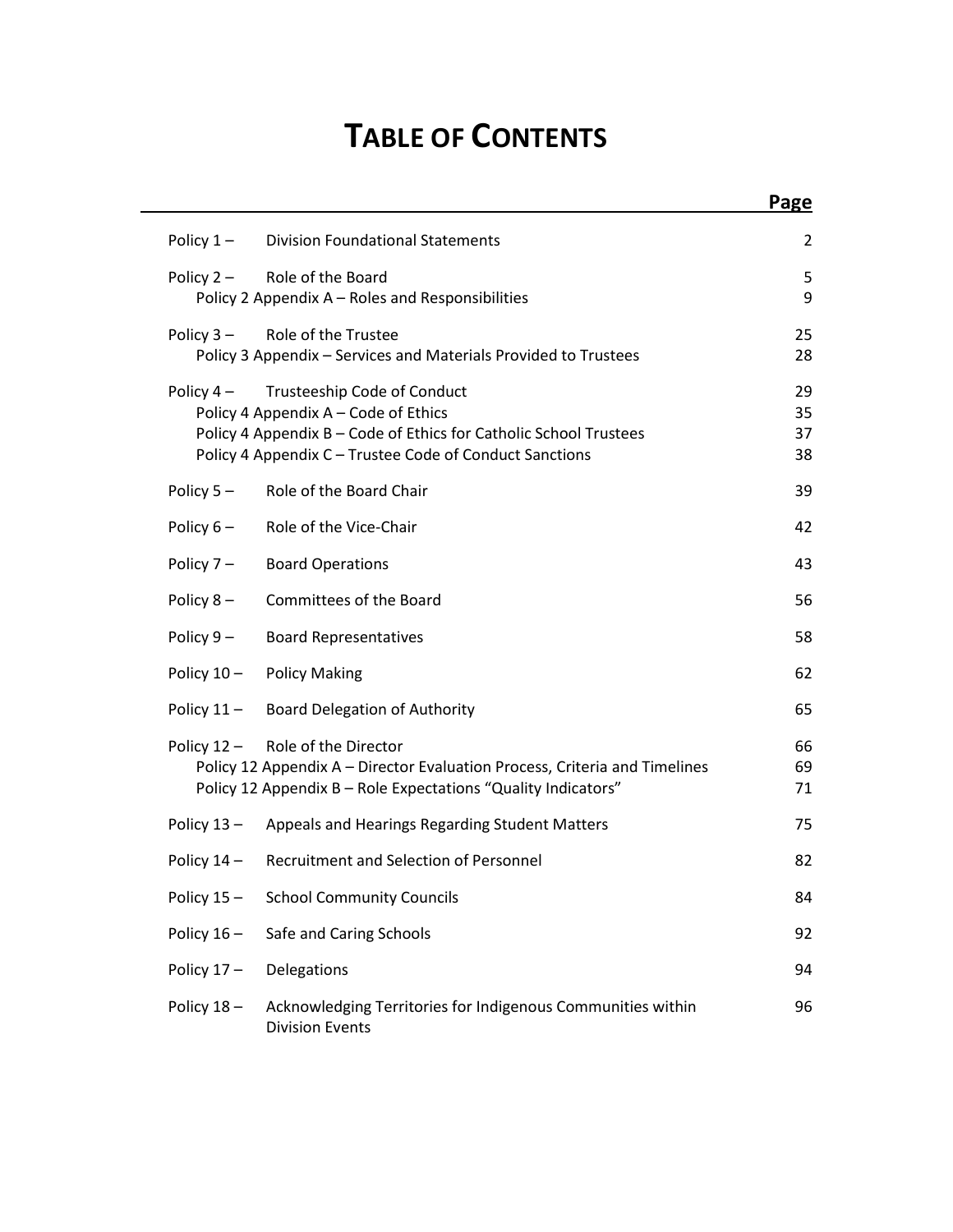# TABLE OF CONTENTS

| | Page |
|---|---|
| Policy 1 – Division Foundational Statements | 2 |
| Policy 2 – Role of the Board | 5 |
| Policy 2 Appendix A – Roles and Responsibilities | 9 |
| Policy 3 – Role of the Trustee | 25 |
| Policy 3 Appendix – Services and Materials Provided to Trustees | 28 |
| Policy 4 – Trusteeship Code of Conduct | 29 |
| Policy 4 Appendix A – Code of Ethics | 35 |
| Policy 4 Appendix B – Code of Ethics for Catholic School Trustees | 37 |
| Policy 4 Appendix C – Trustee Code of Conduct Sanctions | 38 |
| Policy 5 – Role of the Board Chair | 39 |
| Policy 6 – Role of the Vice-Chair | 42 |
| Policy 7 – Board Operations | 43 |
| Policy 8 – Committees of the Board | 56 |
| Policy 9 – Board Representatives | 58 |
| Policy 10 – Policy Making | 62 |
| Policy 11 – Board Delegation of Authority | 65 |
| Policy 12 – Role of the Director | 66 |
| Policy 12 Appendix A – Director Evaluation Process, Criteria and Timelines | 69 |
| Policy 12 Appendix B – Role Expectations "Quality Indicators" | 71 |
| Policy 13 – Appeals and Hearings Regarding Student Matters | 75 |
| Policy 14 – Recruitment and Selection of Personnel | 82 |
| Policy 15 – School Community Councils | 84 |
| Policy 16 – Safe and Caring Schools | 92 |
| Policy 17 – Delegations | 94 |
| Policy 18 – Acknowledging Territories for Indigenous Communities within Division Events | 96 |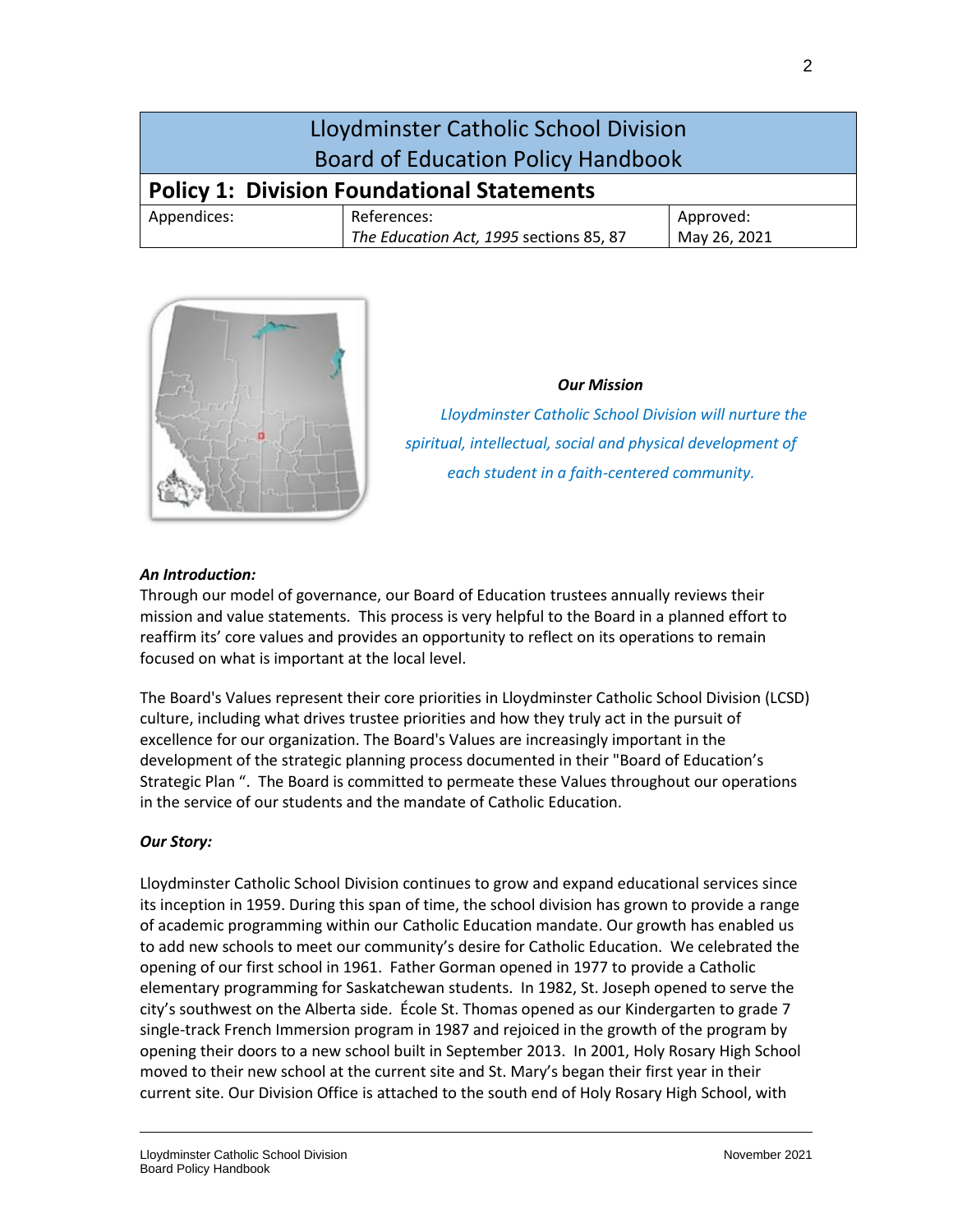| Lloydminster Catholic School Division Board of Education Policy Handbook | | |
|---|---|---|
| **Policy 1: Division Foundational Statements** | | |
| Appendices: | References: *The Education Act, 1995* sections 85, 87 | Approved: May 26, 2021 |

***Our Mission***

*Lloydminster Catholic School Division will nurture the spiritual, intellectual, social and physical development of each student in a faith-centered community.*

***An Introduction:***

Through our model of governance, our Board of Education trustees annually reviews their mission and value statements. This process is very helpful to the Board in a planned effort to reaffirm its' core values and provides an opportunity to reflect on its operations to remain focused on what is important at the local level.

The Board's Values represent their core priorities in Lloydminster Catholic School Division (LCSD) culture, including what drives trustee priorities and how they truly act in the pursuit of excellence for our organization. The Board's Values are increasingly important in the development of the strategic planning process documented in their "Board of Education's Strategic Plan ". The Board is committed to permeate these Values throughout our operations in the service of our students and the mandate of Catholic Education.

***Our Story:***

Lloydminster Catholic School Division continues to grow and expand educational services since its inception in 1959. During this span of time, the school division has grown to provide a range of academic programming within our Catholic Education mandate. Our growth has enabled us to add new schools to meet our community's desire for Catholic Education. We celebrated the opening of our first school in 1961. Father Gorman opened in 1977 to provide a Catholic elementary programming for Saskatchewan students. In 1982, St. Joseph opened to serve the city's southwest on the Alberta side. École St. Thomas opened as our Kindergarten to grade 7 single-track French Immersion program in 1987 and rejoiced in the growth of the program by opening their doors to a new school built in September 2013. In 2001, Holy Rosary High School moved to their new school at the current site and St. Mary's began their first year in their current site. Our Division Office is attached to the south end of Holy Rosary High School, with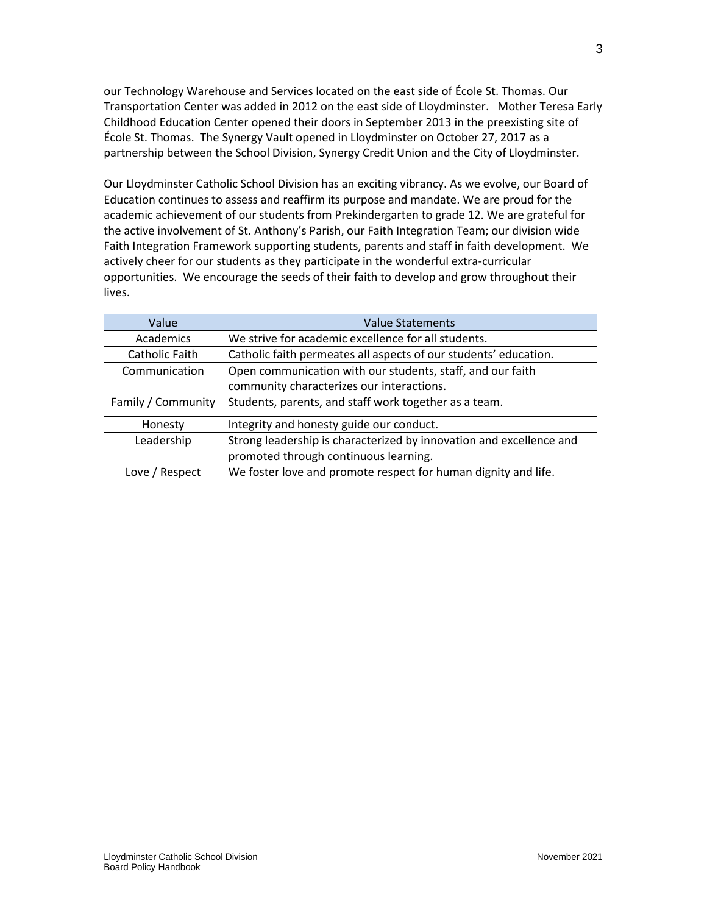our Technology Warehouse and Services located on the east side of École St. Thomas. Our Transportation Center was added in 2012 on the east side of Lloydminster. Mother Teresa Early Childhood Education Center opened their doors in September 2013 in the preexisting site of École St. Thomas. The Synergy Vault opened in Lloydminster on October 27, 2017 as a partnership between the School Division, Synergy Credit Union and the City of Lloydminster.

Our Lloydminster Catholic School Division has an exciting vibrancy. As we evolve, our Board of Education continues to assess and reaffirm its purpose and mandate. We are proud for the academic achievement of our students from Prekindergarten to grade 12. We are grateful for the active involvement of St. Anthony's Parish, our Faith Integration Team; our division wide Faith Integration Framework supporting students, parents and staff in faith development. We actively cheer for our students as they participate in the wonderful extra-curricular opportunities. We encourage the seeds of their faith to develop and grow throughout their lives.

| Value | Value Statements |
|---|---|
| Academics | We strive for academic excellence for all students. |
| Catholic Faith | Catholic faith permeates all aspects of our students' education. |
| Communication | Open communication with our students, staff, and our faith community characterizes our interactions. |
| Family / Community | Students, parents, and staff work together as a team. |
| Honesty | Integrity and honesty guide our conduct. |
| Leadership | Strong leadership is characterized by innovation and excellence and promoted through continuous learning. |
| Love / Respect | We foster love and promote respect for human dignity and life. |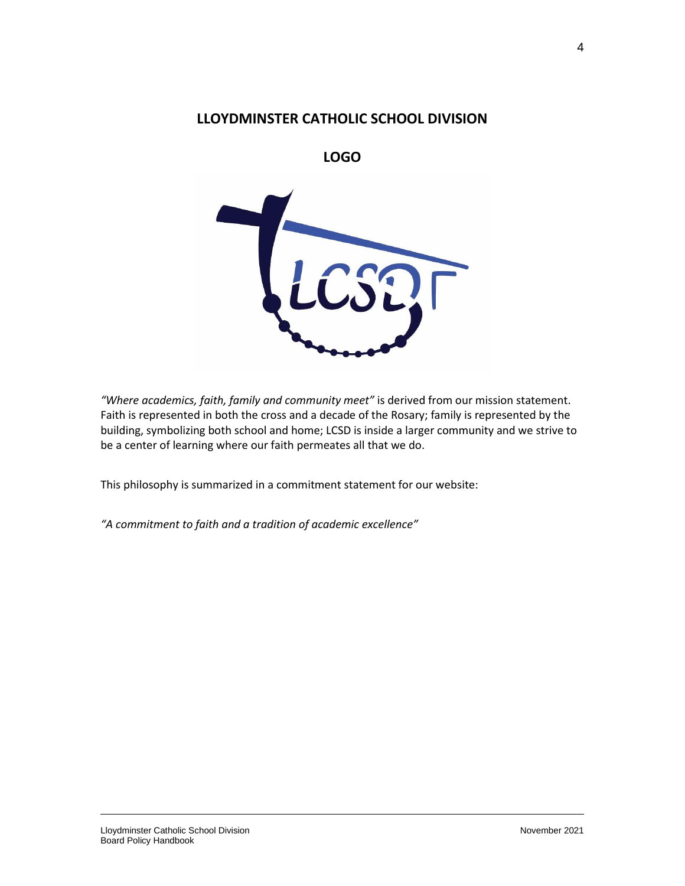# LLOYDMINSTER CATHOLIC SCHOOL DIVISION

## LOGO

*"Where academics, faith, family and community meet"* is derived from our mission statement. Faith is represented in both the cross and a decade of the Rosary; family is represented by the building, symbolizing both school and home; LCSD is inside a larger community and we strive to be a center of learning where our faith permeates all that we do.

This philosophy is summarized in a commitment statement for our website:

*"A commitment to faith and a tradition of academic excellence"*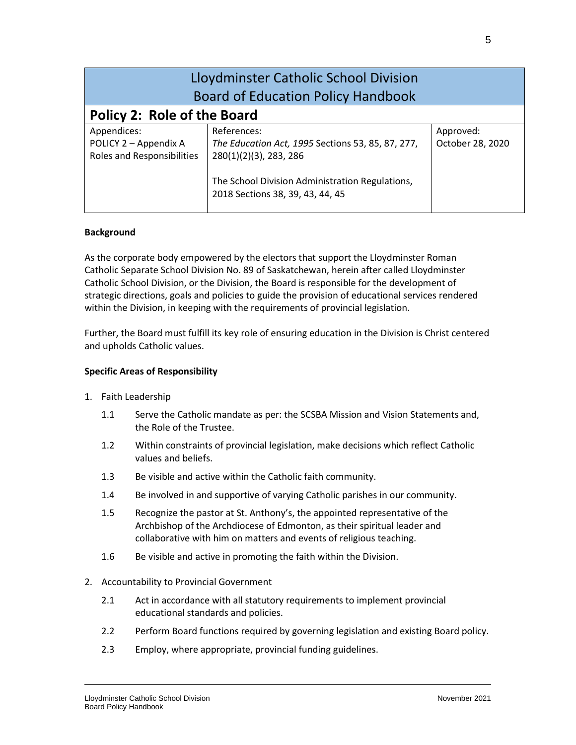# Lloydminster Catholic School Division
# Board of Education Policy Handbook

## Policy 2: Role of the Board

| Appendices: | References: | Approved: |
|---|---|---|
| POLICY 2 – Appendix A Roles and Responsibilities | *The Education Act, 1995* Sections 53, 85, 87, 277, 280(1)(2)(3), 283, 286<br><br>The School Division Administration Regulations, 2018 Sections 38, 39, 43, 44, 45 | October 28, 2020 |

**Background**

As the corporate body empowered by the electors that support the Lloydminster Roman Catholic Separate School Division No. 89 of Saskatchewan, herein after called Lloydminster Catholic School Division, or the Division, the Board is responsible for the development of strategic directions, goals and policies to guide the provision of educational services rendered within the Division, in keeping with the requirements of provincial legislation.

Further, the Board must fulfill its key role of ensuring education in the Division is Christ centered and upholds Catholic values.

**Specific Areas of Responsibility**

1. Faith Leadership
   - 1.1 Serve the Catholic mandate as per: the SCSBA Mission and Vision Statements and, the Role of the Trustee.
   - 1.2 Within constraints of provincial legislation, make decisions which reflect Catholic values and beliefs.
   - 1.3 Be visible and active within the Catholic faith community.
   - 1.4 Be involved in and supportive of varying Catholic parishes in our community.
   - 1.5 Recognize the pastor at St. Anthony's, the appointed representative of the Archbishop of the Archdiocese of Edmonton, as their spiritual leader and collaborative with him on matters and events of religious teaching.
   - 1.6 Be visible and active in promoting the faith within the Division.
2. Accountability to Provincial Government
   - 2.1 Act in accordance with all statutory requirements to implement provincial educational standards and policies.
   - 2.2 Perform Board functions required by governing legislation and existing Board policy.
   - 2.3 Employ, where appropriate, provincial funding guidelines.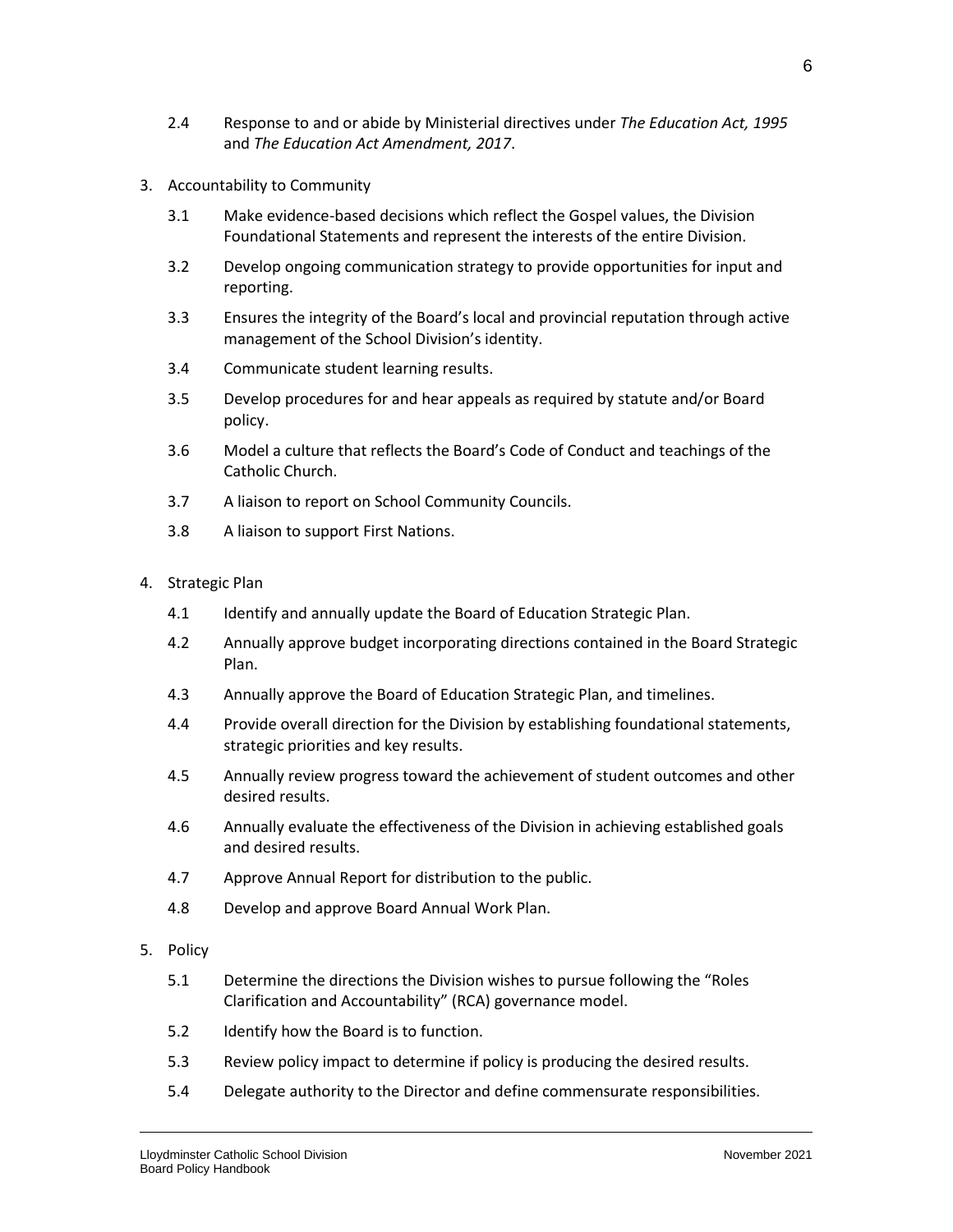2.4 Response to and or abide by Ministerial directives under *The Education Act, 1995* and *The Education Act Amendment, 2017*.

3. Accountability to Community

   3.1 Make evidence-based decisions which reflect the Gospel values, the Division Foundational Statements and represent the interests of the entire Division.

   3.2 Develop ongoing communication strategy to provide opportunities for input and reporting.

   3.3 Ensures the integrity of the Board's local and provincial reputation through active management of the School Division's identity.

   3.4 Communicate student learning results.

   3.5 Develop procedures for and hear appeals as required by statute and/or Board policy.

   3.6 Model a culture that reflects the Board's Code of Conduct and teachings of the Catholic Church.

   3.7 A liaison to report on School Community Councils.

   3.8 A liaison to support First Nations.

4. Strategic Plan

   4.1 Identify and annually update the Board of Education Strategic Plan.

   4.2 Annually approve budget incorporating directions contained in the Board Strategic Plan.

   4.3 Annually approve the Board of Education Strategic Plan, and timelines.

   4.4 Provide overall direction for the Division by establishing foundational statements, strategic priorities and key results.

   4.5 Annually review progress toward the achievement of student outcomes and other desired results.

   4.6 Annually evaluate the effectiveness of the Division in achieving established goals and desired results.

   4.7 Approve Annual Report for distribution to the public.

   4.8 Develop and approve Board Annual Work Plan.

5. Policy

   5.1 Determine the directions the Division wishes to pursue following the "Roles Clarification and Accountability" (RCA) governance model.

   5.2 Identify how the Board is to function.

   5.3 Review policy impact to determine if policy is producing the desired results.

   5.4 Delegate authority to the Director and define commensurate responsibilities.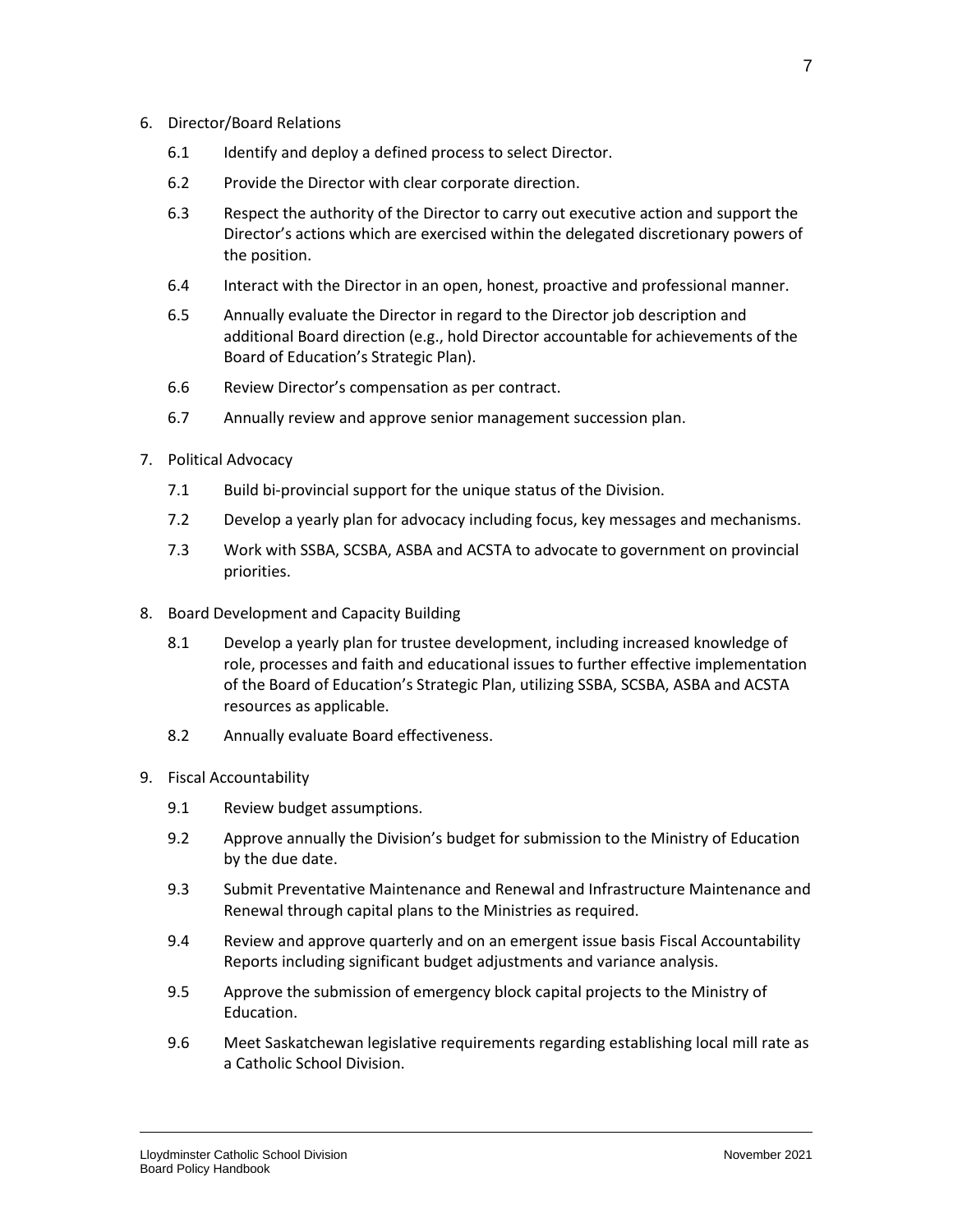6. Director/Board Relations

   6.1 Identify and deploy a defined process to select Director.

   6.2 Provide the Director with clear corporate direction.

   6.3 Respect the authority of the Director to carry out executive action and support the Director's actions which are exercised within the delegated discretionary powers of the position.

   6.4 Interact with the Director in an open, honest, proactive and professional manner.

   6.5 Annually evaluate the Director in regard to the Director job description and additional Board direction (e.g., hold Director accountable for achievements of the Board of Education's Strategic Plan).

   6.6 Review Director's compensation as per contract.

   6.7 Annually review and approve senior management succession plan.

7. Political Advocacy

   7.1 Build bi-provincial support for the unique status of the Division.

   7.2 Develop a yearly plan for advocacy including focus, key messages and mechanisms.

   7.3 Work with SSBA, SCSBA, ASBA and ACSTA to advocate to government on provincial priorities.

8. Board Development and Capacity Building

   8.1 Develop a yearly plan for trustee development, including increased knowledge of role, processes and faith and educational issues to further effective implementation of the Board of Education's Strategic Plan, utilizing SSBA, SCSBA, ASBA and ACSTA resources as applicable.

   8.2 Annually evaluate Board effectiveness.

9. Fiscal Accountability

   9.1 Review budget assumptions.

   9.2 Approve annually the Division's budget for submission to the Ministry of Education by the due date.

   9.3 Submit Preventative Maintenance and Renewal and Infrastructure Maintenance and Renewal through capital plans to the Ministries as required.

   9.4 Review and approve quarterly and on an emergent issue basis Fiscal Accountability Reports including significant budget adjustments and variance analysis.

   9.5 Approve the submission of emergency block capital projects to the Ministry of Education.

   9.6 Meet Saskatchewan legislative requirements regarding establishing local mill rate as a Catholic School Division.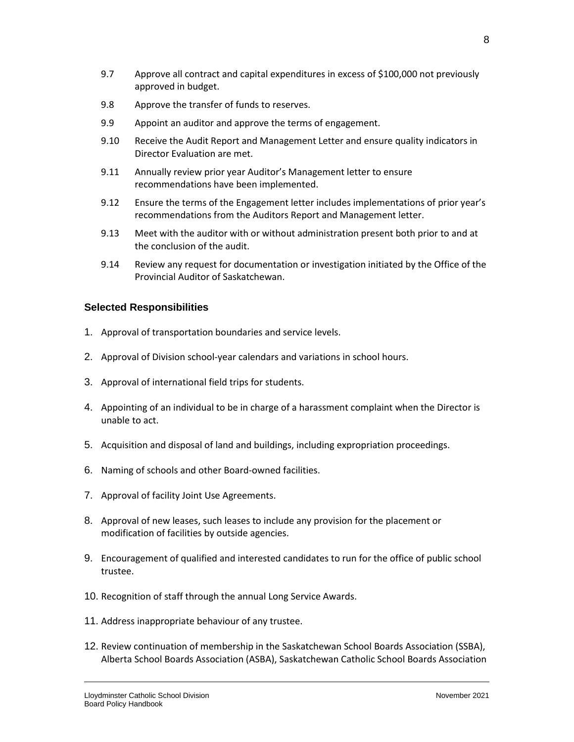9.7 Approve all contract and capital expenditures in excess of $100,000 not previously approved in budget.

9.8 Approve the transfer of funds to reserves.

9.9 Appoint an auditor and approve the terms of engagement.

9.10 Receive the Audit Report and Management Letter and ensure quality indicators in Director Evaluation are met.

9.11 Annually review prior year Auditor's Management letter to ensure recommendations have been implemented.

9.12 Ensure the terms of the Engagement letter includes implementations of prior year's recommendations from the Auditors Report and Management letter.

9.13 Meet with the auditor with or without administration present both prior to and at the conclusion of the audit.

9.14 Review any request for documentation or investigation initiated by the Office of the Provincial Auditor of Saskatchewan.

### Selected Responsibilities

1. Approval of transportation boundaries and service levels.
2. Approval of Division school-year calendars and variations in school hours.
3. Approval of international field trips for students.
4. Appointing of an individual to be in charge of a harassment complaint when the Director is unable to act.
5. Acquisition and disposal of land and buildings, including expropriation proceedings.
6. Naming of schools and other Board-owned facilities.
7. Approval of facility Joint Use Agreements.
8. Approval of new leases, such leases to include any provision for the placement or modification of facilities by outside agencies.
9. Encouragement of qualified and interested candidates to run for the office of public school trustee.
10. Recognition of staff through the annual Long Service Awards.
11. Address inappropriate behaviour of any trustee.
12. Review continuation of membership in the Saskatchewan School Boards Association (SSBA), Alberta School Boards Association (ASBA), Saskatchewan Catholic School Boards Association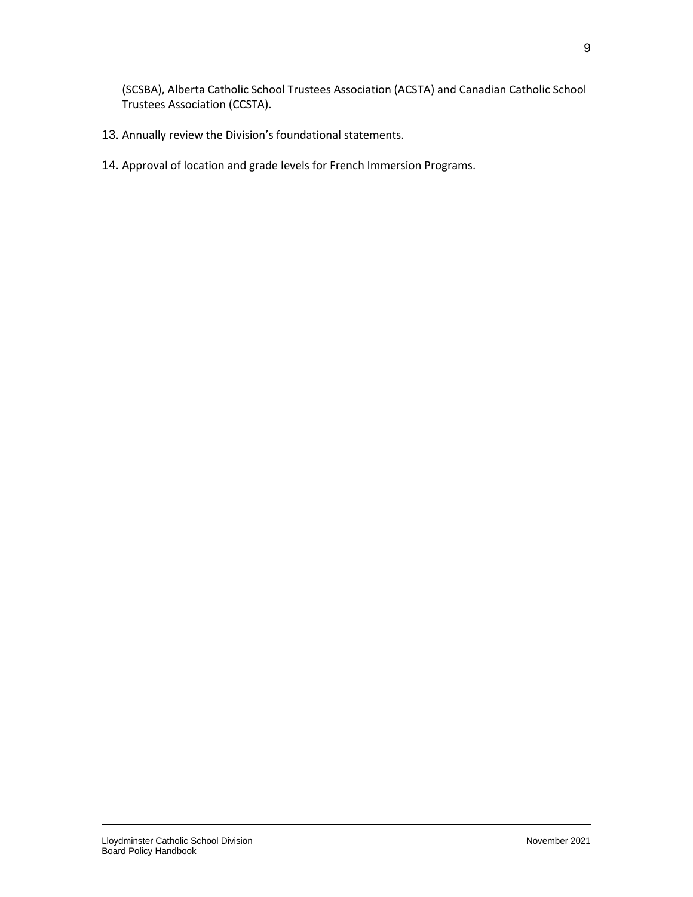(SCSBA), Alberta Catholic School Trustees Association (ACSTA) and Canadian Catholic School Trustees Association (CCSTA).

13. Annually review the Division's foundational statements.

14. Approval of location and grade levels for French Immersion Programs.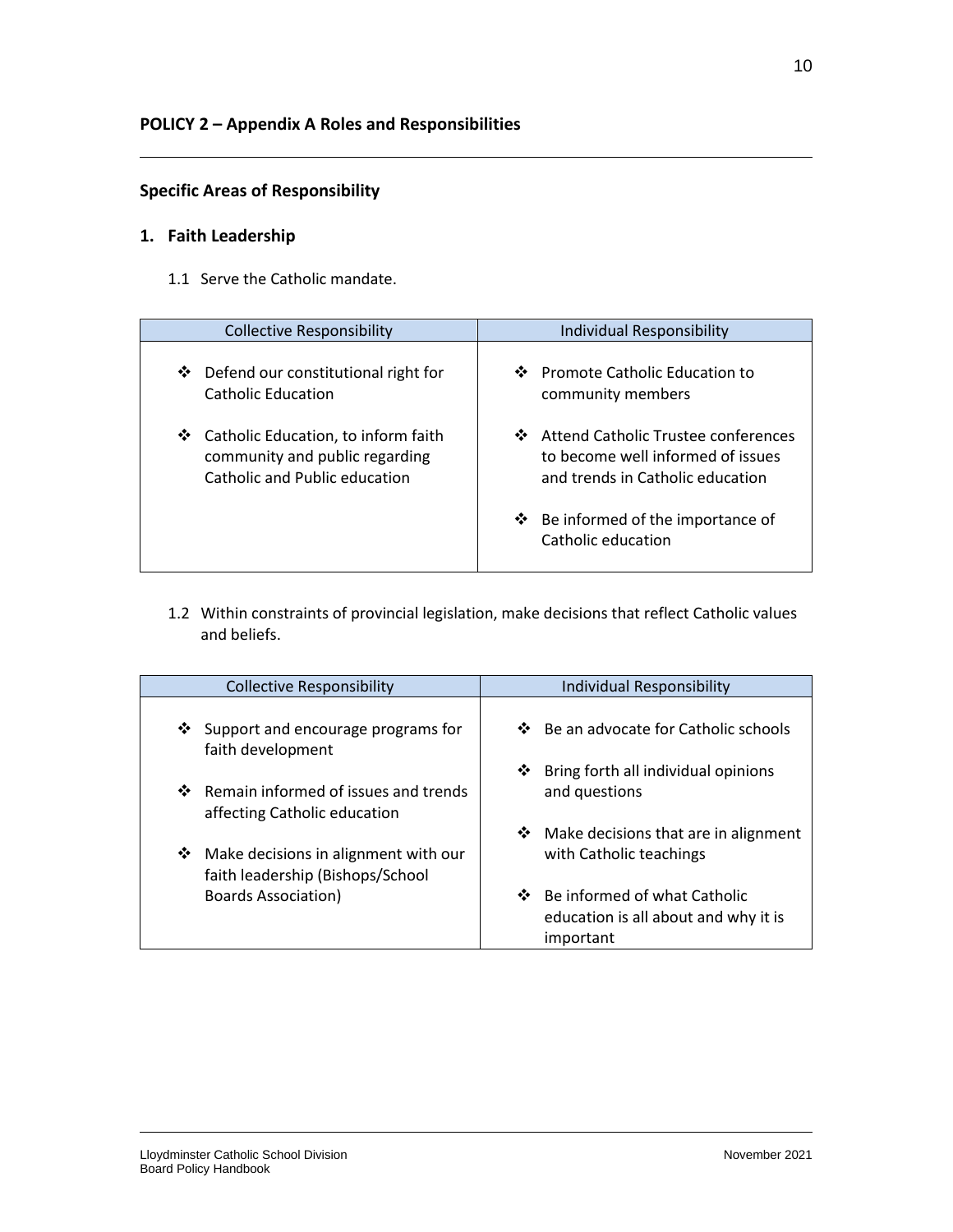## POLICY 2 – Appendix A Roles and Responsibilities

### Specific Areas of Responsibility

### 1. Faith Leadership

1.1 Serve the Catholic mandate.

| Collective Responsibility | Individual Responsibility |
| --- | --- |
| ❖ Defend our constitutional right for Catholic Education<br><br>❖ Catholic Education, to inform faith community and public regarding Catholic and Public education | ❖ Promote Catholic Education to community members<br><br>❖ Attend Catholic Trustee conferences to become well informed of issues and trends in Catholic education<br><br>❖ Be informed of the importance of Catholic education |

1.2 Within constraints of provincial legislation, make decisions that reflect Catholic values and beliefs.

| Collective Responsibility | Individual Responsibility |
| --- | --- |
| ❖ Support and encourage programs for faith development<br><br>❖ Remain informed of issues and trends affecting Catholic education<br><br>❖ Make decisions in alignment with our faith leadership (Bishops/School Boards Association) | ❖ Be an advocate for Catholic schools<br><br>❖ Bring forth all individual opinions and questions<br><br>❖ Make decisions that are in alignment with Catholic teachings<br><br>❖ Be informed of what Catholic education is all about and why it is important |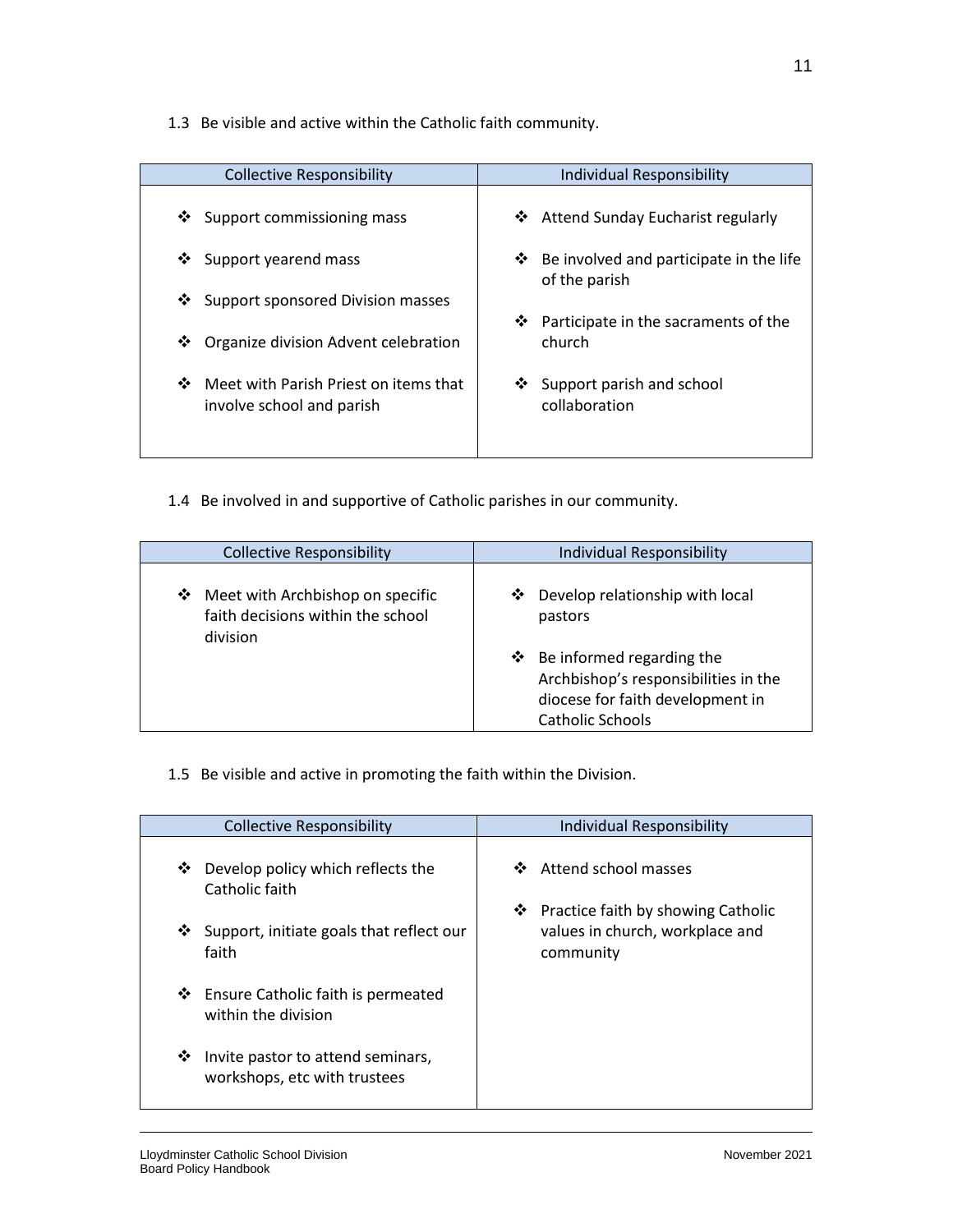1.3 Be visible and active within the Catholic faith community.

| Collective Responsibility | Individual Responsibility |
|---|---|
| ❖ Support commissioning mass<br>❖ Support yearend mass<br>❖ Support sponsored Division masses<br>❖ Organize division Advent celebration<br>❖ Meet with Parish Priest on items that involve school and parish | ❖ Attend Sunday Eucharist regularly<br>❖ Be involved and participate in the life of the parish<br>❖ Participate in the sacraments of the church<br>❖ Support parish and school collaboration |

1.4 Be involved in and supportive of Catholic parishes in our community.

| Collective Responsibility | Individual Responsibility |
|---|---|
| ❖ Meet with Archbishop on specific faith decisions within the school division | ❖ Develop relationship with local pastors<br>❖ Be informed regarding the Archbishop's responsibilities in the diocese for faith development in Catholic Schools |

1.5 Be visible and active in promoting the faith within the Division.

| Collective Responsibility | Individual Responsibility |
|---|---|
| ❖ Develop policy which reflects the Catholic faith<br>❖ Support, initiate goals that reflect our faith<br>❖ Ensure Catholic faith is permeated within the division<br>❖ Invite pastor to attend seminars, workshops, etc with trustees | ❖ Attend school masses<br>❖ Practice faith by showing Catholic values in church, workplace and community |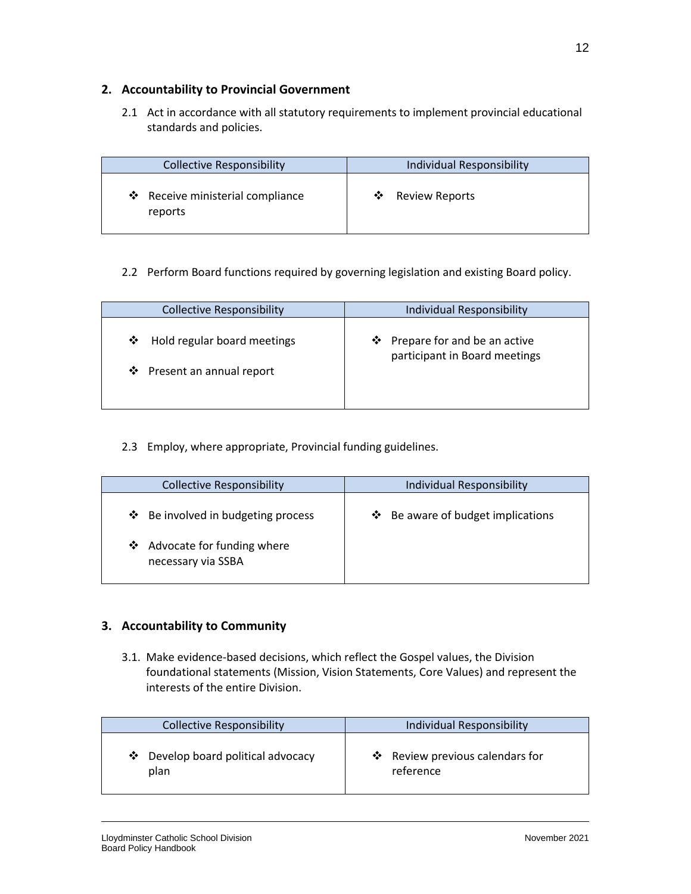## 2. Accountability to Provincial Government

2.1 Act in accordance with all statutory requirements to implement provincial educational standards and policies.

| Collective Responsibility | Individual Responsibility |
| --- | --- |
| ❖ Receive ministerial compliance reports | ❖ Review Reports |

2.2 Perform Board functions required by governing legislation and existing Board policy.

| Collective Responsibility | Individual Responsibility |
| --- | --- |
| ❖ Hold regular board meetings<br>❖ Present an annual report | ❖ Prepare for and be an active participant in Board meetings |

2.3 Employ, where appropriate, Provincial funding guidelines.

| Collective Responsibility | Individual Responsibility |
| --- | --- |
| ❖ Be involved in budgeting process<br>❖ Advocate for funding where necessary via SSBA | ❖ Be aware of budget implications |

## 3. Accountability to Community

3.1. Make evidence-based decisions, which reflect the Gospel values, the Division foundational statements (Mission, Vision Statements, Core Values) and represent the interests of the entire Division.

| Collective Responsibility | Individual Responsibility |
| --- | --- |
| ❖ Develop board political advocacy plan | ❖ Review previous calendars for reference |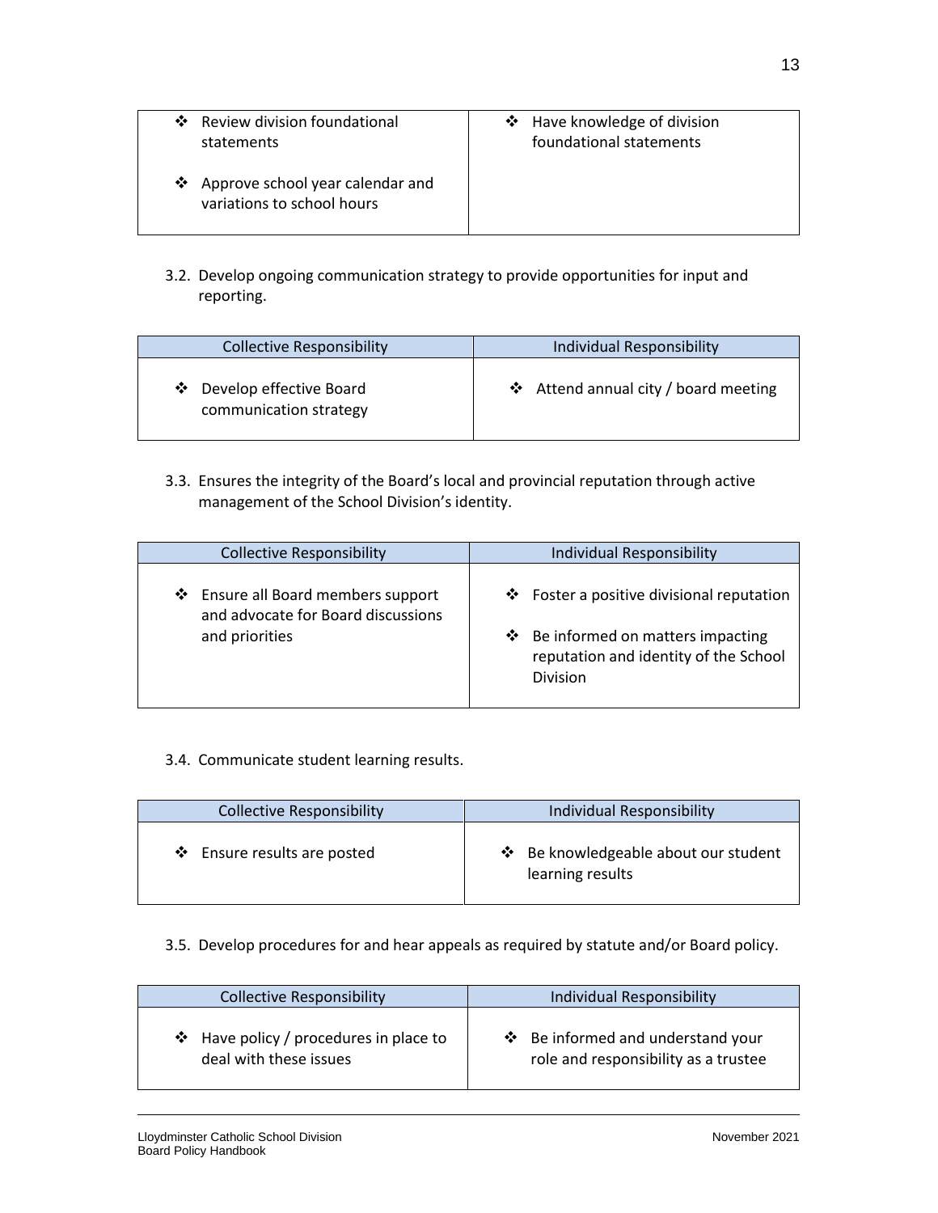| | |
|---|---|
| ❖ Review division foundational statements<br><br>❖ Approve school year calendar and variations to school hours | ❖ Have knowledge of division foundational statements |

3.2. Develop ongoing communication strategy to provide opportunities for input and reporting.

| Collective Responsibility | Individual Responsibility |
|---|---|
| ❖ Develop effective Board communication strategy | ❖ Attend annual city / board meeting |

3.3. Ensures the integrity of the Board's local and provincial reputation through active management of the School Division's identity.

| Collective Responsibility | Individual Responsibility |
|---|---|
| ❖ Ensure all Board members support and advocate for Board discussions and priorities | ❖ Foster a positive divisional reputation<br><br>❖ Be informed on matters impacting reputation and identity of the School Division |

3.4. Communicate student learning results.

| Collective Responsibility | Individual Responsibility |
|---|---|
| ❖ Ensure results are posted | ❖ Be knowledgeable about our student learning results |

3.5. Develop procedures for and hear appeals as required by statute and/or Board policy.

| Collective Responsibility | Individual Responsibility |
|---|---|
| ❖ Have policy / procedures in place to deal with these issues | ❖ Be informed and understand your role and responsibility as a trustee |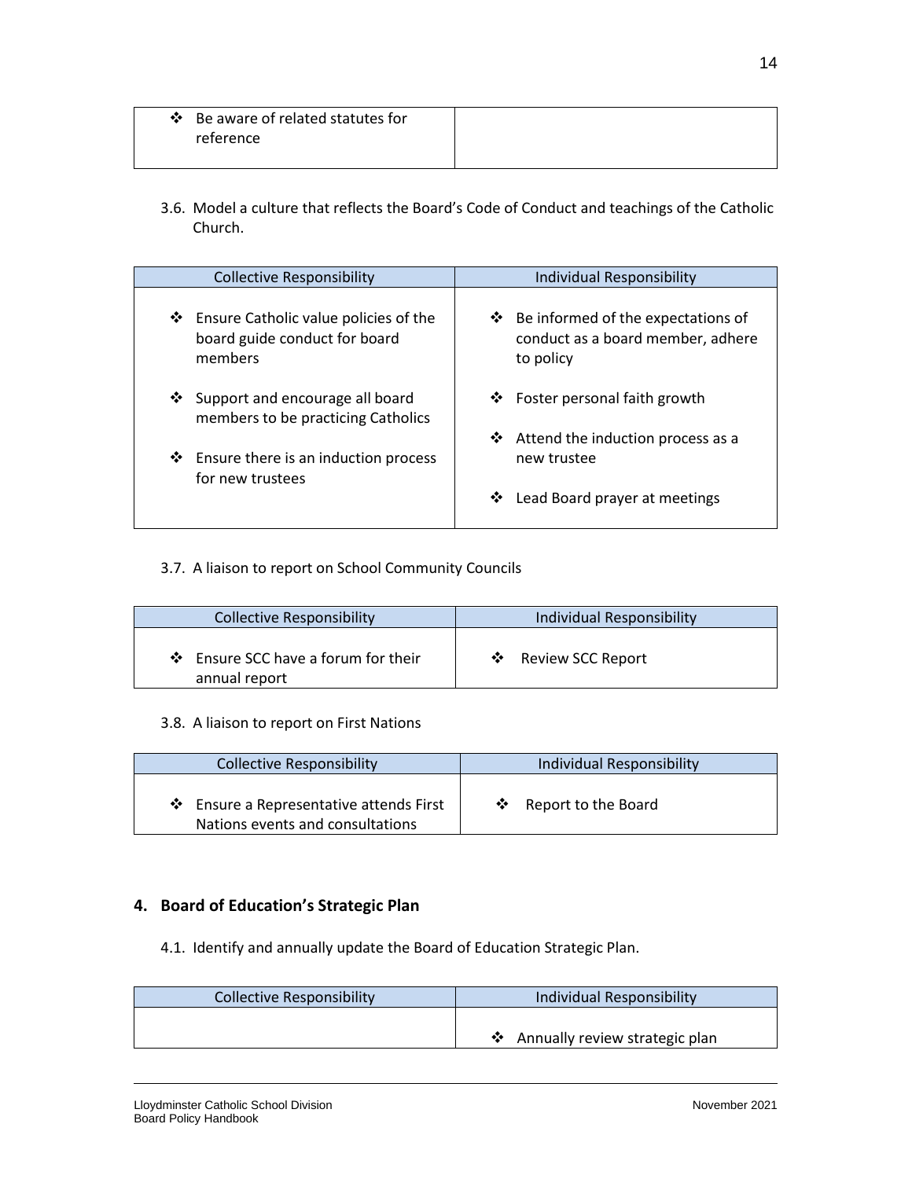| | |
|---|---|
| ❖ Be aware of related statutes for reference | |

3.6. Model a culture that reflects the Board's Code of Conduct and teachings of the Catholic Church.

| Collective Responsibility | Individual Responsibility |
|---|---|
| ❖ Ensure Catholic value policies of the board guide conduct for board members<br><br>❖ Support and encourage all board members to be practicing Catholics<br><br>❖ Ensure there is an induction process for new trustees | ❖ Be informed of the expectations of conduct as a board member, adhere to policy<br><br>❖ Foster personal faith growth<br><br>❖ Attend the induction process as a new trustee<br><br>❖ Lead Board prayer at meetings |

3.7. A liaison to report on School Community Councils

| Collective Responsibility | Individual Responsibility |
|---|---|
| ❖ Ensure SCC have a forum for their annual report | ❖ Review SCC Report |

3.8. A liaison to report on First Nations

| Collective Responsibility | Individual Responsibility |
|---|---|
| ❖ Ensure a Representative attends First Nations events and consultations | ❖ Report to the Board |

## 4. Board of Education's Strategic Plan

4.1. Identify and annually update the Board of Education Strategic Plan.

| Collective Responsibility | Individual Responsibility |
|---|---|
| | ❖ Annually review strategic plan |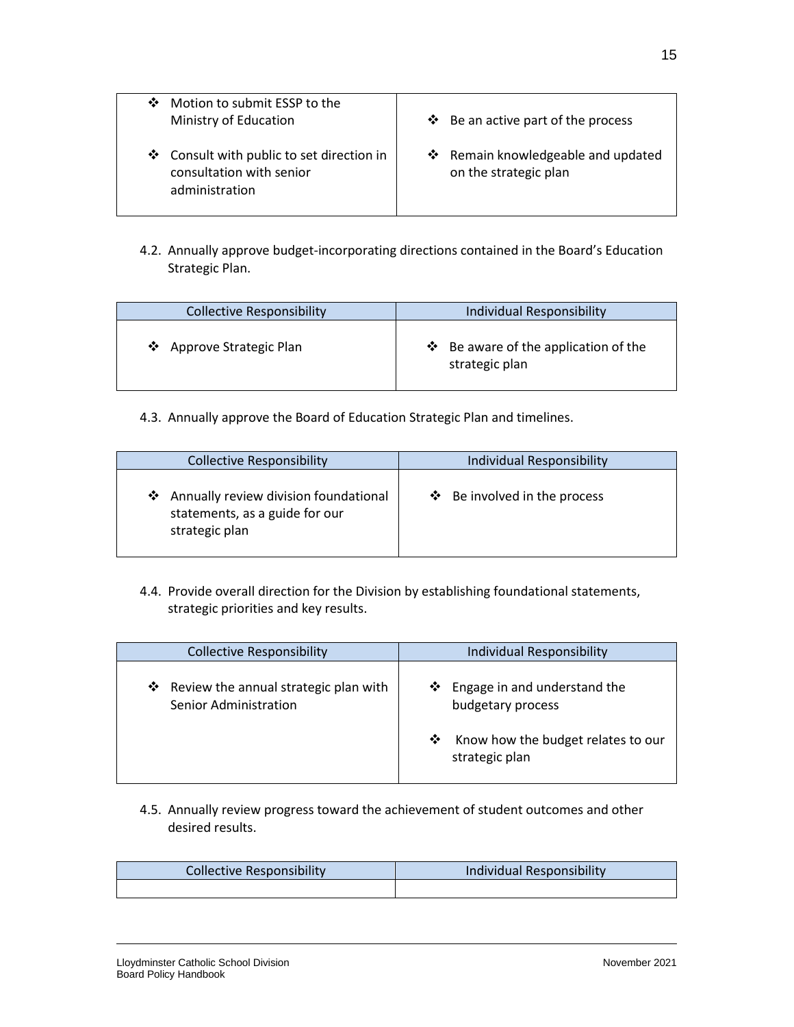| | |
|---|---|
| ❖ Motion to submit ESSP to the Ministry of Education<br><br>❖ Consult with public to set direction in consultation with senior administration | ❖ Be an active part of the process<br><br>❖ Remain knowledgeable and updated on the strategic plan |

4.2. Annually approve budget-incorporating directions contained in the Board's Education Strategic Plan.

| Collective Responsibility | Individual Responsibility |
|---|---|
| ❖ Approve Strategic Plan | ❖ Be aware of the application of the strategic plan |

4.3. Annually approve the Board of Education Strategic Plan and timelines.

| Collective Responsibility | Individual Responsibility |
|---|---|
| ❖ Annually review division foundational statements, as a guide for our strategic plan | ❖ Be involved in the process |

4.4. Provide overall direction for the Division by establishing foundational statements, strategic priorities and key results.

| Collective Responsibility | Individual Responsibility |
|---|---|
| ❖ Review the annual strategic plan with Senior Administration | ❖ Engage in and understand the budgetary process<br><br>❖ Know how the budget relates to our strategic plan |

4.5. Annually review progress toward the achievement of student outcomes and other desired results.

| Collective Responsibility | Individual Responsibility |
|---|---|
| | |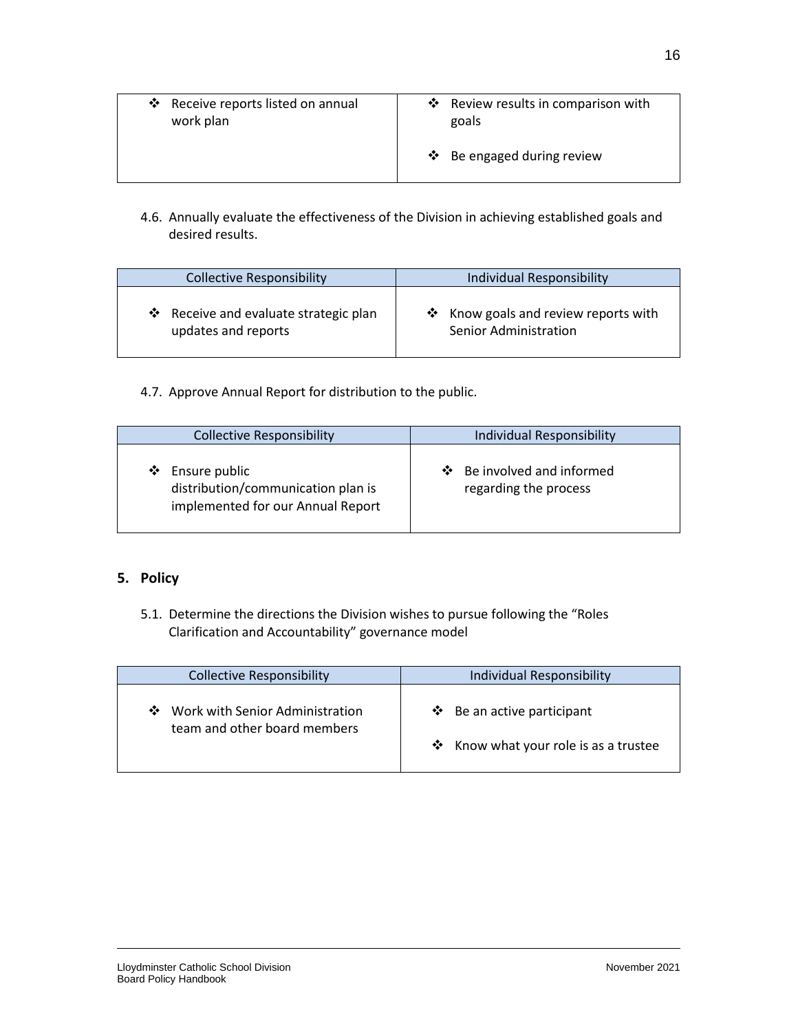| | |
|---|---|
| ❖ Receive reports listed on annual work plan | ❖ Review results in comparison with goals<br><br>❖ Be engaged during review |

4.6. Annually evaluate the effectiveness of the Division in achieving established goals and desired results.

| Collective Responsibility | Individual Responsibility |
|---|---|
| ❖ Receive and evaluate strategic plan updates and reports | ❖ Know goals and review reports with Senior Administration |

4.7. Approve Annual Report for distribution to the public.

| Collective Responsibility | Individual Responsibility |
|---|---|
| ❖ Ensure public distribution/communication plan is implemented for our Annual Report | ❖ Be involved and informed regarding the process |

## 5. Policy

5.1. Determine the directions the Division wishes to pursue following the "Roles Clarification and Accountability" governance model

| Collective Responsibility | Individual Responsibility |
|---|---|
| ❖ Work with Senior Administration team and other board members | ❖ Be an active participant<br><br>❖ Know what your role is as a trustee |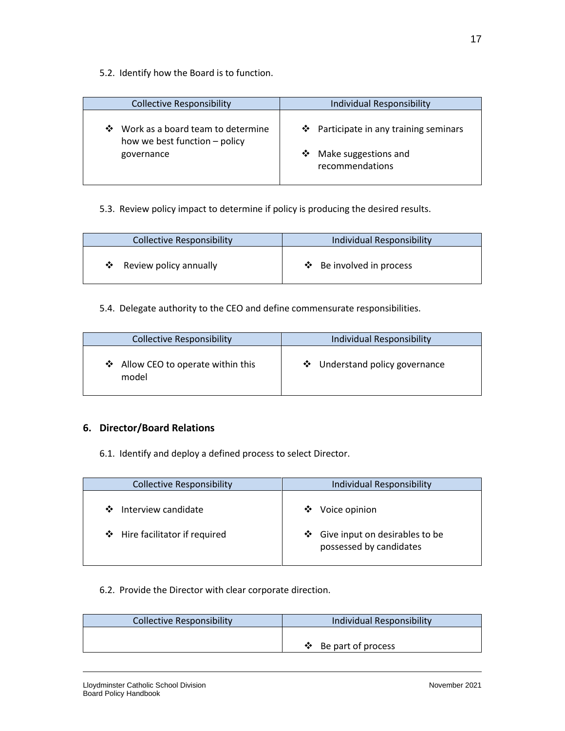5.2. Identify how the Board is to function.

| Collective Responsibility | Individual Responsibility |
| --- | --- |
| ❖ Work as a board team to determine how we best function – policy governance | ❖ Participate in any training seminars<br>❖ Make suggestions and recommendations |

5.3. Review policy impact to determine if policy is producing the desired results.

| Collective Responsibility | Individual Responsibility |
| --- | --- |
| ❖ Review policy annually | ❖ Be involved in process |

5.4. Delegate authority to the CEO and define commensurate responsibilities.

| Collective Responsibility | Individual Responsibility |
| --- | --- |
| ❖ Allow CEO to operate within this model | ❖ Understand policy governance |

## 6. Director/Board Relations

6.1. Identify and deploy a defined process to select Director.

| Collective Responsibility | Individual Responsibility |
| --- | --- |
| ❖ Interview candidate<br>❖ Hire facilitator if required | ❖ Voice opinion<br>❖ Give input on desirables to be possessed by candidates |

6.2. Provide the Director with clear corporate direction.

| Collective Responsibility | Individual Responsibility |
| --- | --- |
| | ❖ Be part of process |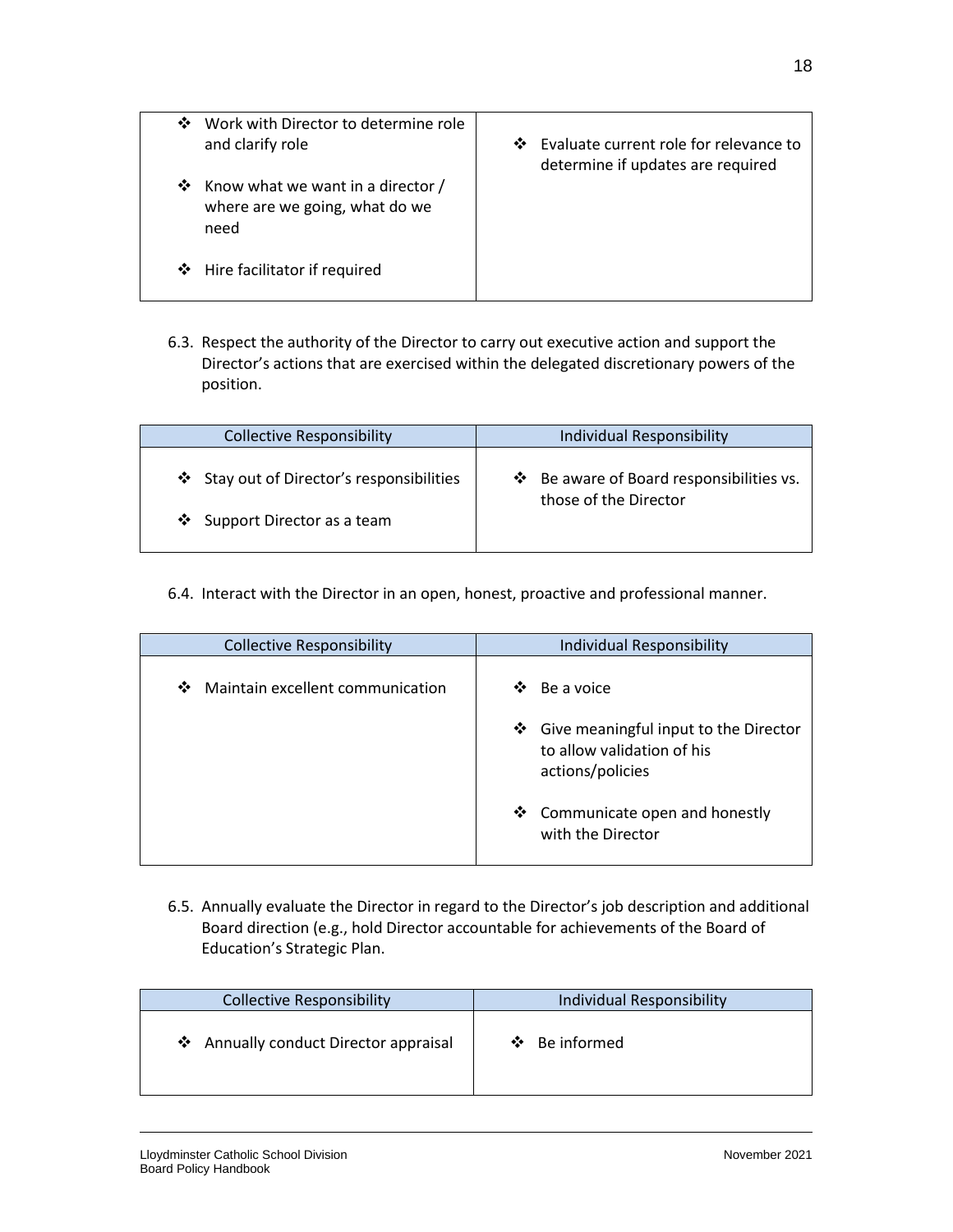| | |
|---|---|
| ❖ Work with Director to determine role and clarify role<br><br>❖ Know what we want in a director / where are we going, what do we need<br><br>❖ Hire facilitator if required | ❖ Evaluate current role for relevance to determine if updates are required |

6.3. Respect the authority of the Director to carry out executive action and support the Director's actions that are exercised within the delegated discretionary powers of the position.

| Collective Responsibility | Individual Responsibility |
|---|---|
| ❖ Stay out of Director's responsibilities<br><br>❖ Support Director as a team | ❖ Be aware of Board responsibilities vs. those of the Director |

6.4. Interact with the Director in an open, honest, proactive and professional manner.

| Collective Responsibility | Individual Responsibility |
|---|---|
| ❖ Maintain excellent communication | ❖ Be a voice<br><br>❖ Give meaningful input to the Director to allow validation of his actions/policies<br><br>❖ Communicate open and honestly with the Director |

6.5. Annually evaluate the Director in regard to the Director's job description and additional Board direction (e.g., hold Director accountable for achievements of the Board of Education's Strategic Plan.

| Collective Responsibility | Individual Responsibility |
|---|---|
| ❖ Annually conduct Director appraisal | ❖ Be informed |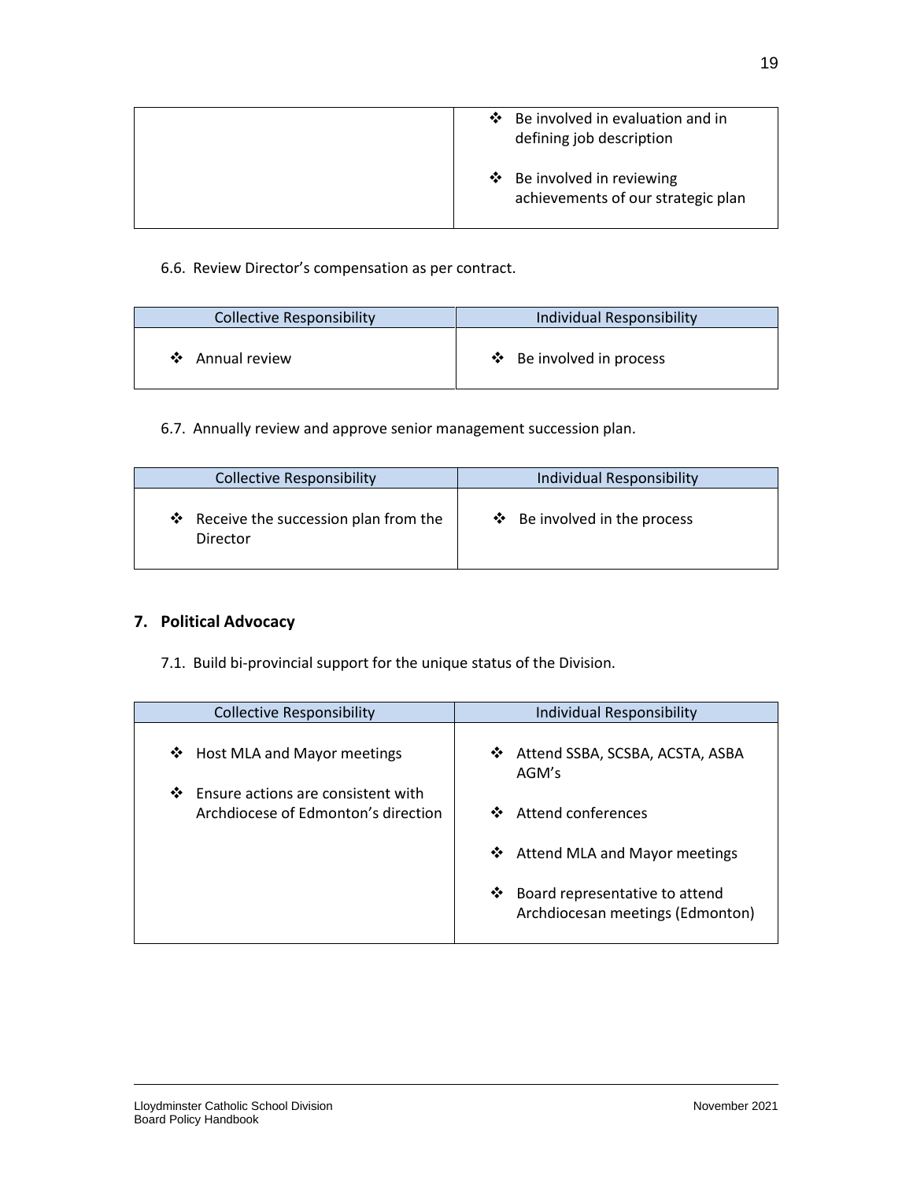| | |
|---|---|
| | ❖ Be involved in evaluation and in defining job description<br><br>❖ Be involved in reviewing achievements of our strategic plan |

6.6. Review Director's compensation as per contract.

| Collective Responsibility | Individual Responsibility |
|---|---|
| ❖ Annual review | ❖ Be involved in process |

6.7. Annually review and approve senior management succession plan.

| Collective Responsibility | Individual Responsibility |
|---|---|
| ❖ Receive the succession plan from the Director | ❖ Be involved in the process |

## 7. Political Advocacy

7.1. Build bi-provincial support for the unique status of the Division.

| Collective Responsibility | Individual Responsibility |
|---|---|
| ❖ Host MLA and Mayor meetings<br><br>❖ Ensure actions are consistent with Archdiocese of Edmonton's direction | ❖ Attend SSBA, SCSBA, ACSTA, ASBA AGM's<br><br>❖ Attend conferences<br><br>❖ Attend MLA and Mayor meetings<br><br>❖ Board representative to attend Archdiocesan meetings (Edmonton) |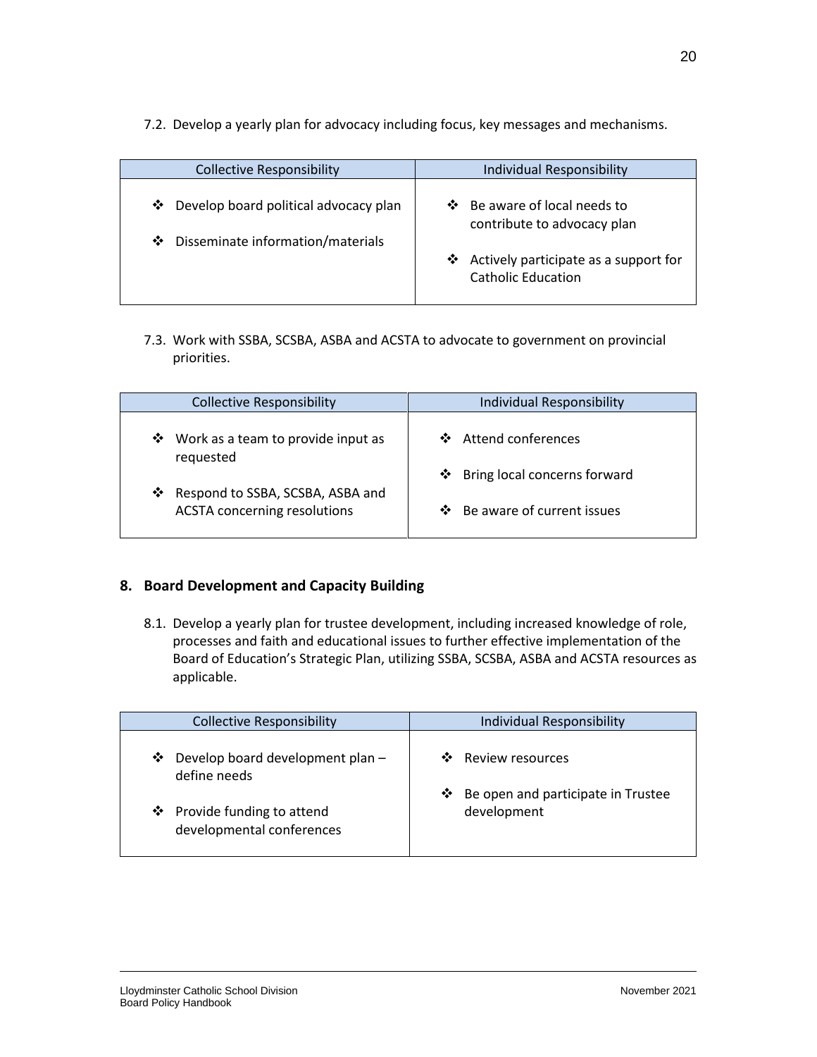7.2. Develop a yearly plan for advocacy including focus, key messages and mechanisms.

| Collective Responsibility | Individual Responsibility |
| --- | --- |
| ❖ Develop board political advocacy plan<br>❖ Disseminate information/materials | ❖ Be aware of local needs to contribute to advocacy plan<br>❖ Actively participate as a support for Catholic Education |

7.3. Work with SSBA, SCSBA, ASBA and ACSTA to advocate to government on provincial priorities.

| Collective Responsibility | Individual Responsibility |
| --- | --- |
| ❖ Work as a team to provide input as requested<br>❖ Respond to SSBA, SCSBA, ASBA and ACSTA concerning resolutions | ❖ Attend conferences<br>❖ Bring local concerns forward<br>❖ Be aware of current issues |

## 8. Board Development and Capacity Building

8.1. Develop a yearly plan for trustee development, including increased knowledge of role, processes and faith and educational issues to further effective implementation of the Board of Education's Strategic Plan, utilizing SSBA, SCSBA, ASBA and ACSTA resources as applicable.

| Collective Responsibility | Individual Responsibility |
| --- | --- |
| ❖ Develop board development plan – define needs<br>❖ Provide funding to attend developmental conferences | ❖ Review resources<br>❖ Be open and participate in Trustee development |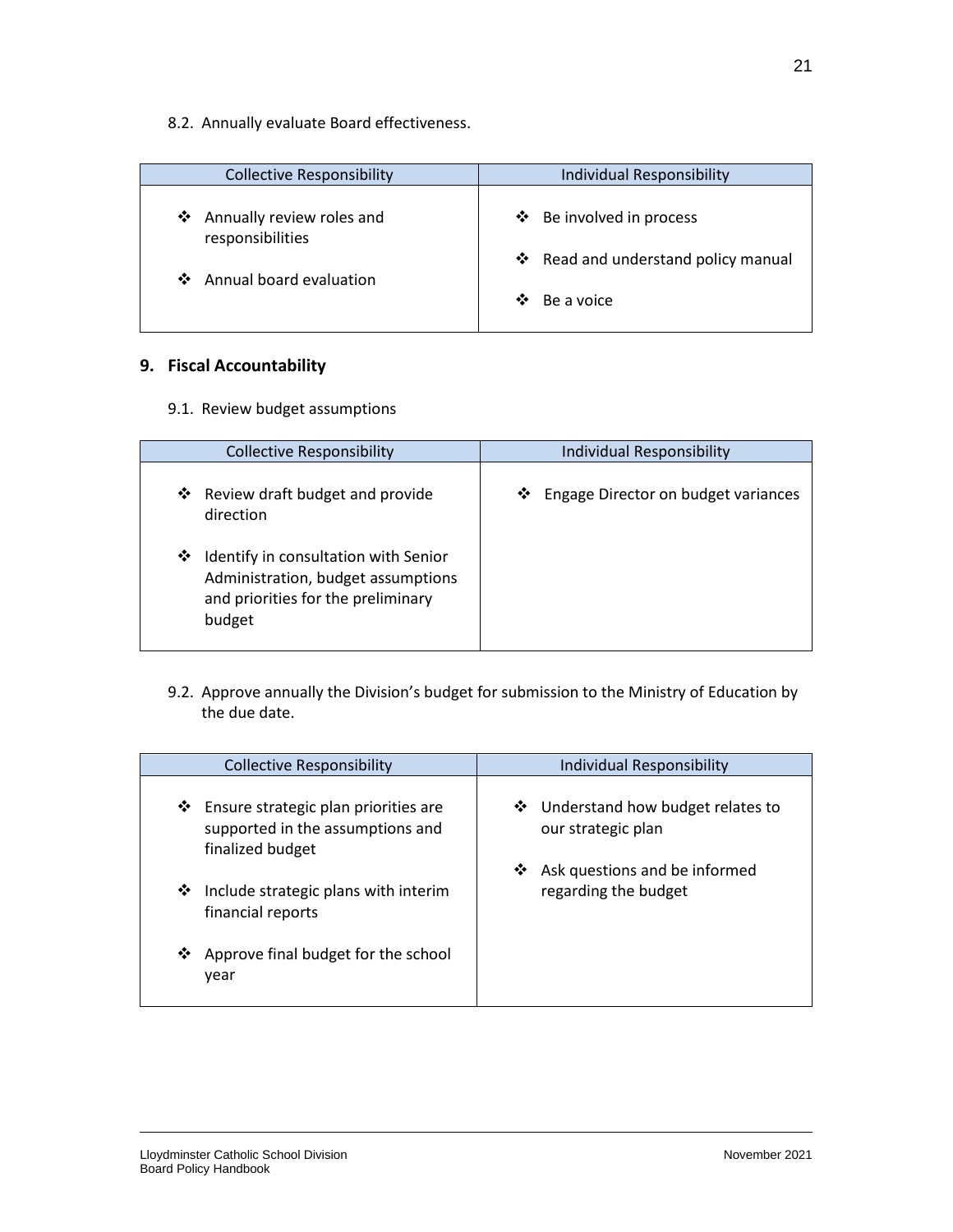8.2. Annually evaluate Board effectiveness.

| Collective Responsibility | Individual Responsibility |
|---|---|
| ❖ Annually review roles and responsibilities<br>❖ Annual board evaluation | ❖ Be involved in process<br>❖ Read and understand policy manual<br>❖ Be a voice |

## 9. Fiscal Accountability

9.1. Review budget assumptions

| Collective Responsibility | Individual Responsibility |
|---|---|
| ❖ Review draft budget and provide direction<br>❖ Identify in consultation with Senior Administration, budget assumptions and priorities for the preliminary budget | ❖ Engage Director on budget variances |

9.2. Approve annually the Division's budget for submission to the Ministry of Education by the due date.

| Collective Responsibility | Individual Responsibility |
|---|---|
| ❖ Ensure strategic plan priorities are supported in the assumptions and finalized budget<br>❖ Include strategic plans with interim financial reports<br>❖ Approve final budget for the school year | ❖ Understand how budget relates to our strategic plan<br>❖ Ask questions and be informed regarding the budget |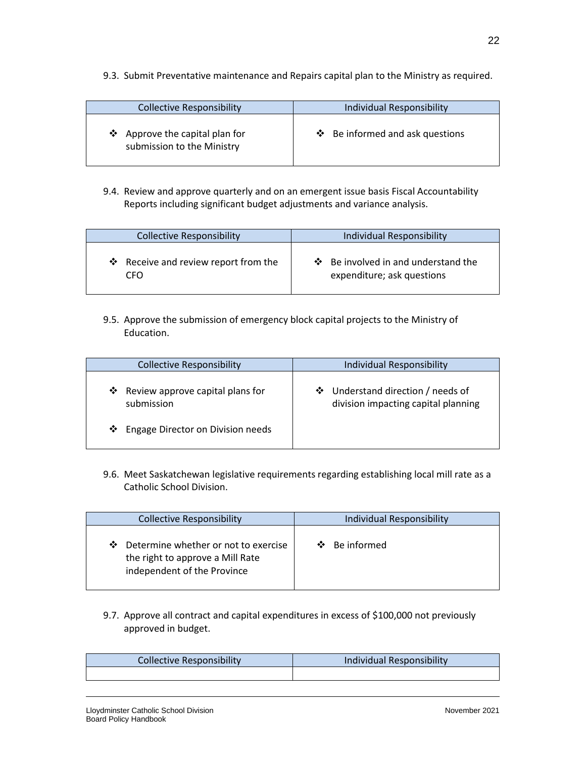9.3. Submit Preventative maintenance and Repairs capital plan to the Ministry as required.

| Collective Responsibility | Individual Responsibility |
| --- | --- |
| ❖ Approve the capital plan for submission to the Ministry | ❖ Be informed and ask questions |

9.4. Review and approve quarterly and on an emergent issue basis Fiscal Accountability Reports including significant budget adjustments and variance analysis.

| Collective Responsibility | Individual Responsibility |
| --- | --- |
| ❖ Receive and review report from the CFO | ❖ Be involved in and understand the expenditure; ask questions |

9.5. Approve the submission of emergency block capital projects to the Ministry of Education.

| Collective Responsibility | Individual Responsibility |
| --- | --- |
| ❖ Review approve capital plans for submission<br>❖ Engage Director on Division needs | ❖ Understand direction / needs of division impacting capital planning |

9.6. Meet Saskatchewan legislative requirements regarding establishing local mill rate as a Catholic School Division.

| Collective Responsibility | Individual Responsibility |
| --- | --- |
| ❖ Determine whether or not to exercise the right to approve a Mill Rate independent of the Province | ❖ Be informed |

9.7. Approve all contract and capital expenditures in excess of $100,000 not previously approved in budget.

| Collective Responsibility | Individual Responsibility |
| --- | --- |
| | |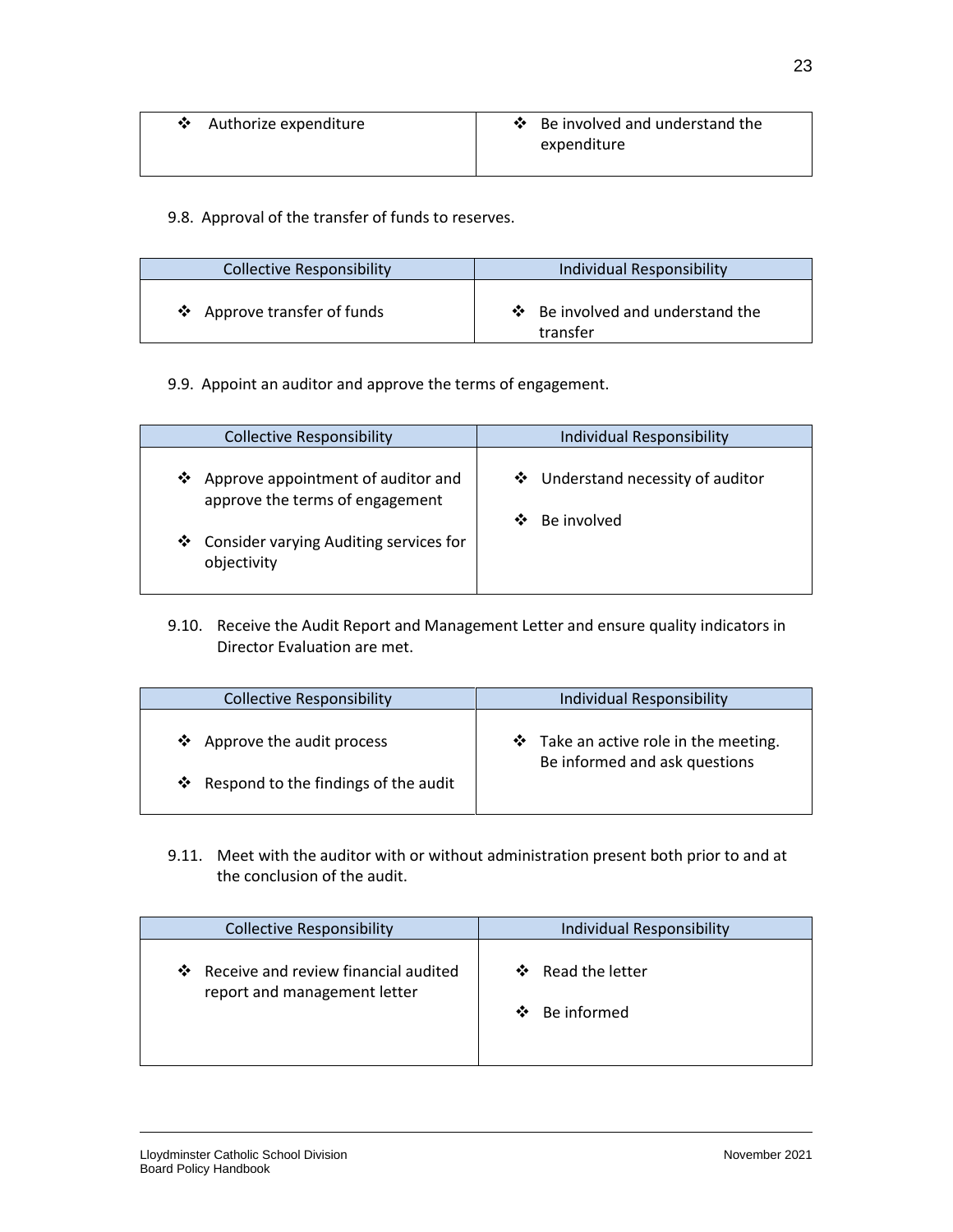| | |
|---|---|
| ❖ Authorize expenditure | ❖ Be involved and understand the expenditure |

9.8. Approval of the transfer of funds to reserves.

| Collective Responsibility | Individual Responsibility |
|---|---|
| ❖ Approve transfer of funds | ❖ Be involved and understand the transfer |

9.9. Appoint an auditor and approve the terms of engagement.

| Collective Responsibility | Individual Responsibility |
|---|---|
| ❖ Approve appointment of auditor and approve the terms of engagement<br>❖ Consider varying Auditing services for objectivity | ❖ Understand necessity of auditor<br>❖ Be involved |

9.10. Receive the Audit Report and Management Letter and ensure quality indicators in Director Evaluation are met.

| Collective Responsibility | Individual Responsibility |
|---|---|
| ❖ Approve the audit process<br>❖ Respond to the findings of the audit | ❖ Take an active role in the meeting. Be informed and ask questions |

9.11. Meet with the auditor with or without administration present both prior to and at the conclusion of the audit.

| Collective Responsibility | Individual Responsibility |
|---|---|
| ❖ Receive and review financial audited report and management letter | ❖ Read the letter<br>❖ Be informed |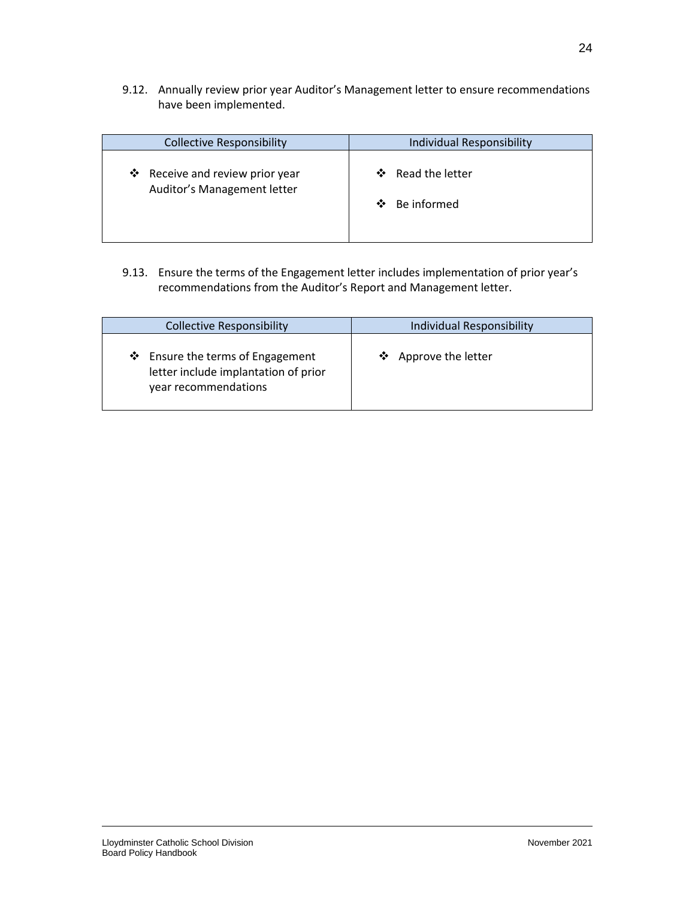9.12. Annually review prior year Auditor's Management letter to ensure recommendations have been implemented.

| Collective Responsibility | Individual Responsibility |
| --- | --- |
| ❖ Receive and review prior year Auditor's Management letter | ❖ Read the letter<br>❖ Be informed |

9.13. Ensure the terms of the Engagement letter includes implementation of prior year's recommendations from the Auditor's Report and Management letter.

| Collective Responsibility | Individual Responsibility |
| --- | --- |
| ❖ Ensure the terms of Engagement letter include implantation of prior year recommendations | ❖ Approve the letter |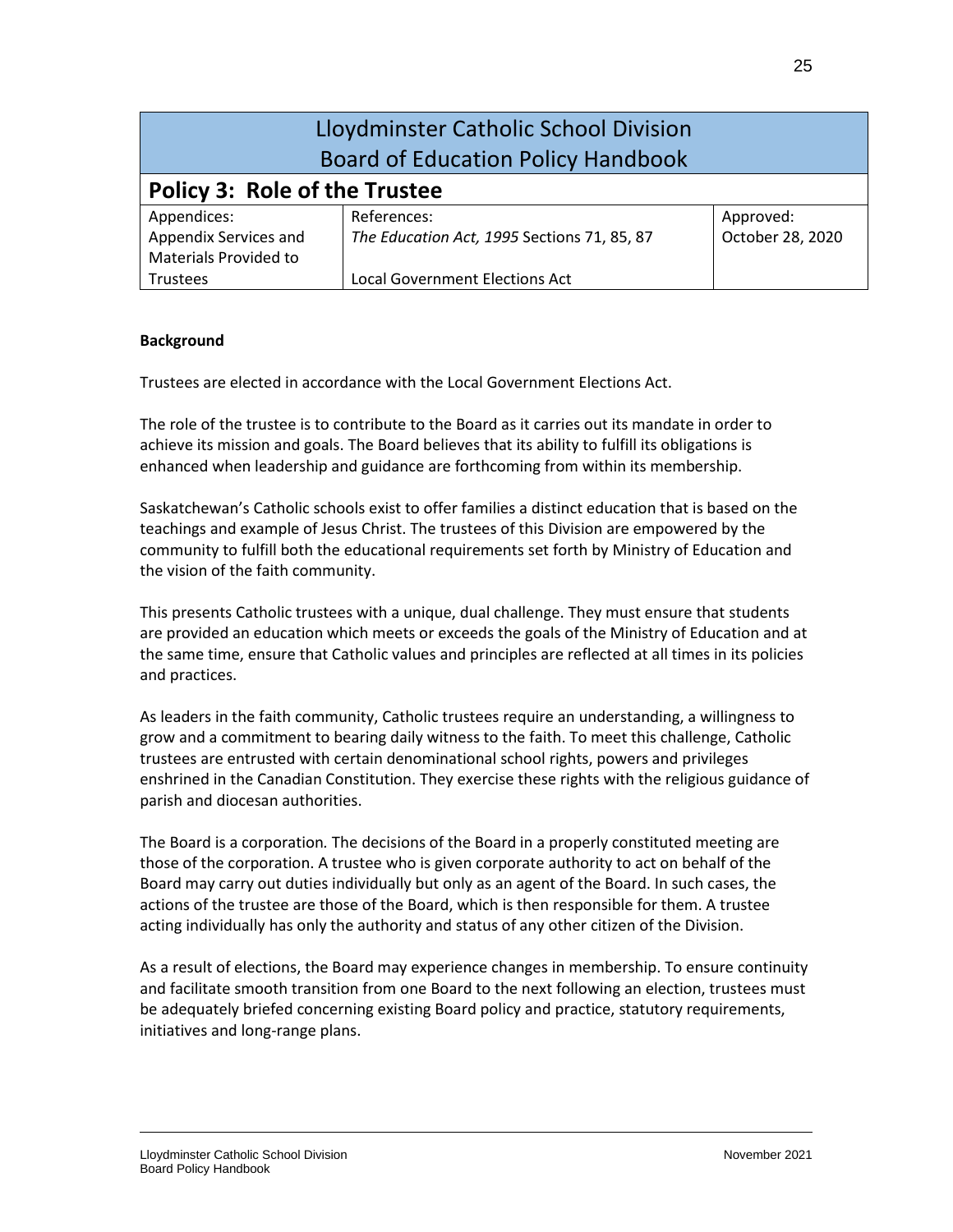# Lloydminster Catholic School Division
# Board of Education Policy Handbook

## Policy 3: Role of the Trustee

| Appendices: | References: | Approved: |
|---|---|---|
| Appendix Services and Materials Provided to Trustees | *The Education Act, 1995* Sections 71, 85, 87<br><br>Local Government Elections Act | October 28, 2020 |

**Background**

Trustees are elected in accordance with the Local Government Elections Act.

The role of the trustee is to contribute to the Board as it carries out its mandate in order to achieve its mission and goals. The Board believes that its ability to fulfill its obligations is enhanced when leadership and guidance are forthcoming from within its membership.

Saskatchewan's Catholic schools exist to offer families a distinct education that is based on the teachings and example of Jesus Christ. The trustees of this Division are empowered by the community to fulfill both the educational requirements set forth by Ministry of Education and the vision of the faith community.

This presents Catholic trustees with a unique, dual challenge. They must ensure that students are provided an education which meets or exceeds the goals of the Ministry of Education and at the same time, ensure that Catholic values and principles are reflected at all times in its policies and practices.

As leaders in the faith community, Catholic trustees require an understanding, a willingness to grow and a commitment to bearing daily witness to the faith. To meet this challenge, Catholic trustees are entrusted with certain denominational school rights, powers and privileges enshrined in the Canadian Constitution. They exercise these rights with the religious guidance of parish and diocesan authorities.

The Board is a corporation. The decisions of the Board in a properly constituted meeting are those of the corporation. A trustee who is given corporate authority to act on behalf of the Board may carry out duties individually but only as an agent of the Board. In such cases, the actions of the trustee are those of the Board, which is then responsible for them. A trustee acting individually has only the authority and status of any other citizen of the Division.

As a result of elections, the Board may experience changes in membership. To ensure continuity and facilitate smooth transition from one Board to the next following an election, trustees must be adequately briefed concerning existing Board policy and practice, statutory requirements, initiatives and long-range plans.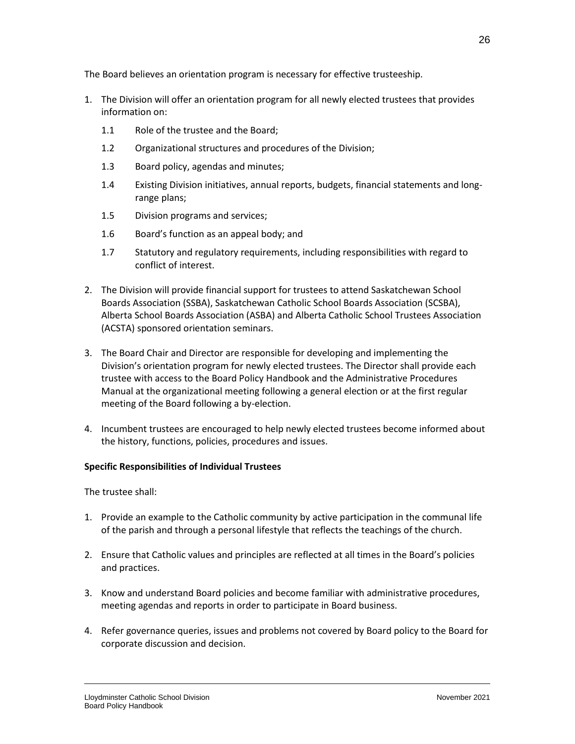The Board believes an orientation program is necessary for effective trusteeship.

1. The Division will offer an orientation program for all newly elected trustees that provides information on:

   1.1 Role of the trustee and the Board;

   1.2 Organizational structures and procedures of the Division;

   1.3 Board policy, agendas and minutes;

   1.4 Existing Division initiatives, annual reports, budgets, financial statements and long-range plans;

   1.5 Division programs and services;

   1.6 Board's function as an appeal body; and

   1.7 Statutory and regulatory requirements, including responsibilities with regard to conflict of interest.

2. The Division will provide financial support for trustees to attend Saskatchewan School Boards Association (SSBA), Saskatchewan Catholic School Boards Association (SCSBA), Alberta School Boards Association (ASBA) and Alberta Catholic School Trustees Association (ACSTA) sponsored orientation seminars.

3. The Board Chair and Director are responsible for developing and implementing the Division's orientation program for newly elected trustees. The Director shall provide each trustee with access to the Board Policy Handbook and the Administrative Procedures Manual at the organizational meeting following a general election or at the first regular meeting of the Board following a by-election.

4. Incumbent trustees are encouraged to help newly elected trustees become informed about the history, functions, policies, procedures and issues.

**Specific Responsibilities of Individual Trustees**

The trustee shall:

1. Provide an example to the Catholic community by active participation in the communal life of the parish and through a personal lifestyle that reflects the teachings of the church.

2. Ensure that Catholic values and principles are reflected at all times in the Board's policies and practices.

3. Know and understand Board policies and become familiar with administrative procedures, meeting agendas and reports in order to participate in Board business.

4. Refer governance queries, issues and problems not covered by Board policy to the Board for corporate discussion and decision.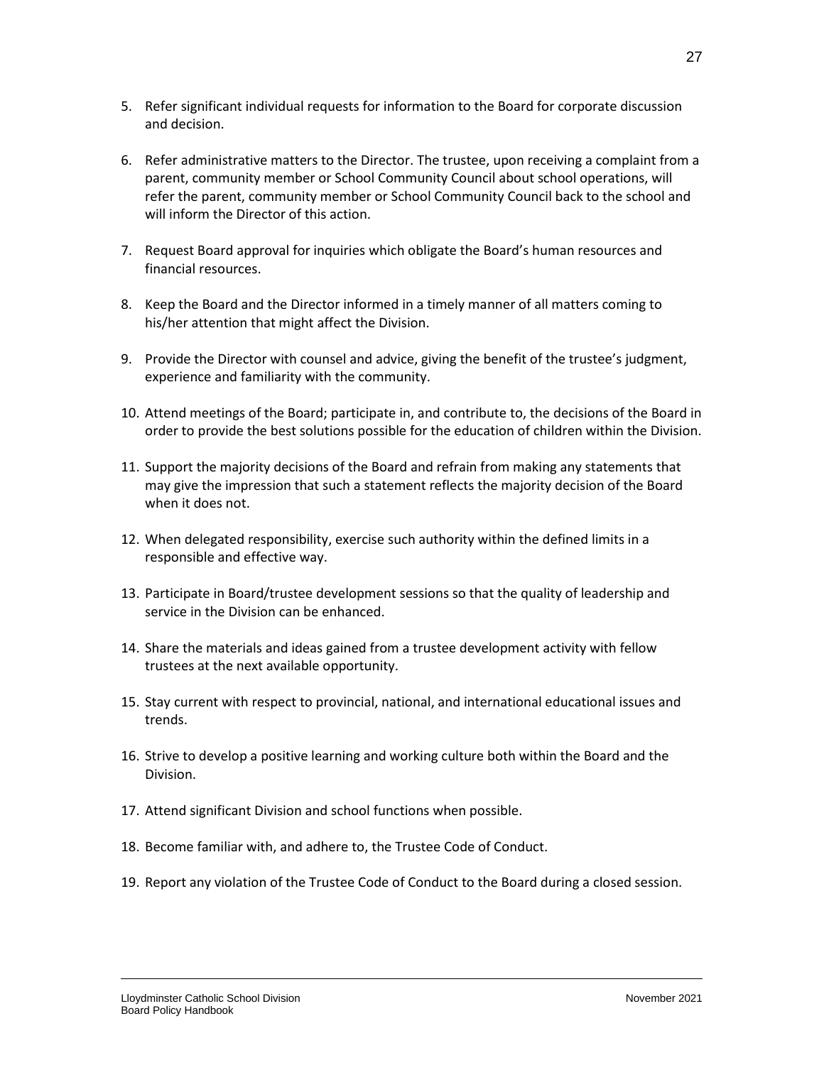5. Refer significant individual requests for information to the Board for corporate discussion and decision.

6. Refer administrative matters to the Director. The trustee, upon receiving a complaint from a parent, community member or School Community Council about school operations, will refer the parent, community member or School Community Council back to the school and will inform the Director of this action.

7. Request Board approval for inquiries which obligate the Board's human resources and financial resources.

8. Keep the Board and the Director informed in a timely manner of all matters coming to his/her attention that might affect the Division.

9. Provide the Director with counsel and advice, giving the benefit of the trustee's judgment, experience and familiarity with the community.

10. Attend meetings of the Board; participate in, and contribute to, the decisions of the Board in order to provide the best solutions possible for the education of children within the Division.

11. Support the majority decisions of the Board and refrain from making any statements that may give the impression that such a statement reflects the majority decision of the Board when it does not.

12. When delegated responsibility, exercise such authority within the defined limits in a responsible and effective way.

13. Participate in Board/trustee development sessions so that the quality of leadership and service in the Division can be enhanced.

14. Share the materials and ideas gained from a trustee development activity with fellow trustees at the next available opportunity.

15. Stay current with respect to provincial, national, and international educational issues and trends.

16. Strive to develop a positive learning and working culture both within the Board and the Division.

17. Attend significant Division and school functions when possible.

18. Become familiar with, and adhere to, the Trustee Code of Conduct.

19. Report any violation of the Trustee Code of Conduct to the Board during a closed session.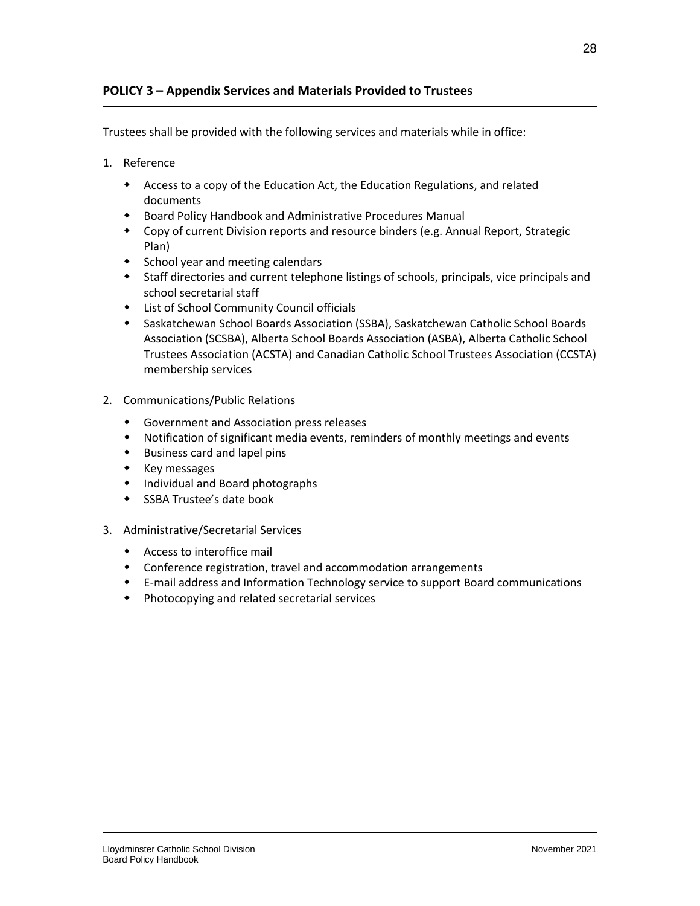## POLICY 3 – Appendix Services and Materials Provided to Trustees

Trustees shall be provided with the following services and materials while in office:

1. Reference
   - Access to a copy of the Education Act, the Education Regulations, and related documents
   - Board Policy Handbook and Administrative Procedures Manual
   - Copy of current Division reports and resource binders (e.g. Annual Report, Strategic Plan)
   - School year and meeting calendars
   - Staff directories and current telephone listings of schools, principals, vice principals and school secretarial staff
   - List of School Community Council officials
   - Saskatchewan School Boards Association (SSBA), Saskatchewan Catholic School Boards Association (SCSBA), Alberta School Boards Association (ASBA), Alberta Catholic School Trustees Association (ACSTA) and Canadian Catholic School Trustees Association (CCSTA) membership services

2. Communications/Public Relations
   - Government and Association press releases
   - Notification of significant media events, reminders of monthly meetings and events
   - Business card and lapel pins
   - Key messages
   - Individual and Board photographs
   - SSBA Trustee's date book

3. Administrative/Secretarial Services
   - Access to interoffice mail
   - Conference registration, travel and accommodation arrangements
   - E-mail address and Information Technology service to support Board communications
   - Photocopying and related secretarial services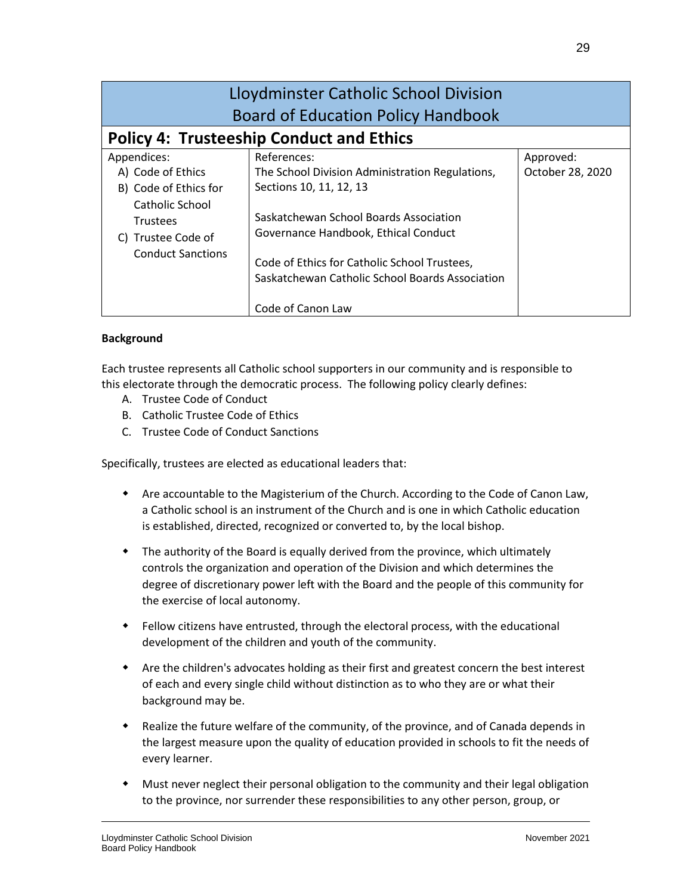# Lloydminster Catholic School Division
# Board of Education Policy Handbook

## Policy 4: Trusteeship Conduct and Ethics

| Appendices: | References: | Approved: |
|---|---|---|
| A) Code of Ethics<br>B) Code of Ethics for Catholic School Trustees<br>C) Trustee Code of Conduct Sanctions | The School Division Administration Regulations, Sections 10, 11, 12, 13<br><br>Saskatchewan School Boards Association Governance Handbook, Ethical Conduct<br><br>Code of Ethics for Catholic School Trustees, Saskatchewan Catholic School Boards Association<br><br>Code of Canon Law | October 28, 2020 |

**Background**

Each trustee represents all Catholic school supporters in our community and is responsible to this electorate through the democratic process. The following policy clearly defines:

A. Trustee Code of Conduct
B. Catholic Trustee Code of Ethics
C. Trustee Code of Conduct Sanctions

Specifically, trustees are elected as educational leaders that:

- Are accountable to the Magisterium of the Church. According to the Code of Canon Law, a Catholic school is an instrument of the Church and is one in which Catholic education is established, directed, recognized or converted to, by the local bishop.

- The authority of the Board is equally derived from the province, which ultimately controls the organization and operation of the Division and which determines the degree of discretionary power left with the Board and the people of this community for the exercise of local autonomy.

- Fellow citizens have entrusted, through the electoral process, with the educational development of the children and youth of the community.

- Are the children's advocates holding as their first and greatest concern the best interest of each and every single child without distinction as to who they are or what their background may be.

- Realize the future welfare of the community, of the province, and of Canada depends in the largest measure upon the quality of education provided in schools to fit the needs of every learner.

- Must never neglect their personal obligation to the community and their legal obligation to the province, nor surrender these responsibilities to any other person, group, or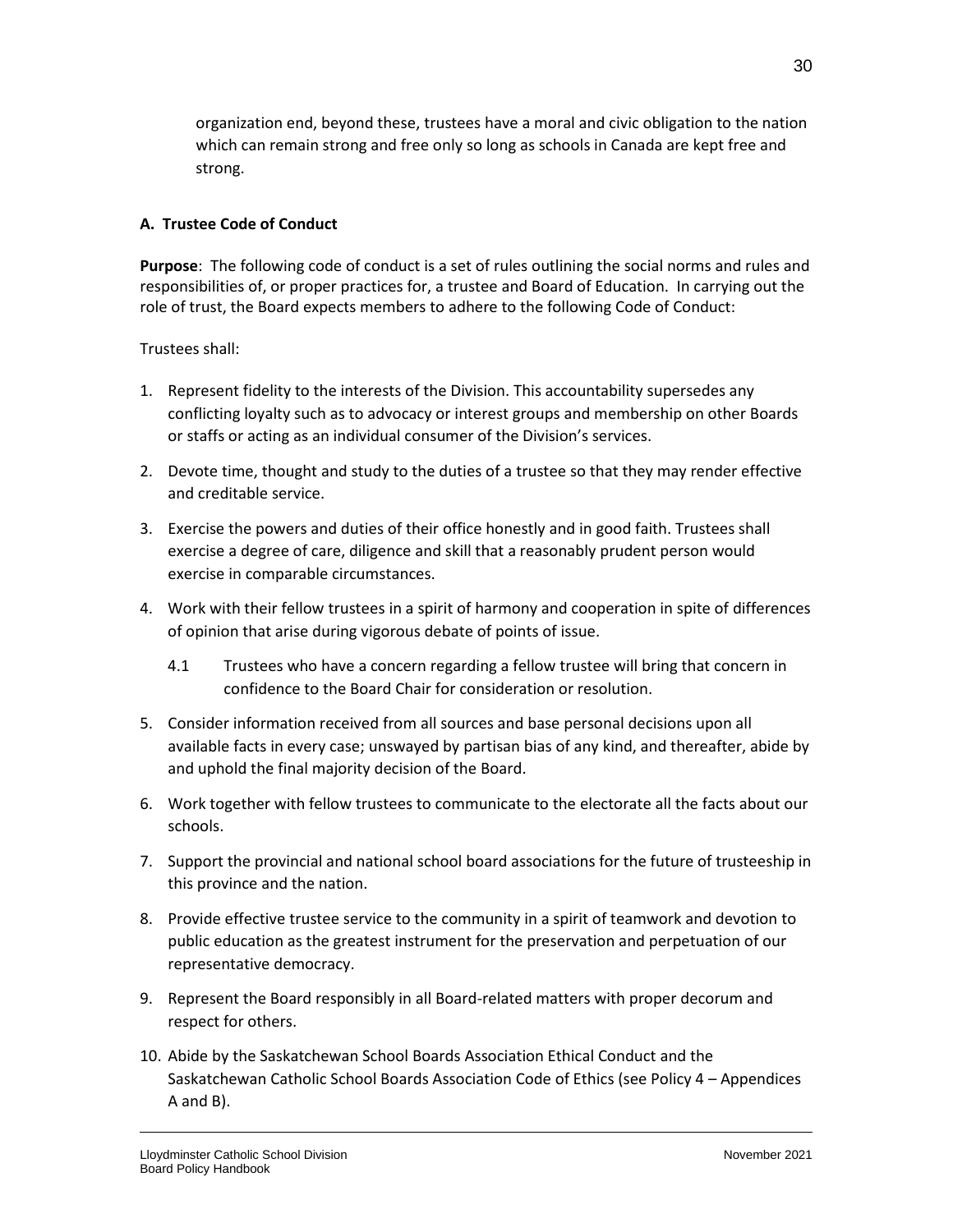organization end, beyond these, trustees have a moral and civic obligation to the nation which can remain strong and free only so long as schools in Canada are kept free and strong.

**A. Trustee Code of Conduct**

**Purpose**: The following code of conduct is a set of rules outlining the social norms and rules and responsibilities of, or proper practices for, a trustee and Board of Education. In carrying out the role of trust, the Board expects members to adhere to the following Code of Conduct:

Trustees shall:

1. Represent fidelity to the interests of the Division. This accountability supersedes any conflicting loyalty such as to advocacy or interest groups and membership on other Boards or staffs or acting as an individual consumer of the Division's services.
2. Devote time, thought and study to the duties of a trustee so that they may render effective and creditable service.
3. Exercise the powers and duties of their office honestly and in good faith. Trustees shall exercise a degree of care, diligence and skill that a reasonably prudent person would exercise in comparable circumstances.
4. Work with their fellow trustees in a spirit of harmony and cooperation in spite of differences of opinion that arise during vigorous debate of points of issue.

   4.1 Trustees who have a concern regarding a fellow trustee will bring that concern in confidence to the Board Chair for consideration or resolution.

5. Consider information received from all sources and base personal decisions upon all available facts in every case; unswayed by partisan bias of any kind, and thereafter, abide by and uphold the final majority decision of the Board.
6. Work together with fellow trustees to communicate to the electorate all the facts about our schools.
7. Support the provincial and national school board associations for the future of trusteeship in this province and the nation.
8. Provide effective trustee service to the community in a spirit of teamwork and devotion to public education as the greatest instrument for the preservation and perpetuation of our representative democracy.
9. Represent the Board responsibly in all Board-related matters with proper decorum and respect for others.
10. Abide by the Saskatchewan School Boards Association Ethical Conduct and the Saskatchewan Catholic School Boards Association Code of Ethics (see Policy 4 – Appendices A and B).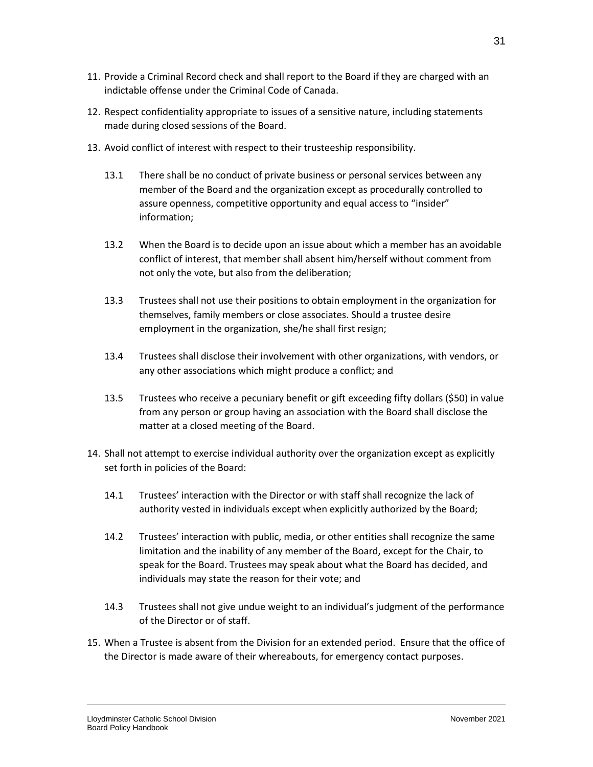11. Provide a Criminal Record check and shall report to the Board if they are charged with an indictable offense under the Criminal Code of Canada.

12. Respect confidentiality appropriate to issues of a sensitive nature, including statements made during closed sessions of the Board.

13. Avoid conflict of interest with respect to their trusteeship responsibility.

    13.1 There shall be no conduct of private business or personal services between any member of the Board and the organization except as procedurally controlled to assure openness, competitive opportunity and equal access to "insider" information;

    13.2 When the Board is to decide upon an issue about which a member has an avoidable conflict of interest, that member shall absent him/herself without comment from not only the vote, but also from the deliberation;

    13.3 Trustees shall not use their positions to obtain employment in the organization for themselves, family members or close associates. Should a trustee desire employment in the organization, she/he shall first resign;

    13.4 Trustees shall disclose their involvement with other organizations, with vendors, or any other associations which might produce a conflict; and

    13.5 Trustees who receive a pecuniary benefit or gift exceeding fifty dollars ($50) in value from any person or group having an association with the Board shall disclose the matter at a closed meeting of the Board.

14. Shall not attempt to exercise individual authority over the organization except as explicitly set forth in policies of the Board:

    14.1 Trustees' interaction with the Director or with staff shall recognize the lack of authority vested in individuals except when explicitly authorized by the Board;

    14.2 Trustees' interaction with public, media, or other entities shall recognize the same limitation and the inability of any member of the Board, except for the Chair, to speak for the Board. Trustees may speak about what the Board has decided, and individuals may state the reason for their vote; and

    14.3 Trustees shall not give undue weight to an individual's judgment of the performance of the Director or of staff.

15. When a Trustee is absent from the Division for an extended period. Ensure that the office of the Director is made aware of their whereabouts, for emergency contact purposes.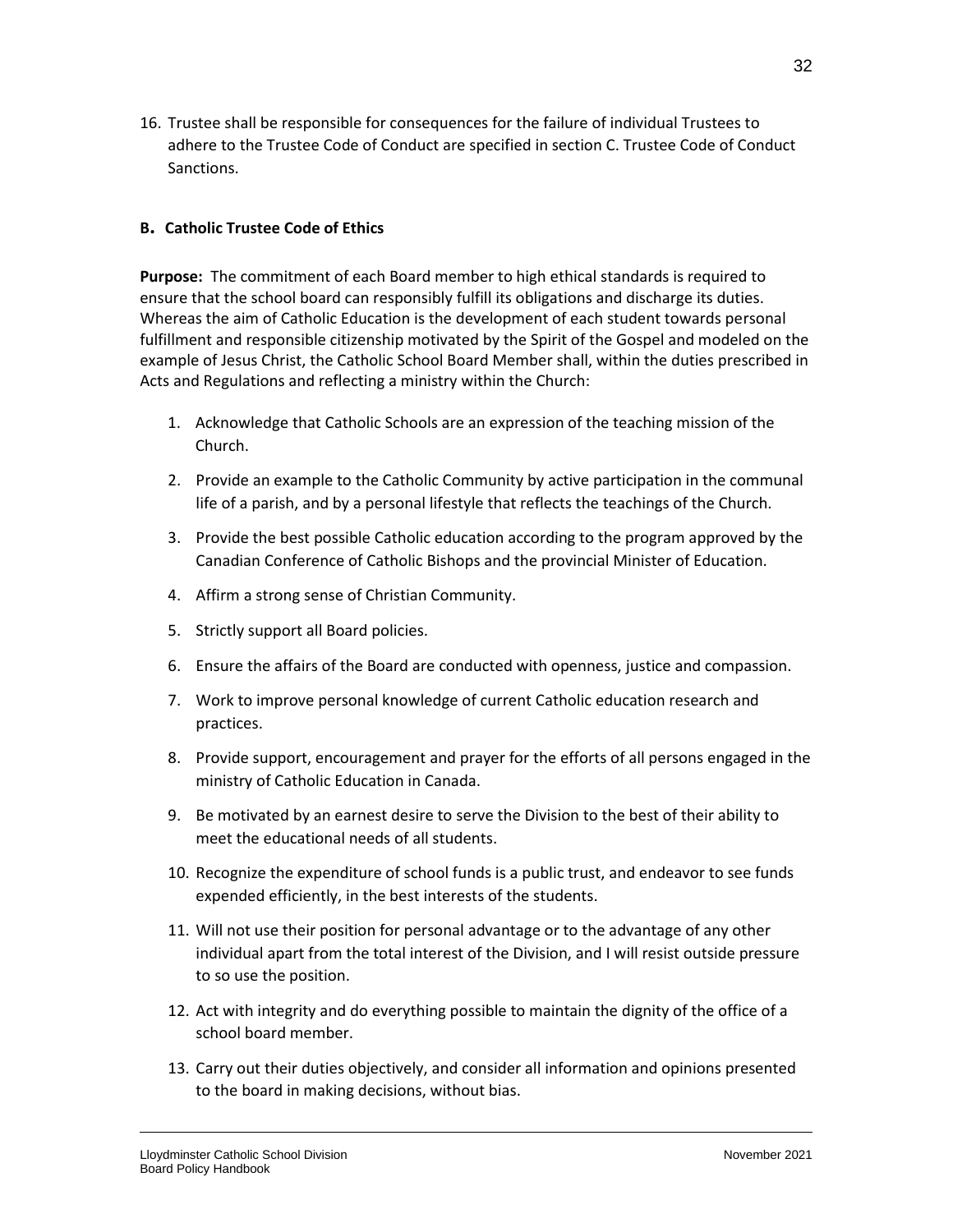16. Trustee shall be responsible for consequences for the failure of individual Trustees to adhere to the Trustee Code of Conduct are specified in section C. Trustee Code of Conduct Sanctions.

### B. Catholic Trustee Code of Ethics

**Purpose:** The commitment of each Board member to high ethical standards is required to ensure that the school board can responsibly fulfill its obligations and discharge its duties. Whereas the aim of Catholic Education is the development of each student towards personal fulfillment and responsible citizenship motivated by the Spirit of the Gospel and modeled on the example of Jesus Christ, the Catholic School Board Member shall, within the duties prescribed in Acts and Regulations and reflecting a ministry within the Church:

1. Acknowledge that Catholic Schools are an expression of the teaching mission of the Church.
2. Provide an example to the Catholic Community by active participation in the communal life of a parish, and by a personal lifestyle that reflects the teachings of the Church.
3. Provide the best possible Catholic education according to the program approved by the Canadian Conference of Catholic Bishops and the provincial Minister of Education.
4. Affirm a strong sense of Christian Community.
5. Strictly support all Board policies.
6. Ensure the affairs of the Board are conducted with openness, justice and compassion.
7. Work to improve personal knowledge of current Catholic education research and practices.
8. Provide support, encouragement and prayer for the efforts of all persons engaged in the ministry of Catholic Education in Canada.
9. Be motivated by an earnest desire to serve the Division to the best of their ability to meet the educational needs of all students.
10. Recognize the expenditure of school funds is a public trust, and endeavor to see funds expended efficiently, in the best interests of the students.
11. Will not use their position for personal advantage or to the advantage of any other individual apart from the total interest of the Division, and I will resist outside pressure to so use the position.
12. Act with integrity and do everything possible to maintain the dignity of the office of a school board member.
13. Carry out their duties objectively, and consider all information and opinions presented to the board in making decisions, without bias.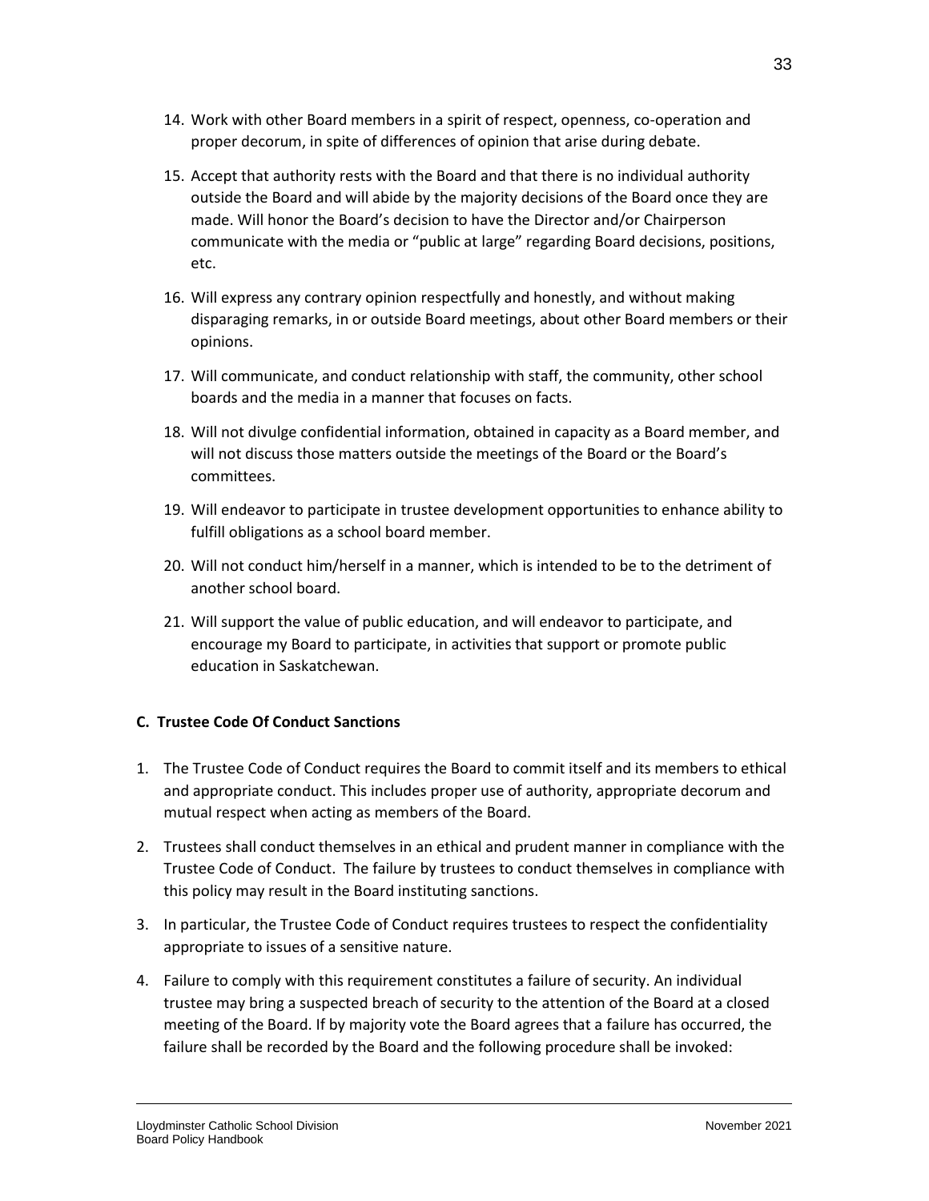14. Work with other Board members in a spirit of respect, openness, co-operation and proper decorum, in spite of differences of opinion that arise during debate.
15. Accept that authority rests with the Board and that there is no individual authority outside the Board and will abide by the majority decisions of the Board once they are made. Will honor the Board's decision to have the Director and/or Chairperson communicate with the media or "public at large" regarding Board decisions, positions, etc.
16. Will express any contrary opinion respectfully and honestly, and without making disparaging remarks, in or outside Board meetings, about other Board members or their opinions.
17. Will communicate, and conduct relationship with staff, the community, other school boards and the media in a manner that focuses on facts.
18. Will not divulge confidential information, obtained in capacity as a Board member, and will not discuss those matters outside the meetings of the Board or the Board's committees.
19. Will endeavor to participate in trustee development opportunities to enhance ability to fulfill obligations as a school board member.
20. Will not conduct him/herself in a manner, which is intended to be to the detriment of another school board.
21. Will support the value of public education, and will endeavor to participate, and encourage my Board to participate, in activities that support or promote public education in Saskatchewan.

**C. Trustee Code Of Conduct Sanctions**

1. The Trustee Code of Conduct requires the Board to commit itself and its members to ethical and appropriate conduct. This includes proper use of authority, appropriate decorum and mutual respect when acting as members of the Board.
2. Trustees shall conduct themselves in an ethical and prudent manner in compliance with the Trustee Code of Conduct. The failure by trustees to conduct themselves in compliance with this policy may result in the Board instituting sanctions.
3. In particular, the Trustee Code of Conduct requires trustees to respect the confidentiality appropriate to issues of a sensitive nature.
4. Failure to comply with this requirement constitutes a failure of security. An individual trustee may bring a suspected breach of security to the attention of the Board at a closed meeting of the Board. If by majority vote the Board agrees that a failure has occurred, the failure shall be recorded by the Board and the following procedure shall be invoked: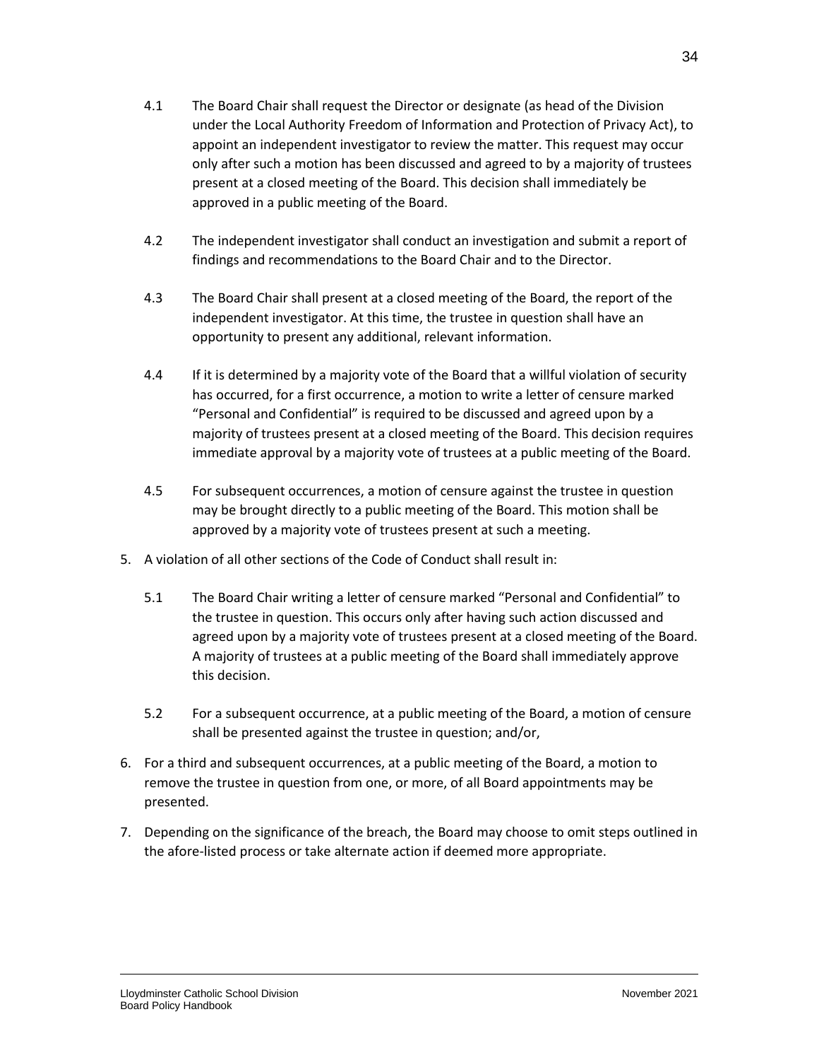4.1 The Board Chair shall request the Director or designate (as head of the Division under the Local Authority Freedom of Information and Protection of Privacy Act), to appoint an independent investigator to review the matter. This request may occur only after such a motion has been discussed and agreed to by a majority of trustees present at a closed meeting of the Board. This decision shall immediately be approved in a public meeting of the Board.

4.2 The independent investigator shall conduct an investigation and submit a report of findings and recommendations to the Board Chair and to the Director.

4.3 The Board Chair shall present at a closed meeting of the Board, the report of the independent investigator. At this time, the trustee in question shall have an opportunity to present any additional, relevant information.

4.4 If it is determined by a majority vote of the Board that a willful violation of security has occurred, for a first occurrence, a motion to write a letter of censure marked "Personal and Confidential" is required to be discussed and agreed upon by a majority of trustees present at a closed meeting of the Board. This decision requires immediate approval by a majority vote of trustees at a public meeting of the Board.

4.5 For subsequent occurrences, a motion of censure against the trustee in question may be brought directly to a public meeting of the Board. This motion shall be approved by a majority vote of trustees present at such a meeting.

5. A violation of all other sections of the Code of Conduct shall result in:

   5.1 The Board Chair writing a letter of censure marked "Personal and Confidential" to the trustee in question. This occurs only after having such action discussed and agreed upon by a majority vote of trustees present at a closed meeting of the Board. A majority of trustees at a public meeting of the Board shall immediately approve this decision.

   5.2 For a subsequent occurrence, at a public meeting of the Board, a motion of censure shall be presented against the trustee in question; and/or,

6. For a third and subsequent occurrences, at a public meeting of the Board, a motion to remove the trustee in question from one, or more, of all Board appointments may be presented.

7. Depending on the significance of the breach, the Board may choose to omit steps outlined in the afore-listed process or take alternate action if deemed more appropriate.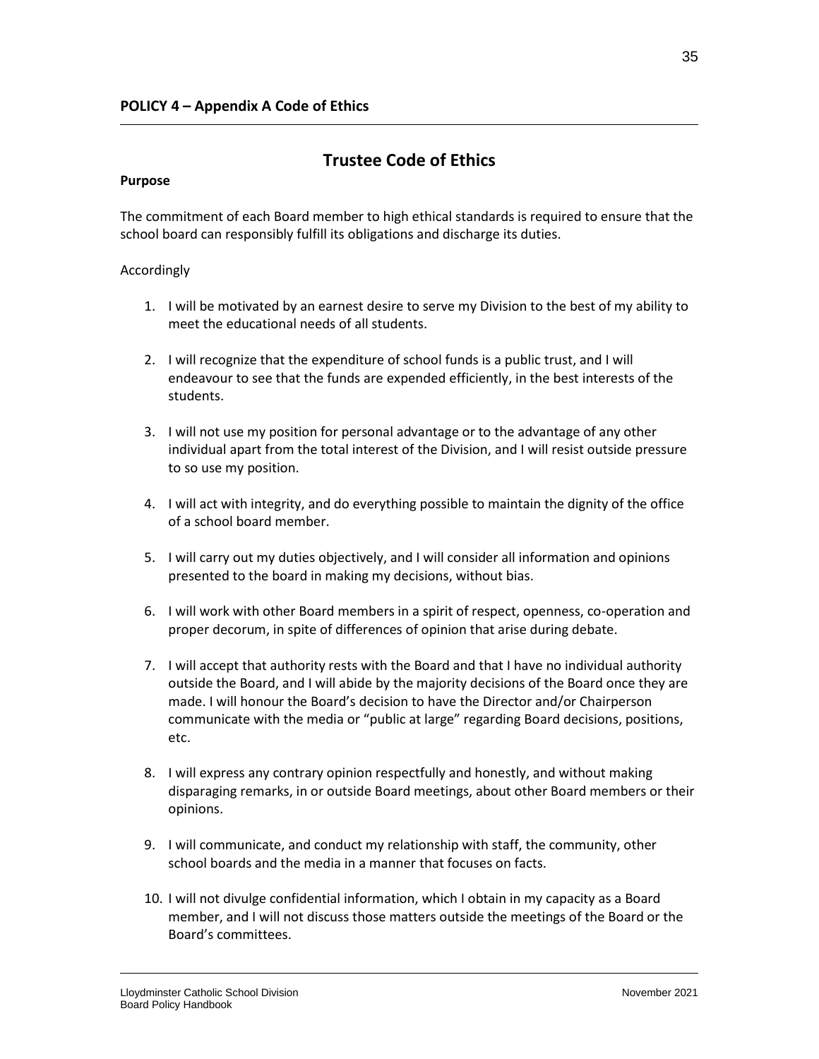**POLICY 4 – Appendix A Code of Ethics**

# Trustee Code of Ethics

**Purpose**

The commitment of each Board member to high ethical standards is required to ensure that the school board can responsibly fulfill its obligations and discharge its duties.

Accordingly

1. I will be motivated by an earnest desire to serve my Division to the best of my ability to meet the educational needs of all students.

2. I will recognize that the expenditure of school funds is a public trust, and I will endeavour to see that the funds are expended efficiently, in the best interests of the students.

3. I will not use my position for personal advantage or to the advantage of any other individual apart from the total interest of the Division, and I will resist outside pressure to so use my position.

4. I will act with integrity, and do everything possible to maintain the dignity of the office of a school board member.

5. I will carry out my duties objectively, and I will consider all information and opinions presented to the board in making my decisions, without bias.

6. I will work with other Board members in a spirit of respect, openness, co-operation and proper decorum, in spite of differences of opinion that arise during debate.

7. I will accept that authority rests with the Board and that I have no individual authority outside the Board, and I will abide by the majority decisions of the Board once they are made. I will honour the Board's decision to have the Director and/or Chairperson communicate with the media or "public at large" regarding Board decisions, positions, etc.

8. I will express any contrary opinion respectfully and honestly, and without making disparaging remarks, in or outside Board meetings, about other Board members or their opinions.

9. I will communicate, and conduct my relationship with staff, the community, other school boards and the media in a manner that focuses on facts.

10. I will not divulge confidential information, which I obtain in my capacity as a Board member, and I will not discuss those matters outside the meetings of the Board or the Board's committees.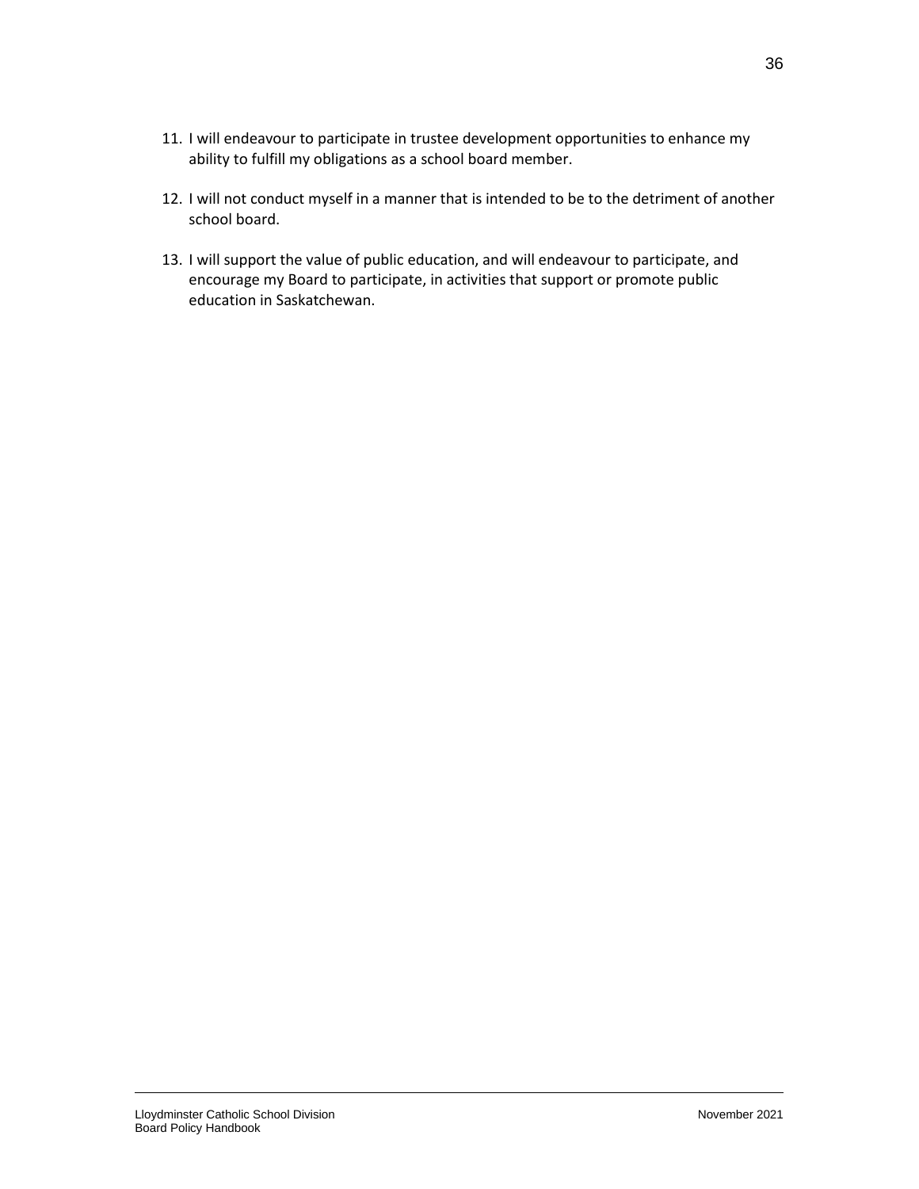11. I will endeavour to participate in trustee development opportunities to enhance my ability to fulfill my obligations as a school board member.

12. I will not conduct myself in a manner that is intended to be to the detriment of another school board.

13. I will support the value of public education, and will endeavour to participate, and encourage my Board to participate, in activities that support or promote public education in Saskatchewan.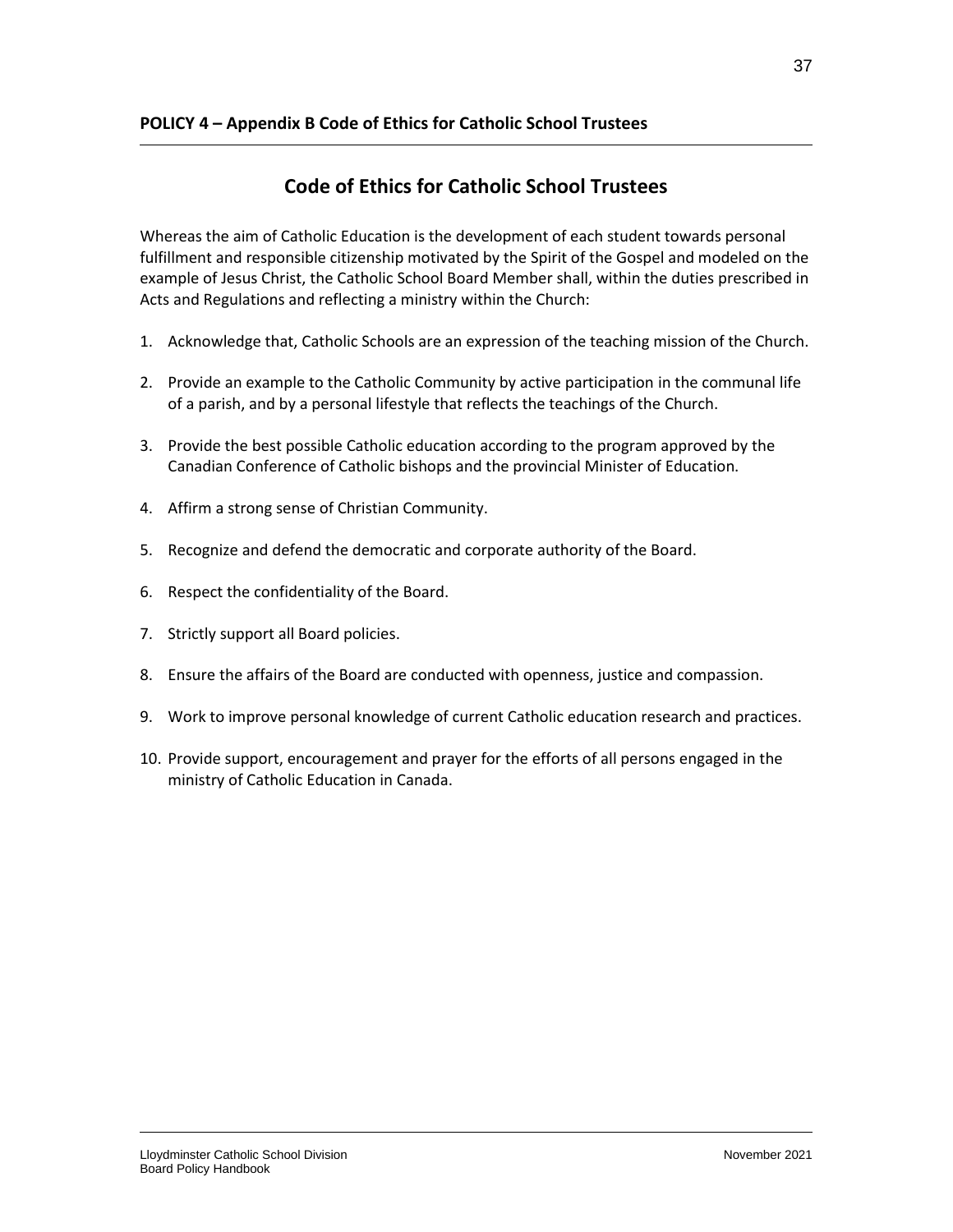**POLICY 4 – Appendix B Code of Ethics for Catholic School Trustees**

# Code of Ethics for Catholic School Trustees

Whereas the aim of Catholic Education is the development of each student towards personal fulfillment and responsible citizenship motivated by the Spirit of the Gospel and modeled on the example of Jesus Christ, the Catholic School Board Member shall, within the duties prescribed in Acts and Regulations and reflecting a ministry within the Church:

1. Acknowledge that, Catholic Schools are an expression of the teaching mission of the Church.
2. Provide an example to the Catholic Community by active participation in the communal life of a parish, and by a personal lifestyle that reflects the teachings of the Church.
3. Provide the best possible Catholic education according to the program approved by the Canadian Conference of Catholic bishops and the provincial Minister of Education.
4. Affirm a strong sense of Christian Community.
5. Recognize and defend the democratic and corporate authority of the Board.
6. Respect the confidentiality of the Board.
7. Strictly support all Board policies.
8. Ensure the affairs of the Board are conducted with openness, justice and compassion.
9. Work to improve personal knowledge of current Catholic education research and practices.
10. Provide support, encouragement and prayer for the efforts of all persons engaged in the ministry of Catholic Education in Canada.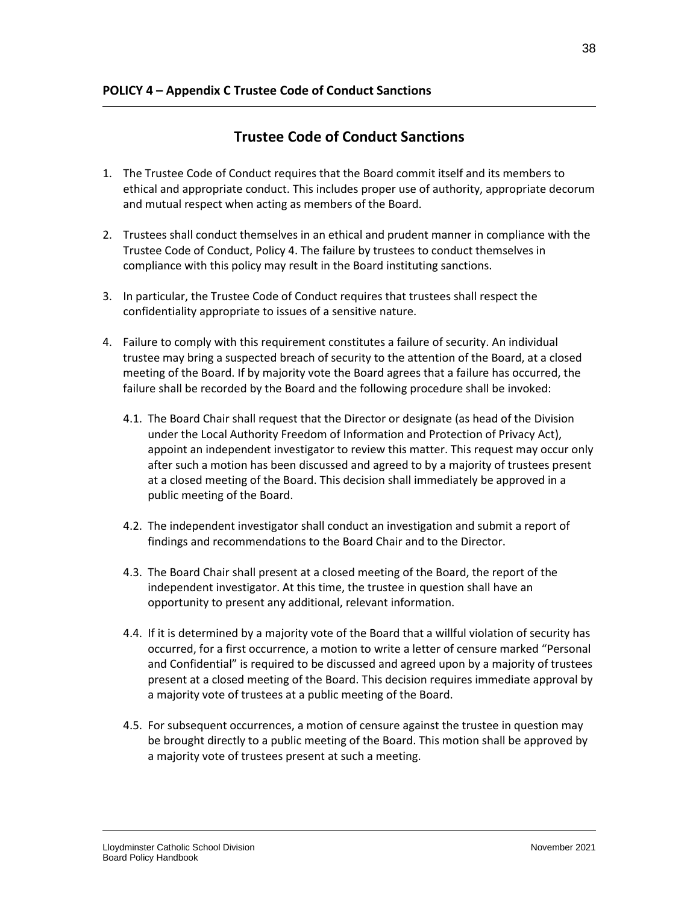**POLICY 4 – Appendix C Trustee Code of Conduct Sanctions**

## Trustee Code of Conduct Sanctions

1. The Trustee Code of Conduct requires that the Board commit itself and its members to ethical and appropriate conduct. This includes proper use of authority, appropriate decorum and mutual respect when acting as members of the Board.

2. Trustees shall conduct themselves in an ethical and prudent manner in compliance with the Trustee Code of Conduct, Policy 4. The failure by trustees to conduct themselves in compliance with this policy may result in the Board instituting sanctions.

3. In particular, the Trustee Code of Conduct requires that trustees shall respect the confidentiality appropriate to issues of a sensitive nature.

4. Failure to comply with this requirement constitutes a failure of security. An individual trustee may bring a suspected breach of security to the attention of the Board, at a closed meeting of the Board. If by majority vote the Board agrees that a failure has occurred, the failure shall be recorded by the Board and the following procedure shall be invoked:

   4.1. The Board Chair shall request that the Director or designate (as head of the Division under the Local Authority Freedom of Information and Protection of Privacy Act), appoint an independent investigator to review this matter. This request may occur only after such a motion has been discussed and agreed to by a majority of trustees present at a closed meeting of the Board. This decision shall immediately be approved in a public meeting of the Board.

   4.2. The independent investigator shall conduct an investigation and submit a report of findings and recommendations to the Board Chair and to the Director.

   4.3. The Board Chair shall present at a closed meeting of the Board, the report of the independent investigator. At this time, the trustee in question shall have an opportunity to present any additional, relevant information.

   4.4. If it is determined by a majority vote of the Board that a willful violation of security has occurred, for a first occurrence, a motion to write a letter of censure marked "Personal and Confidential" is required to be discussed and agreed upon by a majority of trustees present at a closed meeting of the Board. This decision requires immediate approval by a majority vote of trustees at a public meeting of the Board.

   4.5. For subsequent occurrences, a motion of censure against the trustee in question may be brought directly to a public meeting of the Board. This motion shall be approved by a majority vote of trustees present at such a meeting.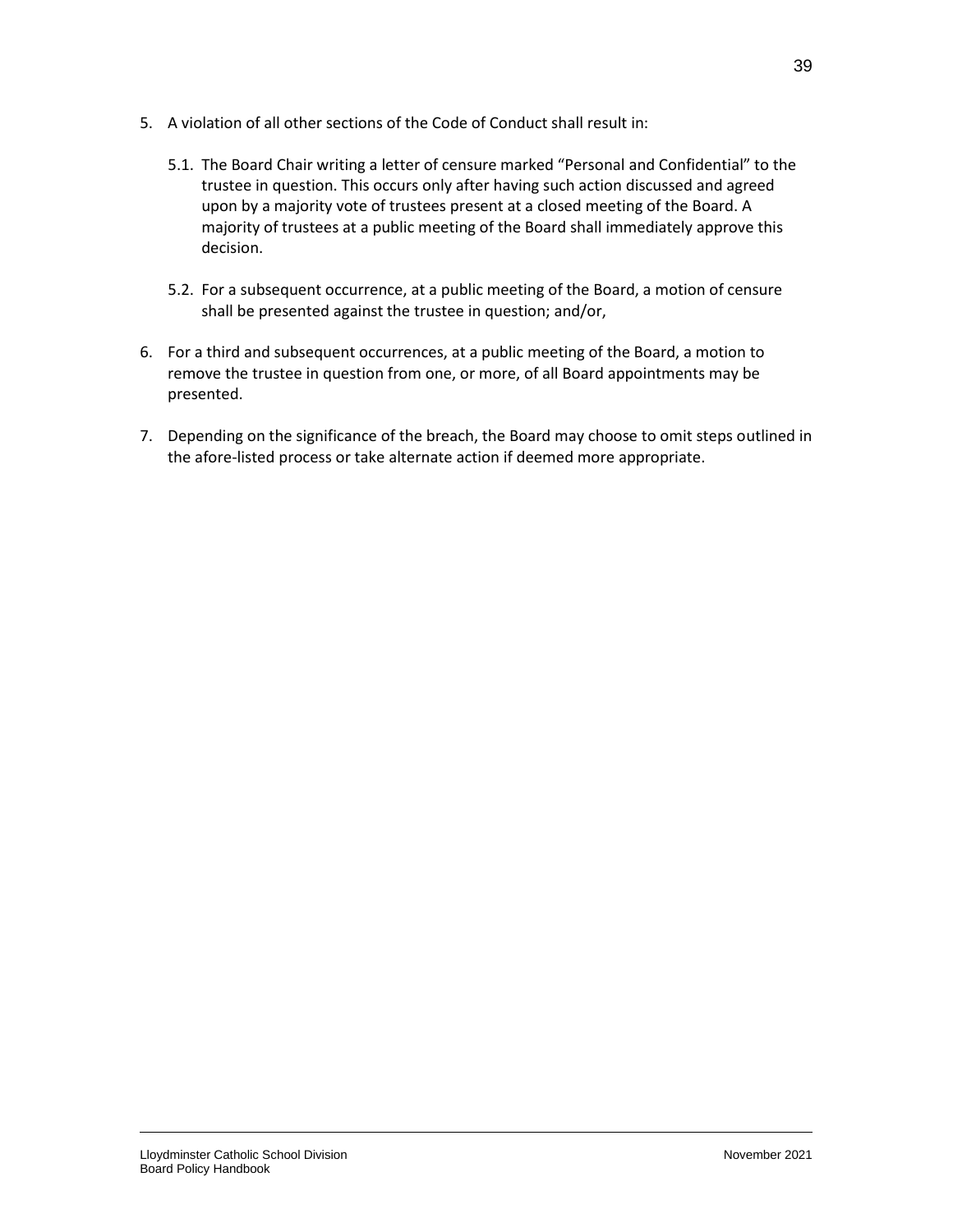5. A violation of all other sections of the Code of Conduct shall result in:

   5.1. The Board Chair writing a letter of censure marked "Personal and Confidential" to the trustee in question. This occurs only after having such action discussed and agreed upon by a majority vote of trustees present at a closed meeting of the Board. A majority of trustees at a public meeting of the Board shall immediately approve this decision.

   5.2. For a subsequent occurrence, at a public meeting of the Board, a motion of censure shall be presented against the trustee in question; and/or,

6. For a third and subsequent occurrences, at a public meeting of the Board, a motion to remove the trustee in question from one, or more, of all Board appointments may be presented.

7. Depending on the significance of the breach, the Board may choose to omit steps outlined in the afore-listed process or take alternate action if deemed more appropriate.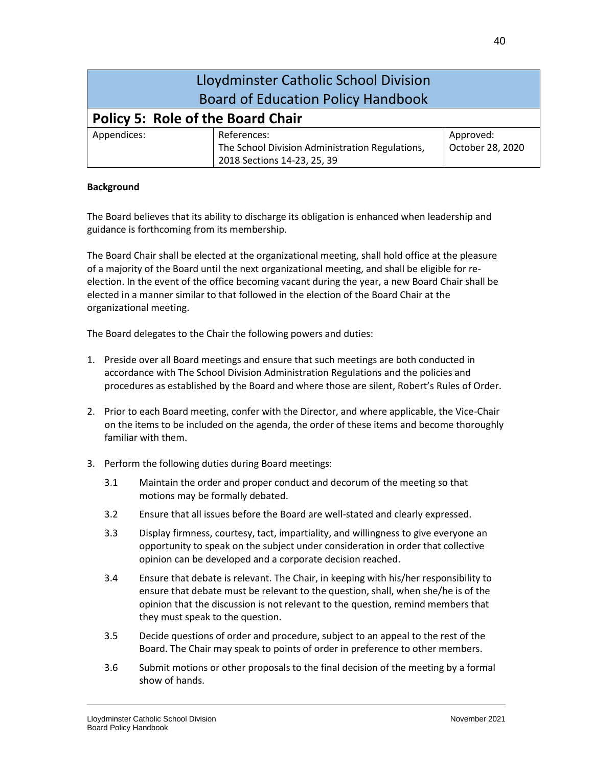# Lloydminster Catholic School Division
# Board of Education Policy Handbook

## Policy 5: Role of the Board Chair

| Appendices: | References: The School Division Administration Regulations, 2018 Sections 14-23, 25, 39 | Approved: October 28, 2020 |
| --- | --- | --- |

**Background**

The Board believes that its ability to discharge its obligation is enhanced when leadership and guidance is forthcoming from its membership.

The Board Chair shall be elected at the organizational meeting, shall hold office at the pleasure of a majority of the Board until the next organizational meeting, and shall be eligible for re-election. In the event of the office becoming vacant during the year, a new Board Chair shall be elected in a manner similar to that followed in the election of the Board Chair at the organizational meeting.

The Board delegates to the Chair the following powers and duties:

1. Preside over all Board meetings and ensure that such meetings are both conducted in accordance with The School Division Administration Regulations and the policies and procedures as established by the Board and where those are silent, Robert's Rules of Order.

2. Prior to each Board meeting, confer with the Director, and where applicable, the Vice-Chair on the items to be included on the agenda, the order of these items and become thoroughly familiar with them.

3. Perform the following duties during Board meetings:

   3.1 Maintain the order and proper conduct and decorum of the meeting so that motions may be formally debated.

   3.2 Ensure that all issues before the Board are well-stated and clearly expressed.

   3.3 Display firmness, courtesy, tact, impartiality, and willingness to give everyone an opportunity to speak on the subject under consideration in order that collective opinion can be developed and a corporate decision reached.

   3.4 Ensure that debate is relevant. The Chair, in keeping with his/her responsibility to ensure that debate must be relevant to the question, shall, when she/he is of the opinion that the discussion is not relevant to the question, remind members that they must speak to the question.

   3.5 Decide questions of order and procedure, subject to an appeal to the rest of the Board. The Chair may speak to points of order in preference to other members.

   3.6 Submit motions or other proposals to the final decision of the meeting by a formal show of hands.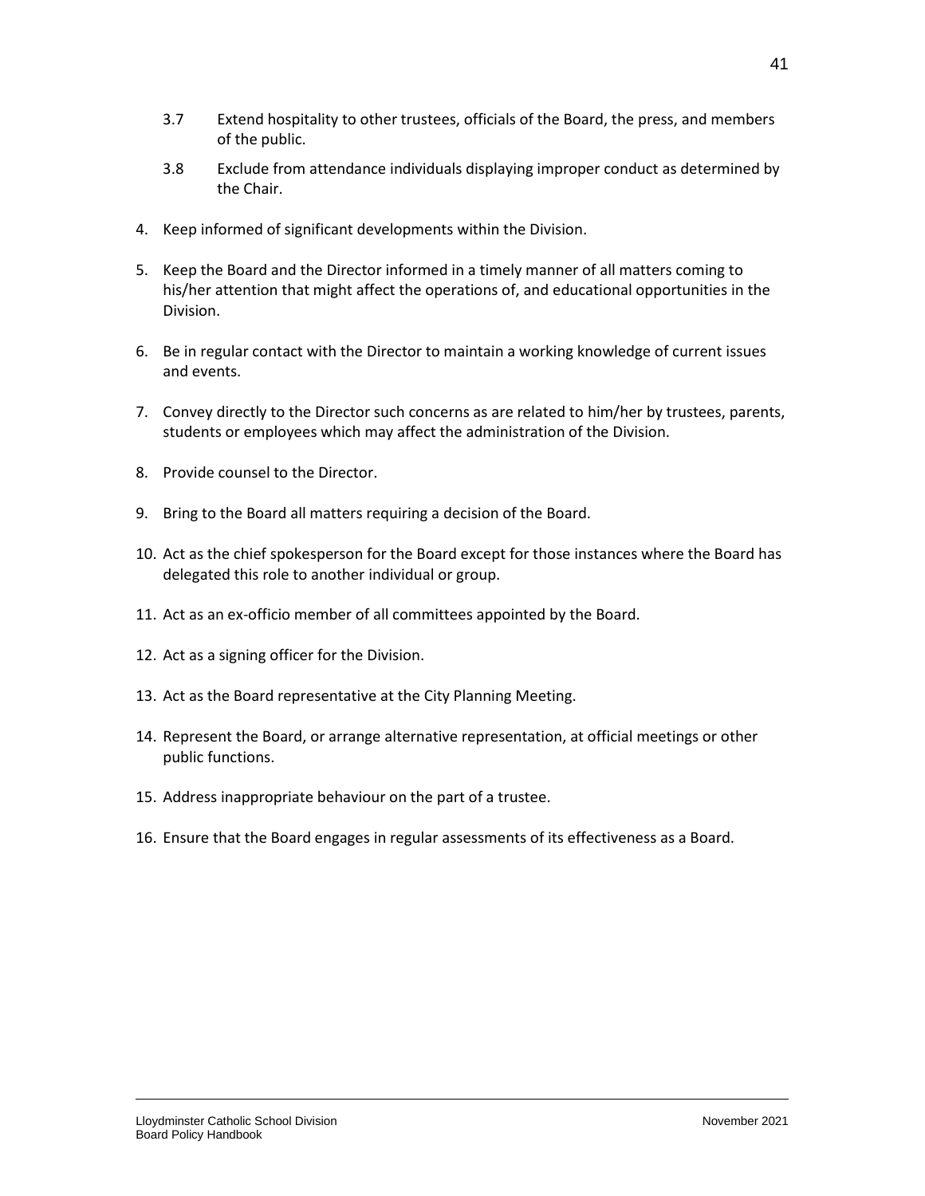3.7 Extend hospitality to other trustees, officials of the Board, the press, and members of the public.

3.8 Exclude from attendance individuals displaying improper conduct as determined by the Chair.

4. Keep informed of significant developments within the Division.
5. Keep the Board and the Director informed in a timely manner of all matters coming to his/her attention that might affect the operations of, and educational opportunities in the Division.
6. Be in regular contact with the Director to maintain a working knowledge of current issues and events.
7. Convey directly to the Director such concerns as are related to him/her by trustees, parents, students or employees which may affect the administration of the Division.
8. Provide counsel to the Director.
9. Bring to the Board all matters requiring a decision of the Board.
10. Act as the chief spokesperson for the Board except for those instances where the Board has delegated this role to another individual or group.
11. Act as an ex-officio member of all committees appointed by the Board.
12. Act as a signing officer for the Division.
13. Act as the Board representative at the City Planning Meeting.
14. Represent the Board, or arrange alternative representation, at official meetings or other public functions.
15. Address inappropriate behaviour on the part of a trustee.
16. Ensure that the Board engages in regular assessments of its effectiveness as a Board.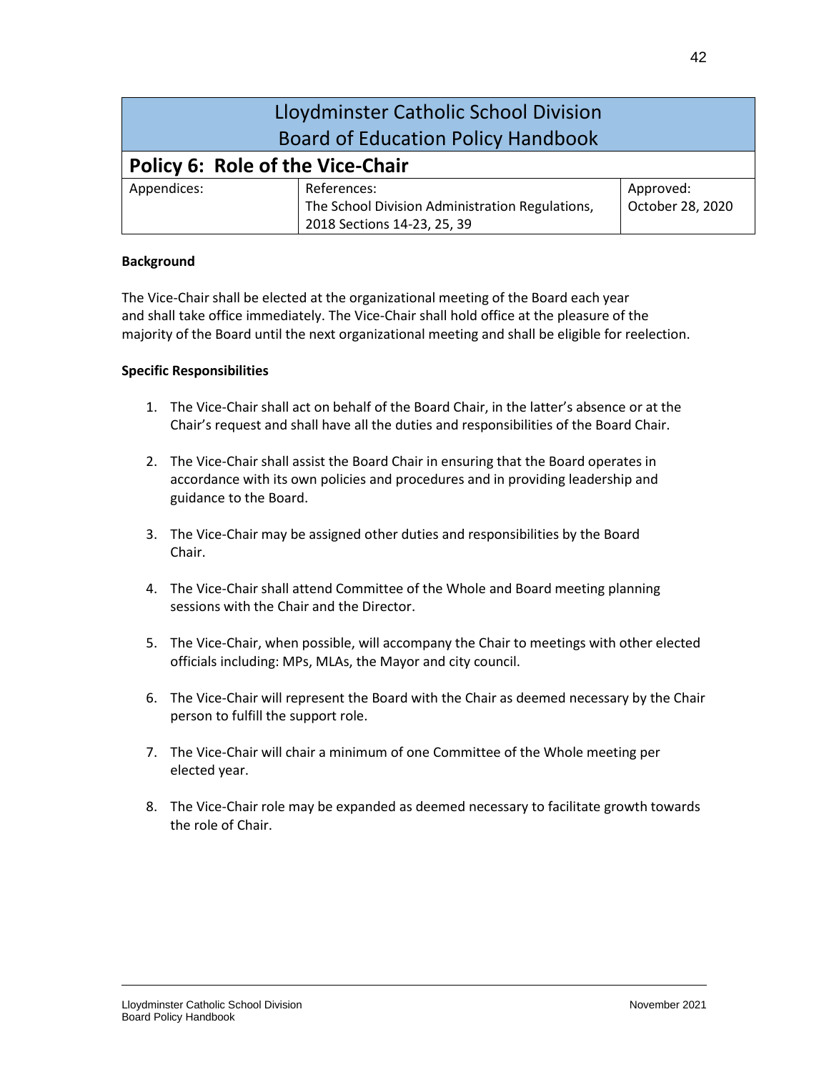# Lloydminster Catholic School Division
# Board of Education Policy Handbook

## Policy 6: Role of the Vice-Chair

| Appendices: | References: The School Division Administration Regulations, 2018 Sections 14-23, 25, 39 | Approved: October 28, 2020 |
| --- | --- | --- |

**Background**

The Vice-Chair shall be elected at the organizational meeting of the Board each year and shall take office immediately. The Vice-Chair shall hold office at the pleasure of the majority of the Board until the next organizational meeting and shall be eligible for reelection.

**Specific Responsibilities**

1. The Vice-Chair shall act on behalf of the Board Chair, in the latter's absence or at the Chair's request and shall have all the duties and responsibilities of the Board Chair.

2. The Vice-Chair shall assist the Board Chair in ensuring that the Board operates in accordance with its own policies and procedures and in providing leadership and guidance to the Board.

3. The Vice-Chair may be assigned other duties and responsibilities by the Board Chair.

4. The Vice-Chair shall attend Committee of the Whole and Board meeting planning sessions with the Chair and the Director.

5. The Vice-Chair, when possible, will accompany the Chair to meetings with other elected officials including: MPs, MLAs, the Mayor and city council.

6. The Vice-Chair will represent the Board with the Chair as deemed necessary by the Chair person to fulfill the support role.

7. The Vice-Chair will chair a minimum of one Committee of the Whole meeting per elected year.

8. The Vice-Chair role may be expanded as deemed necessary to facilitate growth towards the role of Chair.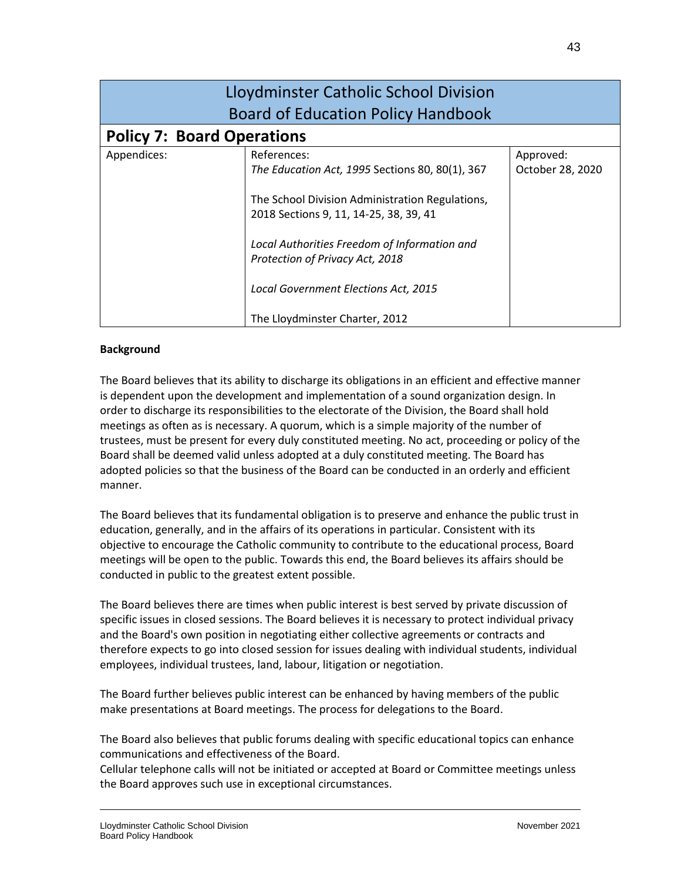# Lloydminster Catholic School Division
# Board of Education Policy Handbook

## Policy 7: Board Operations

| Appendices: | References: | Approved: |
|---|---|---|
| | *The Education Act, 1995* Sections 80, 80(1), 367<br><br>The School Division Administration Regulations, 2018 Sections 9, 11, 14-25, 38, 39, 41<br><br>*Local Authorities Freedom of Information and Protection of Privacy Act, 2018*<br><br>*Local Government Elections Act, 2015*<br><br>The Lloydminster Charter, 2012 | October 28, 2020 |

**Background**

The Board believes that its ability to discharge its obligations in an efficient and effective manner is dependent upon the development and implementation of a sound organization design. In order to discharge its responsibilities to the electorate of the Division, the Board shall hold meetings as often as is necessary. A quorum, which is a simple majority of the number of trustees, must be present for every duly constituted meeting. No act, proceeding or policy of the Board shall be deemed valid unless adopted at a duly constituted meeting. The Board has adopted policies so that the business of the Board can be conducted in an orderly and efficient manner.

The Board believes that its fundamental obligation is to preserve and enhance the public trust in education, generally, and in the affairs of its operations in particular. Consistent with its objective to encourage the Catholic community to contribute to the educational process, Board meetings will be open to the public. Towards this end, the Board believes its affairs should be conducted in public to the greatest extent possible.

The Board believes there are times when public interest is best served by private discussion of specific issues in closed sessions. The Board believes it is necessary to protect individual privacy and the Board's own position in negotiating either collective agreements or contracts and therefore expects to go into closed session for issues dealing with individual students, individual employees, individual trustees, land, labour, litigation or negotiation.

The Board further believes public interest can be enhanced by having members of the public make presentations at Board meetings. The process for delegations to the Board.

The Board also believes that public forums dealing with specific educational topics can enhance communications and effectiveness of the Board.
Cellular telephone calls will not be initiated or accepted at Board or Committee meetings unless the Board approves such use in exceptional circumstances.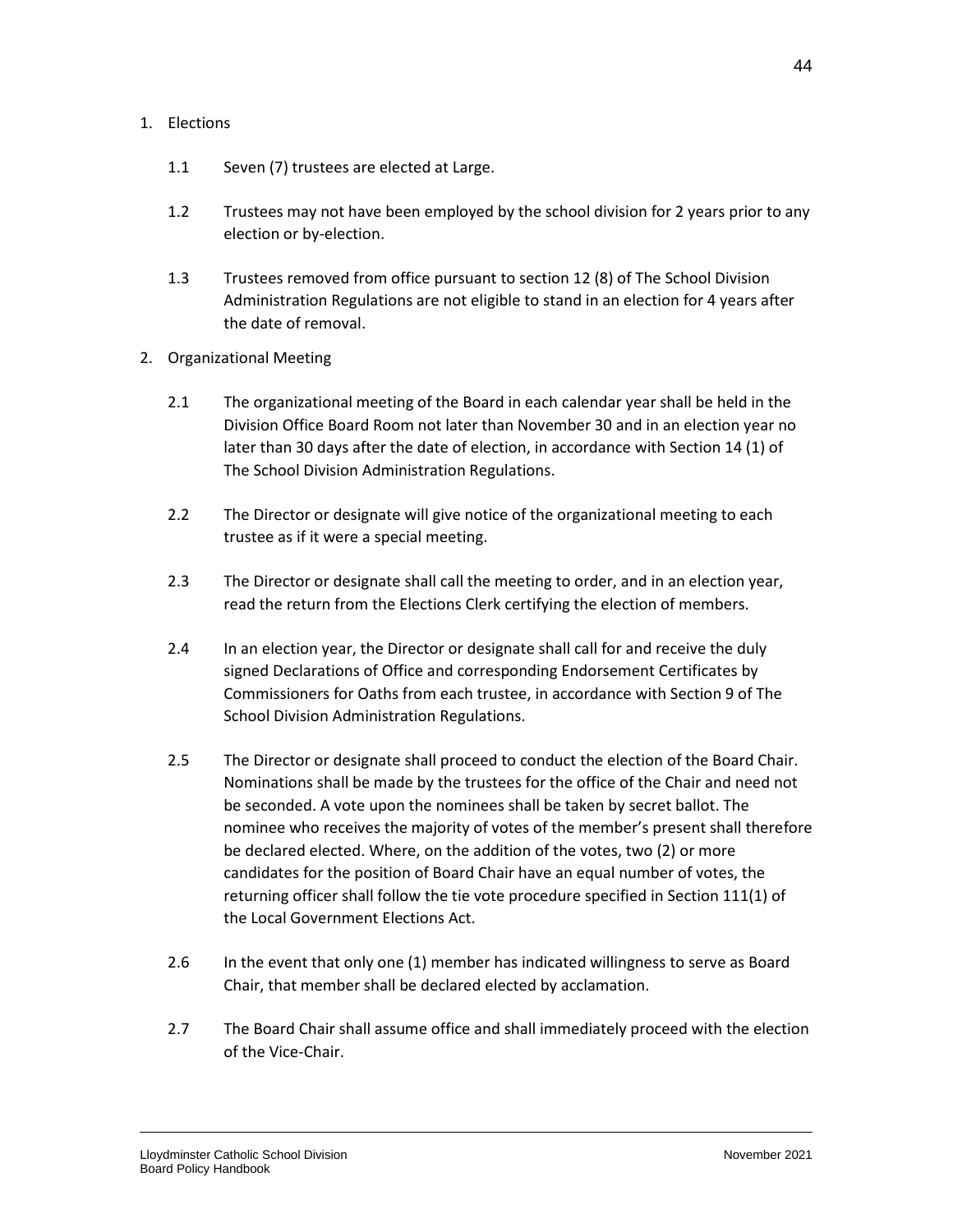1. Elections

   1.1 Seven (7) trustees are elected at Large.

   1.2 Trustees may not have been employed by the school division for 2 years prior to any election or by-election.

   1.3 Trustees removed from office pursuant to section 12 (8) of The School Division Administration Regulations are not eligible to stand in an election for 4 years after the date of removal.

2. Organizational Meeting

   2.1 The organizational meeting of the Board in each calendar year shall be held in the Division Office Board Room not later than November 30 and in an election year no later than 30 days after the date of election, in accordance with Section 14 (1) of The School Division Administration Regulations.

   2.2 The Director or designate will give notice of the organizational meeting to each trustee as if it were a special meeting.

   2.3 The Director or designate shall call the meeting to order, and in an election year, read the return from the Elections Clerk certifying the election of members.

   2.4 In an election year, the Director or designate shall call for and receive the duly signed Declarations of Office and corresponding Endorsement Certificates by Commissioners for Oaths from each trustee, in accordance with Section 9 of The School Division Administration Regulations.

   2.5 The Director or designate shall proceed to conduct the election of the Board Chair. Nominations shall be made by the trustees for the office of the Chair and need not be seconded. A vote upon the nominees shall be taken by secret ballot. The nominee who receives the majority of votes of the member's present shall therefore be declared elected. Where, on the addition of the votes, two (2) or more candidates for the position of Board Chair have an equal number of votes, the returning officer shall follow the tie vote procedure specified in Section 111(1) of the Local Government Elections Act.

   2.6 In the event that only one (1) member has indicated willingness to serve as Board Chair, that member shall be declared elected by acclamation.

   2.7 The Board Chair shall assume office and shall immediately proceed with the election of the Vice-Chair.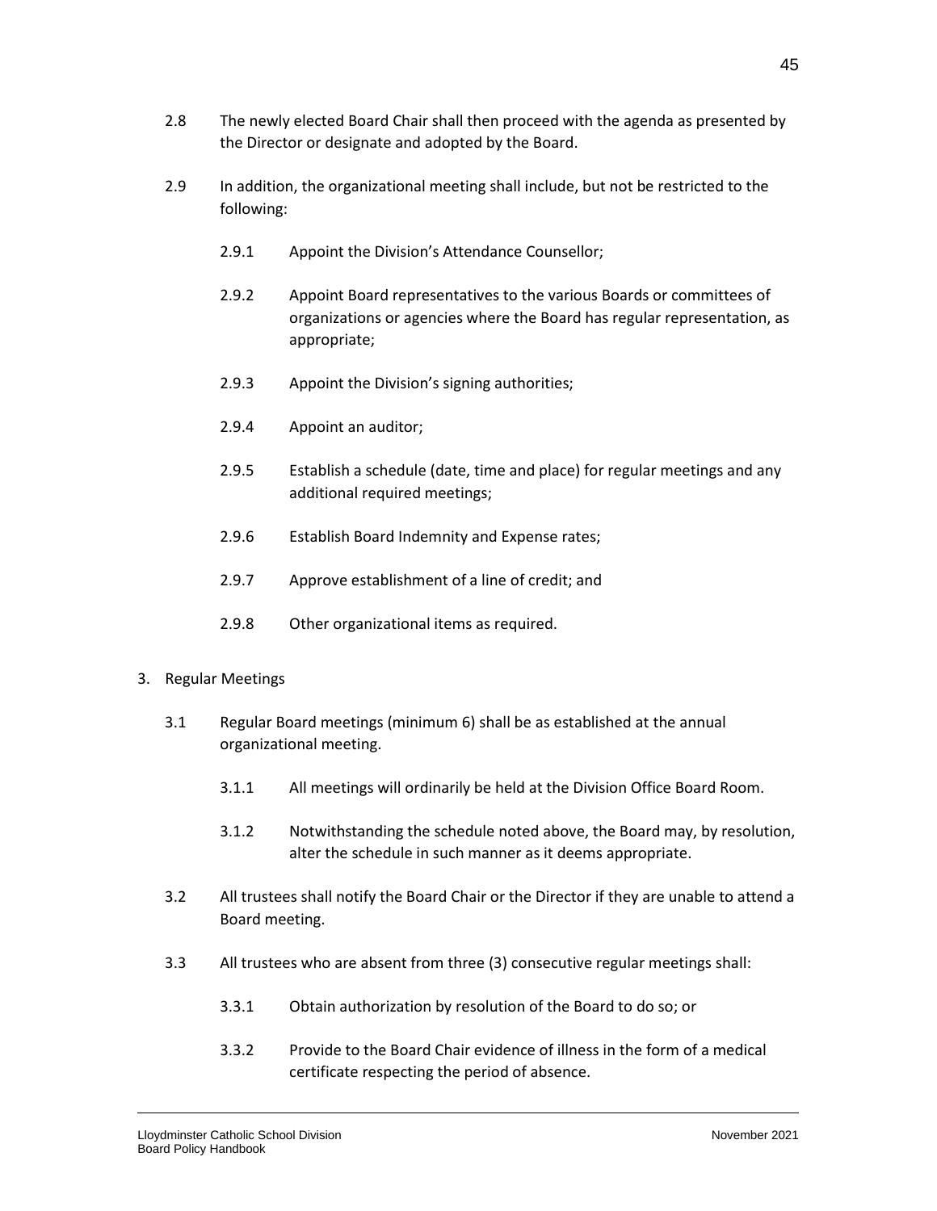2.8 The newly elected Board Chair shall then proceed with the agenda as presented by the Director or designate and adopted by the Board.

2.9 In addition, the organizational meeting shall include, but not be restricted to the following:

  2.9.1 Appoint the Division's Attendance Counsellor;

  2.9.2 Appoint Board representatives to the various Boards or committees of organizations or agencies where the Board has regular representation, as appropriate;

  2.9.3 Appoint the Division's signing authorities;

  2.9.4 Appoint an auditor;

  2.9.5 Establish a schedule (date, time and place) for regular meetings and any additional required meetings;

  2.9.6 Establish Board Indemnity and Expense rates;

  2.9.7 Approve establishment of a line of credit; and

  2.9.8 Other organizational items as required.

3. Regular Meetings

3.1 Regular Board meetings (minimum 6) shall be as established at the annual organizational meeting.

  3.1.1 All meetings will ordinarily be held at the Division Office Board Room.

  3.1.2 Notwithstanding the schedule noted above, the Board may, by resolution, alter the schedule in such manner as it deems appropriate.

3.2 All trustees shall notify the Board Chair or the Director if they are unable to attend a Board meeting.

3.3 All trustees who are absent from three (3) consecutive regular meetings shall:

  3.3.1 Obtain authorization by resolution of the Board to do so; or

  3.3.2 Provide to the Board Chair evidence of illness in the form of a medical certificate respecting the period of absence.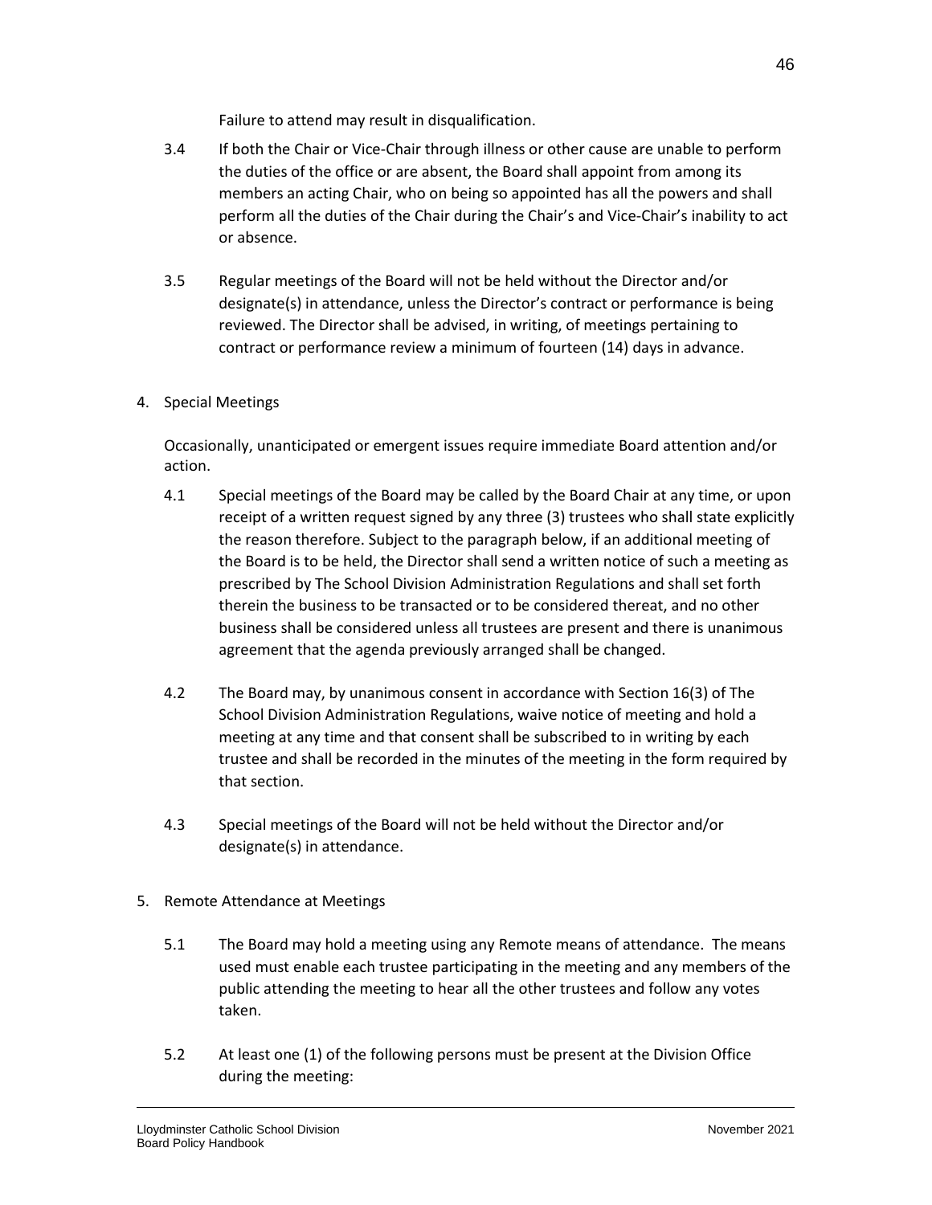Failure to attend may result in disqualification.

3.4 If both the Chair or Vice-Chair through illness or other cause are unable to perform the duties of the office or are absent, the Board shall appoint from among its members an acting Chair, who on being so appointed has all the powers and shall perform all the duties of the Chair during the Chair's and Vice-Chair's inability to act or absence.

3.5 Regular meetings of the Board will not be held without the Director and/or designate(s) in attendance, unless the Director's contract or performance is being reviewed. The Director shall be advised, in writing, of meetings pertaining to contract or performance review a minimum of fourteen (14) days in advance.

4. Special Meetings

Occasionally, unanticipated or emergent issues require immediate Board attention and/or action.

4.1 Special meetings of the Board may be called by the Board Chair at any time, or upon receipt of a written request signed by any three (3) trustees who shall state explicitly the reason therefore. Subject to the paragraph below, if an additional meeting of the Board is to be held, the Director shall send a written notice of such a meeting as prescribed by The School Division Administration Regulations and shall set forth therein the business to be transacted or to be considered thereat, and no other business shall be considered unless all trustees are present and there is unanimous agreement that the agenda previously arranged shall be changed.

4.2 The Board may, by unanimous consent in accordance with Section 16(3) of The School Division Administration Regulations, waive notice of meeting and hold a meeting at any time and that consent shall be subscribed to in writing by each trustee and shall be recorded in the minutes of the meeting in the form required by that section.

4.3 Special meetings of the Board will not be held without the Director and/or designate(s) in attendance.

5. Remote Attendance at Meetings

5.1 The Board may hold a meeting using any Remote means of attendance. The means used must enable each trustee participating in the meeting and any members of the public attending the meeting to hear all the other trustees and follow any votes taken.

5.2 At least one (1) of the following persons must be present at the Division Office during the meeting: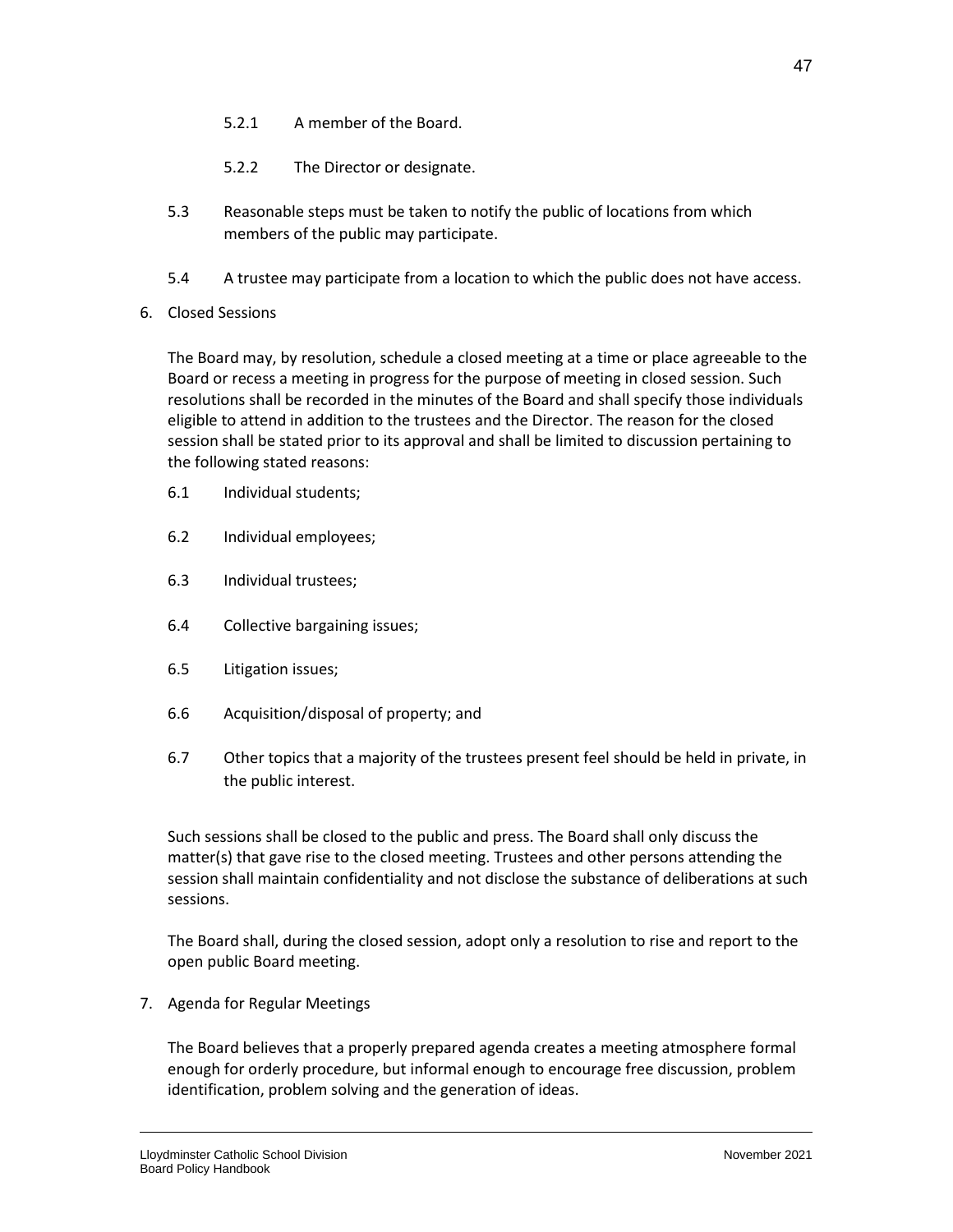5.2.1 A member of the Board.

5.2.2 The Director or designate.

5.3 Reasonable steps must be taken to notify the public of locations from which members of the public may participate.

5.4 A trustee may participate from a location to which the public does not have access.

6. Closed Sessions

The Board may, by resolution, schedule a closed meeting at a time or place agreeable to the Board or recess a meeting in progress for the purpose of meeting in closed session. Such resolutions shall be recorded in the minutes of the Board and shall specify those individuals eligible to attend in addition to the trustees and the Director. The reason for the closed session shall be stated prior to its approval and shall be limited to discussion pertaining to the following stated reasons:

6.1 Individual students;

6.2 Individual employees;

6.3 Individual trustees;

6.4 Collective bargaining issues;

6.5 Litigation issues;

6.6 Acquisition/disposal of property; and

6.7 Other topics that a majority of the trustees present feel should be held in private, in the public interest.

Such sessions shall be closed to the public and press. The Board shall only discuss the matter(s) that gave rise to the closed meeting. Trustees and other persons attending the session shall maintain confidentiality and not disclose the substance of deliberations at such sessions.

The Board shall, during the closed session, adopt only a resolution to rise and report to the open public Board meeting.

7. Agenda for Regular Meetings

The Board believes that a properly prepared agenda creates a meeting atmosphere formal enough for orderly procedure, but informal enough to encourage free discussion, problem identification, problem solving and the generation of ideas.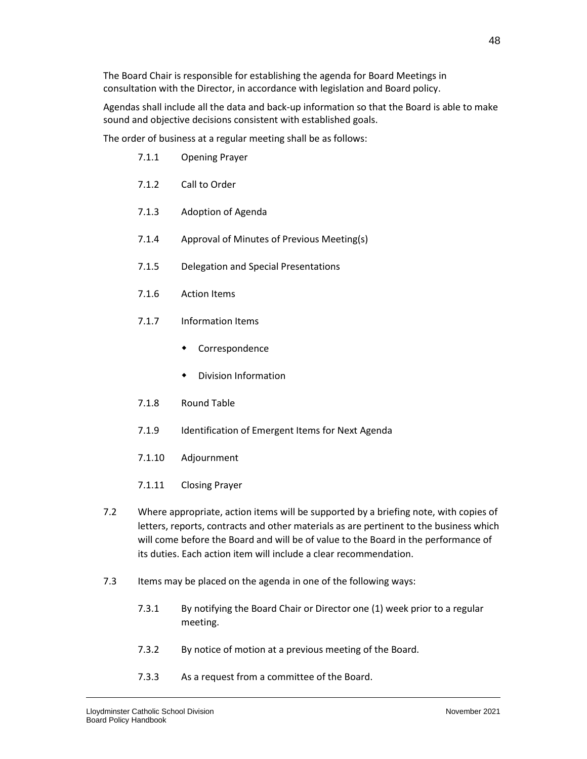The Board Chair is responsible for establishing the agenda for Board Meetings in consultation with the Director, in accordance with legislation and Board policy.

Agendas shall include all the data and back-up information so that the Board is able to make sound and objective decisions consistent with established goals.

The order of business at a regular meeting shall be as follows:

- 7.1.1 Opening Prayer
- 7.1.2 Call to Order
- 7.1.3 Adoption of Agenda
- 7.1.4 Approval of Minutes of Previous Meeting(s)
- 7.1.5 Delegation and Special Presentations
- 7.1.6 Action Items
- 7.1.7 Information Items
  - Correspondence
  - Division Information
- 7.1.8 Round Table
- 7.1.9 Identification of Emergent Items for Next Agenda
- 7.1.10 Adjournment
- 7.1.11 Closing Prayer

7.2 Where appropriate, action items will be supported by a briefing note, with copies of letters, reports, contracts and other materials as are pertinent to the business which will come before the Board and will be of value to the Board in the performance of its duties. Each action item will include a clear recommendation.

7.3 Items may be placed on the agenda in one of the following ways:

- 7.3.1 By notifying the Board Chair or Director one (1) week prior to a regular meeting.
- 7.3.2 By notice of motion at a previous meeting of the Board.
- 7.3.3 As a request from a committee of the Board.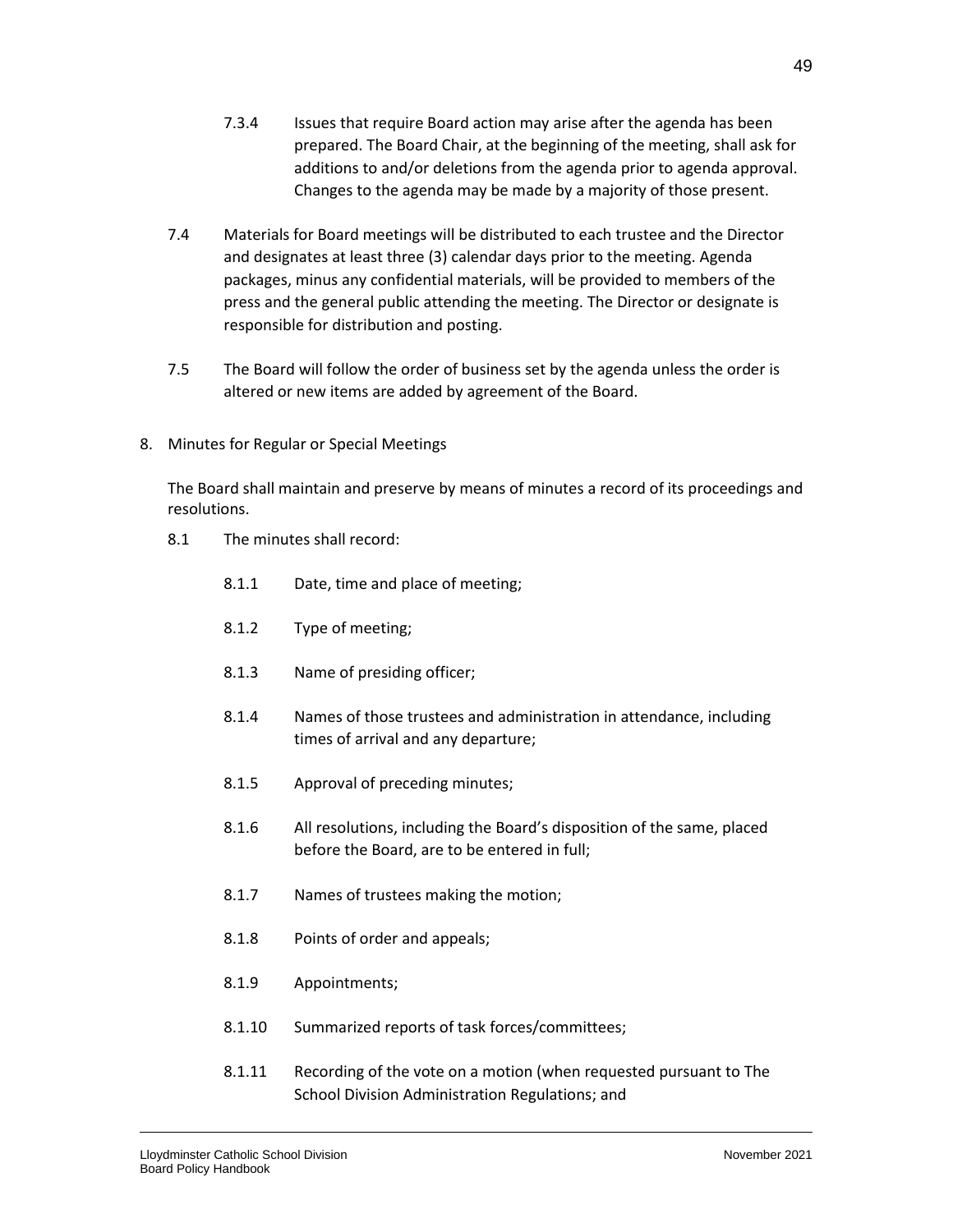7.3.4 Issues that require Board action may arise after the agenda has been prepared. The Board Chair, at the beginning of the meeting, shall ask for additions to and/or deletions from the agenda prior to agenda approval. Changes to the agenda may be made by a majority of those present.

7.4 Materials for Board meetings will be distributed to each trustee and the Director and designates at least three (3) calendar days prior to the meeting. Agenda packages, minus any confidential materials, will be provided to members of the press and the general public attending the meeting. The Director or designate is responsible for distribution and posting.

7.5 The Board will follow the order of business set by the agenda unless the order is altered or new items are added by agreement of the Board.

8. Minutes for Regular or Special Meetings

The Board shall maintain and preserve by means of minutes a record of its proceedings and resolutions.

8.1 The minutes shall record:

8.1.1 Date, time and place of meeting;

8.1.2 Type of meeting;

8.1.3 Name of presiding officer;

8.1.4 Names of those trustees and administration in attendance, including times of arrival and any departure;

8.1.5 Approval of preceding minutes;

8.1.6 All resolutions, including the Board's disposition of the same, placed before the Board, are to be entered in full;

8.1.7 Names of trustees making the motion;

8.1.8 Points of order and appeals;

8.1.9 Appointments;

8.1.10 Summarized reports of task forces/committees;

8.1.11 Recording of the vote on a motion (when requested pursuant to The School Division Administration Regulations; and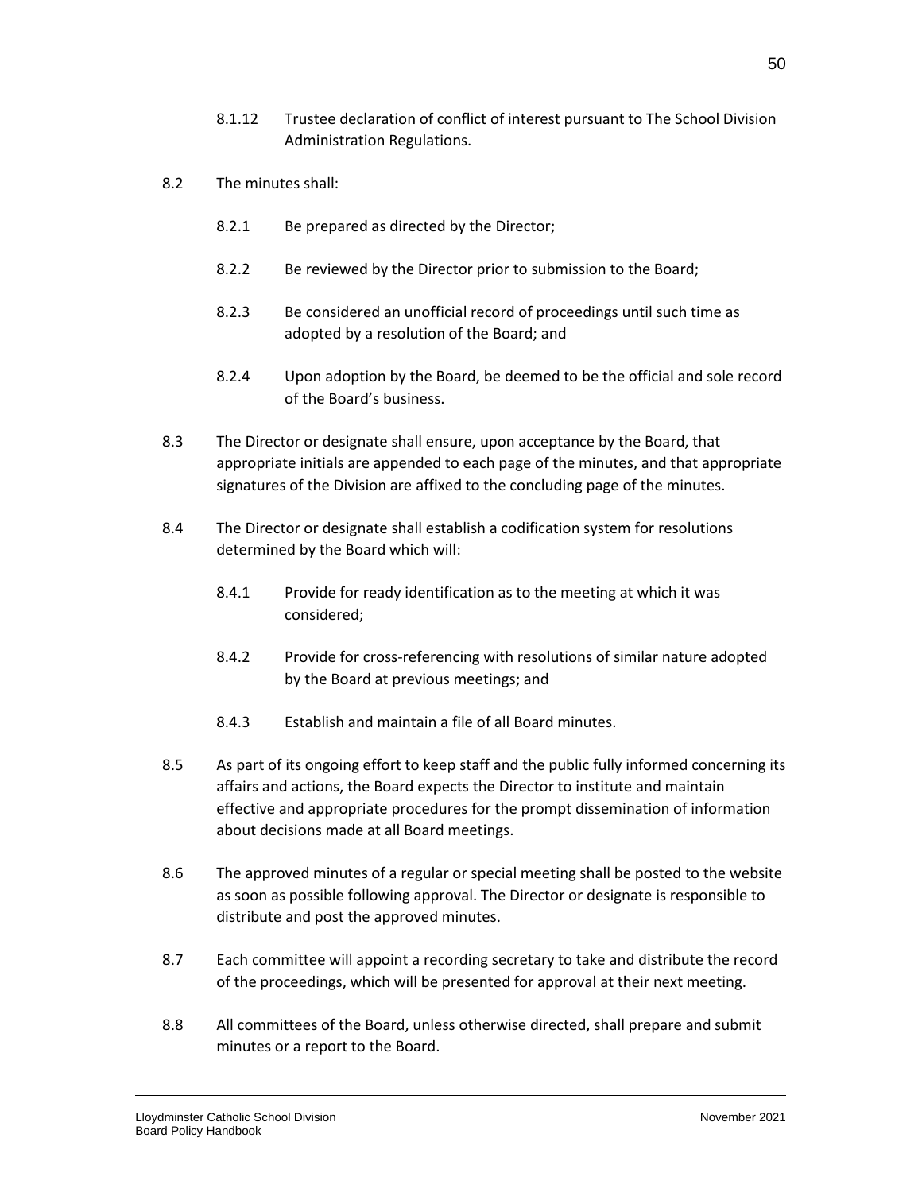8.1.12 Trustee declaration of conflict of interest pursuant to The School Division Administration Regulations.

8.2 The minutes shall:

8.2.1 Be prepared as directed by the Director;

8.2.2 Be reviewed by the Director prior to submission to the Board;

8.2.3 Be considered an unofficial record of proceedings until such time as adopted by a resolution of the Board; and

8.2.4 Upon adoption by the Board, be deemed to be the official and sole record of the Board's business.

8.3 The Director or designate shall ensure, upon acceptance by the Board, that appropriate initials are appended to each page of the minutes, and that appropriate signatures of the Division are affixed to the concluding page of the minutes.

8.4 The Director or designate shall establish a codification system for resolutions determined by the Board which will:

8.4.1 Provide for ready identification as to the meeting at which it was considered;

8.4.2 Provide for cross-referencing with resolutions of similar nature adopted by the Board at previous meetings; and

8.4.3 Establish and maintain a file of all Board minutes.

8.5 As part of its ongoing effort to keep staff and the public fully informed concerning its affairs and actions, the Board expects the Director to institute and maintain effective and appropriate procedures for the prompt dissemination of information about decisions made at all Board meetings.

8.6 The approved minutes of a regular or special meeting shall be posted to the website as soon as possible following approval. The Director or designate is responsible to distribute and post the approved minutes.

8.7 Each committee will appoint a recording secretary to take and distribute the record of the proceedings, which will be presented for approval at their next meeting.

8.8 All committees of the Board, unless otherwise directed, shall prepare and submit minutes or a report to the Board.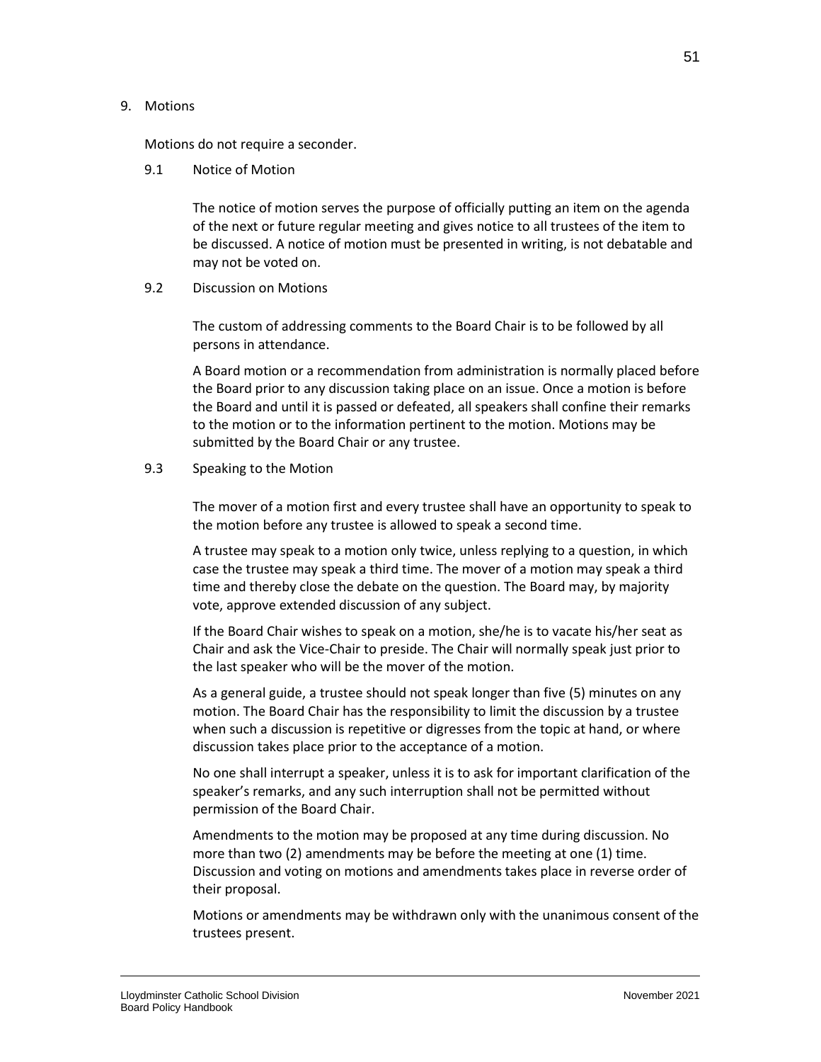## 9. Motions

Motions do not require a seconder.

### 9.1 Notice of Motion

The notice of motion serves the purpose of officially putting an item on the agenda of the next or future regular meeting and gives notice to all trustees of the item to be discussed. A notice of motion must be presented in writing, is not debatable and may not be voted on.

### 9.2 Discussion on Motions

The custom of addressing comments to the Board Chair is to be followed by all persons in attendance.

A Board motion or a recommendation from administration is normally placed before the Board prior to any discussion taking place on an issue. Once a motion is before the Board and until it is passed or defeated, all speakers shall confine their remarks to the motion or to the information pertinent to the motion. Motions may be submitted by the Board Chair or any trustee.

### 9.3 Speaking to the Motion

The mover of a motion first and every trustee shall have an opportunity to speak to the motion before any trustee is allowed to speak a second time.

A trustee may speak to a motion only twice, unless replying to a question, in which case the trustee may speak a third time. The mover of a motion may speak a third time and thereby close the debate on the question. The Board may, by majority vote, approve extended discussion of any subject.

If the Board Chair wishes to speak on a motion, she/he is to vacate his/her seat as Chair and ask the Vice-Chair to preside. The Chair will normally speak just prior to the last speaker who will be the mover of the motion.

As a general guide, a trustee should not speak longer than five (5) minutes on any motion. The Board Chair has the responsibility to limit the discussion by a trustee when such a discussion is repetitive or digresses from the topic at hand, or where discussion takes place prior to the acceptance of a motion.

No one shall interrupt a speaker, unless it is to ask for important clarification of the speaker's remarks, and any such interruption shall not be permitted without permission of the Board Chair.

Amendments to the motion may be proposed at any time during discussion. No more than two (2) amendments may be before the meeting at one (1) time. Discussion and voting on motions and amendments takes place in reverse order of their proposal.

Motions or amendments may be withdrawn only with the unanimous consent of the trustees present.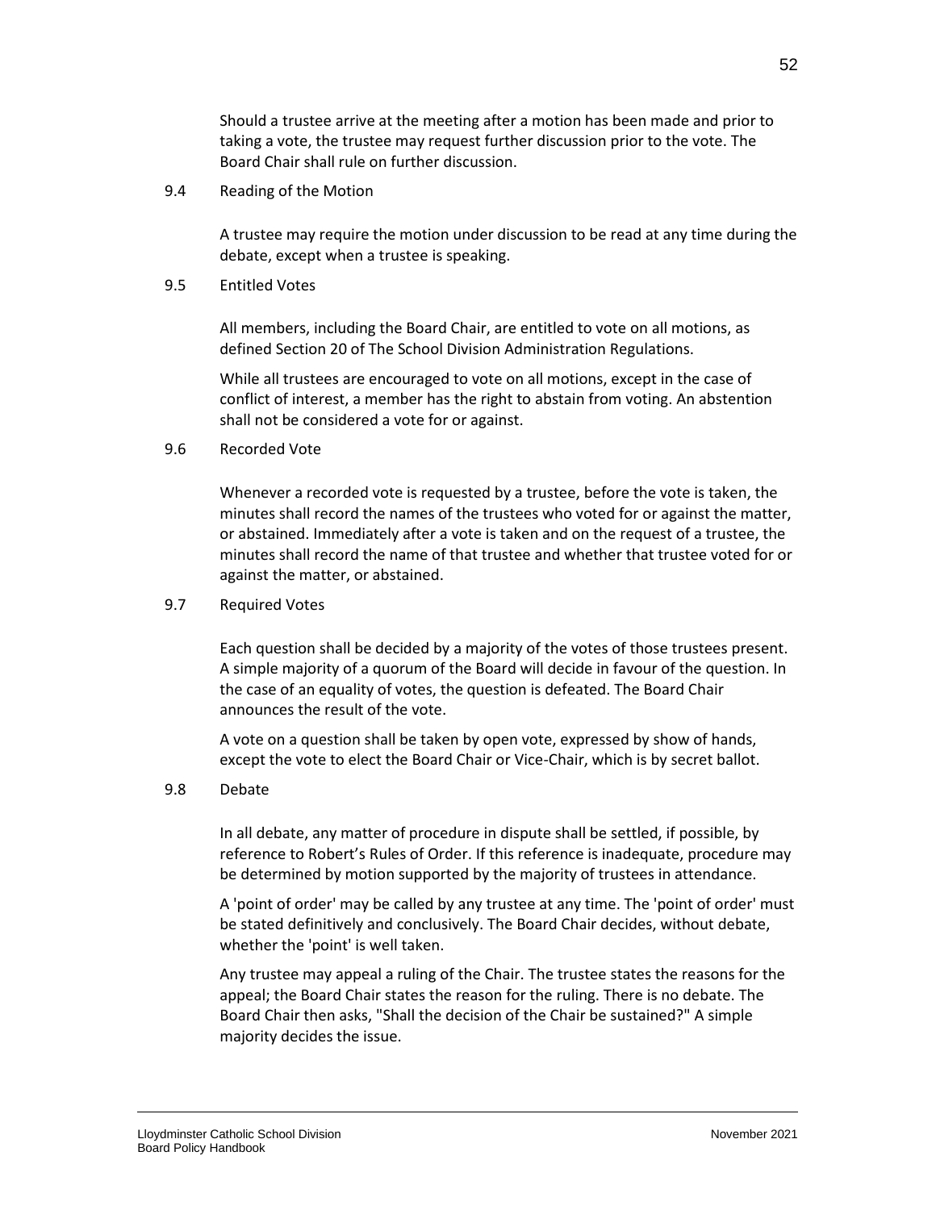Should a trustee arrive at the meeting after a motion has been made and prior to taking a vote, the trustee may request further discussion prior to the vote. The Board Chair shall rule on further discussion.

9.4 Reading of the Motion

A trustee may require the motion under discussion to be read at any time during the debate, except when a trustee is speaking.

9.5 Entitled Votes

All members, including the Board Chair, are entitled to vote on all motions, as defined Section 20 of The School Division Administration Regulations.

While all trustees are encouraged to vote on all motions, except in the case of conflict of interest, a member has the right to abstain from voting. An abstention shall not be considered a vote for or against.

9.6 Recorded Vote

Whenever a recorded vote is requested by a trustee, before the vote is taken, the minutes shall record the names of the trustees who voted for or against the matter, or abstained. Immediately after a vote is taken and on the request of a trustee, the minutes shall record the name of that trustee and whether that trustee voted for or against the matter, or abstained.

9.7 Required Votes

Each question shall be decided by a majority of the votes of those trustees present. A simple majority of a quorum of the Board will decide in favour of the question. In the case of an equality of votes, the question is defeated. The Board Chair announces the result of the vote.

A vote on a question shall be taken by open vote, expressed by show of hands, except the vote to elect the Board Chair or Vice-Chair, which is by secret ballot.

9.8 Debate

In all debate, any matter of procedure in dispute shall be settled, if possible, by reference to Robert's Rules of Order. If this reference is inadequate, procedure may be determined by motion supported by the majority of trustees in attendance.

A 'point of order' may be called by any trustee at any time. The 'point of order' must be stated definitively and conclusively. The Board Chair decides, without debate, whether the 'point' is well taken.

Any trustee may appeal a ruling of the Chair. The trustee states the reasons for the appeal; the Board Chair states the reason for the ruling. There is no debate. The Board Chair then asks, "Shall the decision of the Chair be sustained?" A simple majority decides the issue.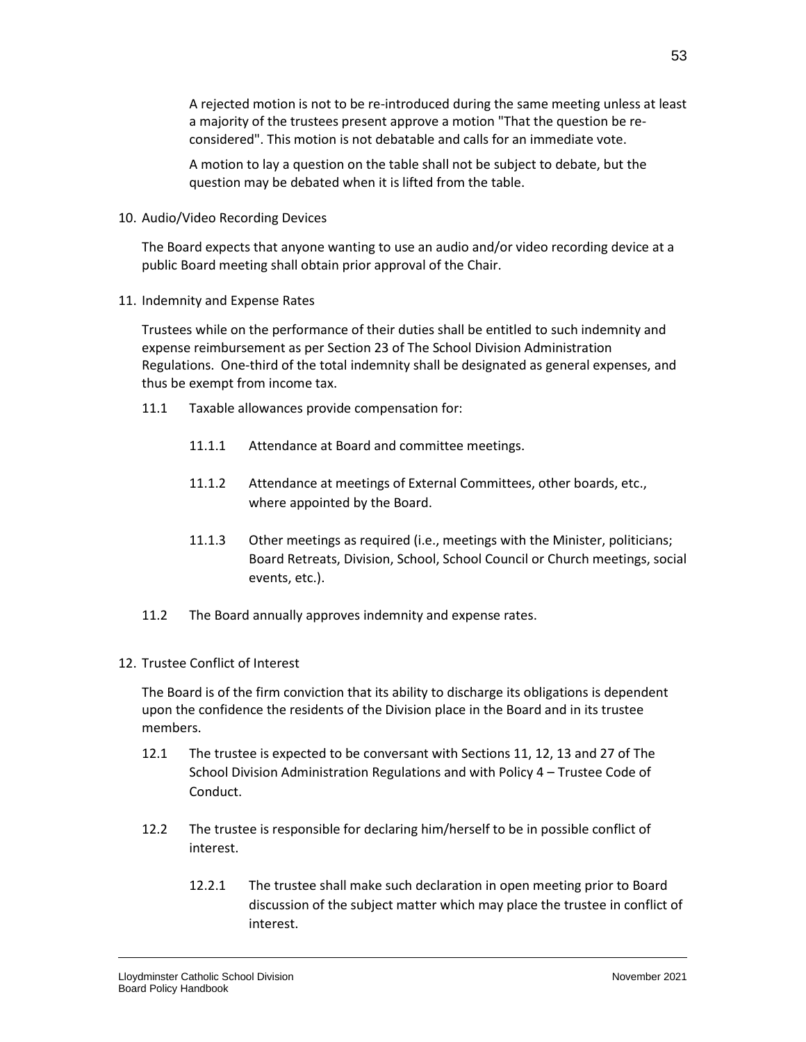A rejected motion is not to be re-introduced during the same meeting unless at least a majority of the trustees present approve a motion "That the question be re-considered". This motion is not debatable and calls for an immediate vote.

A motion to lay a question on the table shall not be subject to debate, but the question may be debated when it is lifted from the table.

10. Audio/Video Recording Devices

    The Board expects that anyone wanting to use an audio and/or video recording device at a public Board meeting shall obtain prior approval of the Chair.

11. Indemnity and Expense Rates

    Trustees while on the performance of their duties shall be entitled to such indemnity and expense reimbursement as per Section 23 of The School Division Administration Regulations. One-third of the total indemnity shall be designated as general expenses, and thus be exempt from income tax.

    11.1 Taxable allowances provide compensation for:

    11.1.1 Attendance at Board and committee meetings.

    11.1.2 Attendance at meetings of External Committees, other boards, etc., where appointed by the Board.

    11.1.3 Other meetings as required (i.e., meetings with the Minister, politicians; Board Retreats, Division, School, School Council or Church meetings, social events, etc.).

    11.2 The Board annually approves indemnity and expense rates.

12. Trustee Conflict of Interest

    The Board is of the firm conviction that its ability to discharge its obligations is dependent upon the confidence the residents of the Division place in the Board and in its trustee members.

    12.1 The trustee is expected to be conversant with Sections 11, 12, 13 and 27 of The School Division Administration Regulations and with Policy 4 – Trustee Code of Conduct.

    12.2 The trustee is responsible for declaring him/herself to be in possible conflict of interest.

    12.2.1 The trustee shall make such declaration in open meeting prior to Board discussion of the subject matter which may place the trustee in conflict of interest.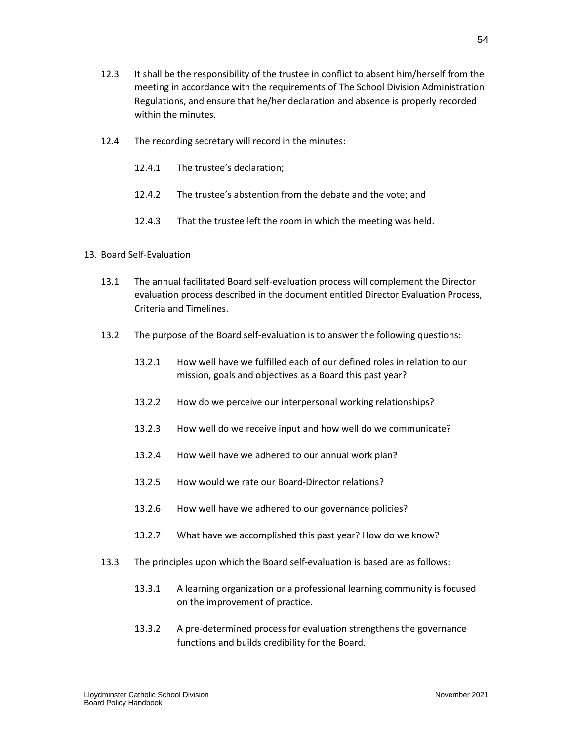12.3 It shall be the responsibility of the trustee in conflict to absent him/herself from the meeting in accordance with the requirements of The School Division Administration Regulations, and ensure that he/her declaration and absence is properly recorded within the minutes.

12.4 The recording secretary will record in the minutes:

12.4.1 The trustee's declaration;

12.4.2 The trustee's abstention from the debate and the vote; and

12.4.3 That the trustee left the room in which the meeting was held.

13. Board Self-Evaluation

13.1 The annual facilitated Board self-evaluation process will complement the Director evaluation process described in the document entitled Director Evaluation Process, Criteria and Timelines.

13.2 The purpose of the Board self-evaluation is to answer the following questions:

13.2.1 How well have we fulfilled each of our defined roles in relation to our mission, goals and objectives as a Board this past year?

13.2.2 How do we perceive our interpersonal working relationships?

13.2.3 How well do we receive input and how well do we communicate?

13.2.4 How well have we adhered to our annual work plan?

13.2.5 How would we rate our Board-Director relations?

13.2.6 How well have we adhered to our governance policies?

13.2.7 What have we accomplished this past year? How do we know?

13.3 The principles upon which the Board self-evaluation is based are as follows:

13.3.1 A learning organization or a professional learning community is focused on the improvement of practice.

13.3.2 A pre-determined process for evaluation strengthens the governance functions and builds credibility for the Board.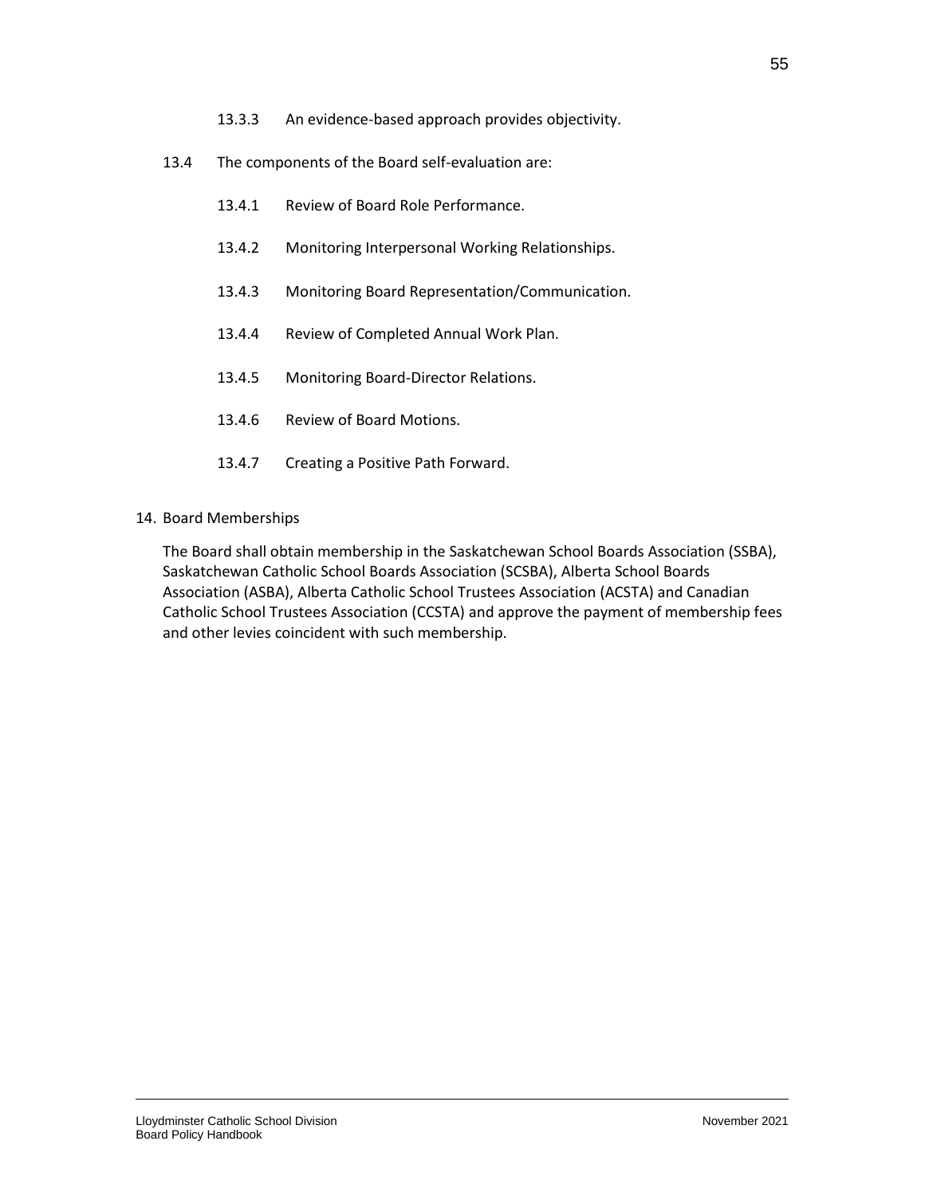13.3.3 An evidence-based approach provides objectivity.

13.4 The components of the Board self-evaluation are:

13.4.1 Review of Board Role Performance.

13.4.2 Monitoring Interpersonal Working Relationships.

13.4.3 Monitoring Board Representation/Communication.

13.4.4 Review of Completed Annual Work Plan.

13.4.5 Monitoring Board-Director Relations.

13.4.6 Review of Board Motions.

13.4.7 Creating a Positive Path Forward.

14. Board Memberships

The Board shall obtain membership in the Saskatchewan School Boards Association (SSBA), Saskatchewan Catholic School Boards Association (SCSBA), Alberta School Boards Association (ASBA), Alberta Catholic School Trustees Association (ACSTA) and Canadian Catholic School Trustees Association (CCSTA) and approve the payment of membership fees and other levies coincident with such membership.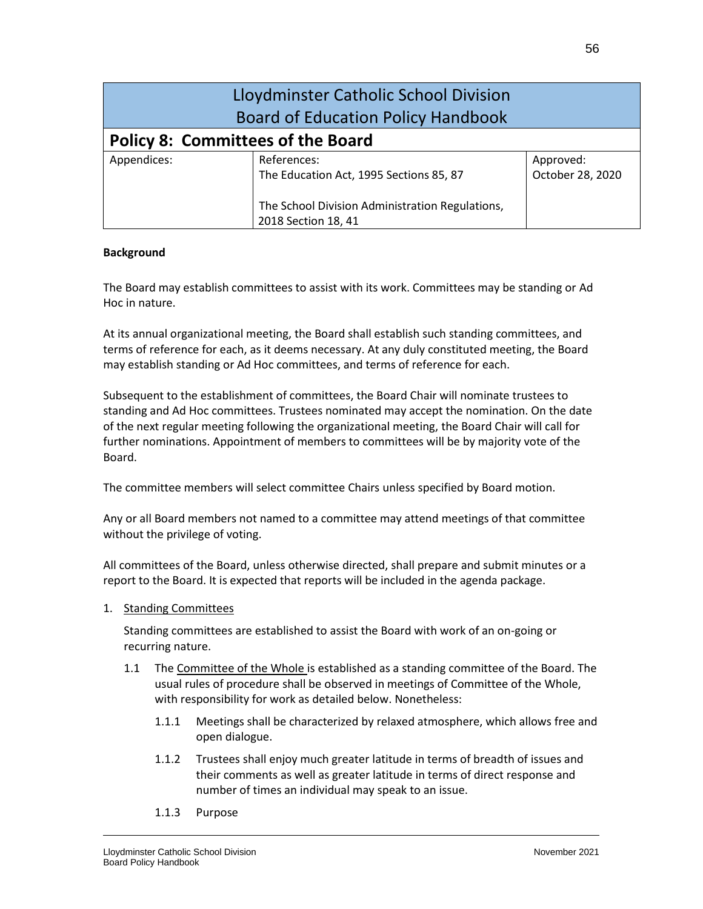| Lloydminster Catholic School Division<br>Board of Education Policy Handbook | | |
|---|---|---|
| **Policy 8: Committees of the Board** | | |
| Appendices: | References:<br>The Education Act, 1995 Sections 85, 87<br><br>The School Division Administration Regulations, 2018 Section 18, 41 | Approved:<br>October 28, 2020 |

**Background**

The Board may establish committees to assist with its work. Committees may be standing or Ad Hoc in nature.

At its annual organizational meeting, the Board shall establish such standing committees, and terms of reference for each, as it deems necessary. At any duly constituted meeting, the Board may establish standing or Ad Hoc committees, and terms of reference for each.

Subsequent to the establishment of committees, the Board Chair will nominate trustees to standing and Ad Hoc committees. Trustees nominated may accept the nomination. On the date of the next regular meeting following the organizational meeting, the Board Chair will call for further nominations. Appointment of members to committees will be by majority vote of the Board.

The committee members will select committee Chairs unless specified by Board motion.

Any or all Board members not named to a committee may attend meetings of that committee without the privilege of voting.

All committees of the Board, unless otherwise directed, shall prepare and submit minutes or a report to the Board. It is expected that reports will be included in the agenda package.

1. Standing Committees

   Standing committees are established to assist the Board with work of an on-going or recurring nature.

   1.1 The Committee of the Whole is established as a standing committee of the Board. The usual rules of procedure shall be observed in meetings of Committee of the Whole, with responsibility for work as detailed below. Nonetheless:

      1.1.1 Meetings shall be characterized by relaxed atmosphere, which allows free and open dialogue.

      1.1.2 Trustees shall enjoy much greater latitude in terms of breadth of issues and their comments as well as greater latitude in terms of direct response and number of times an individual may speak to an issue.

      1.1.3 Purpose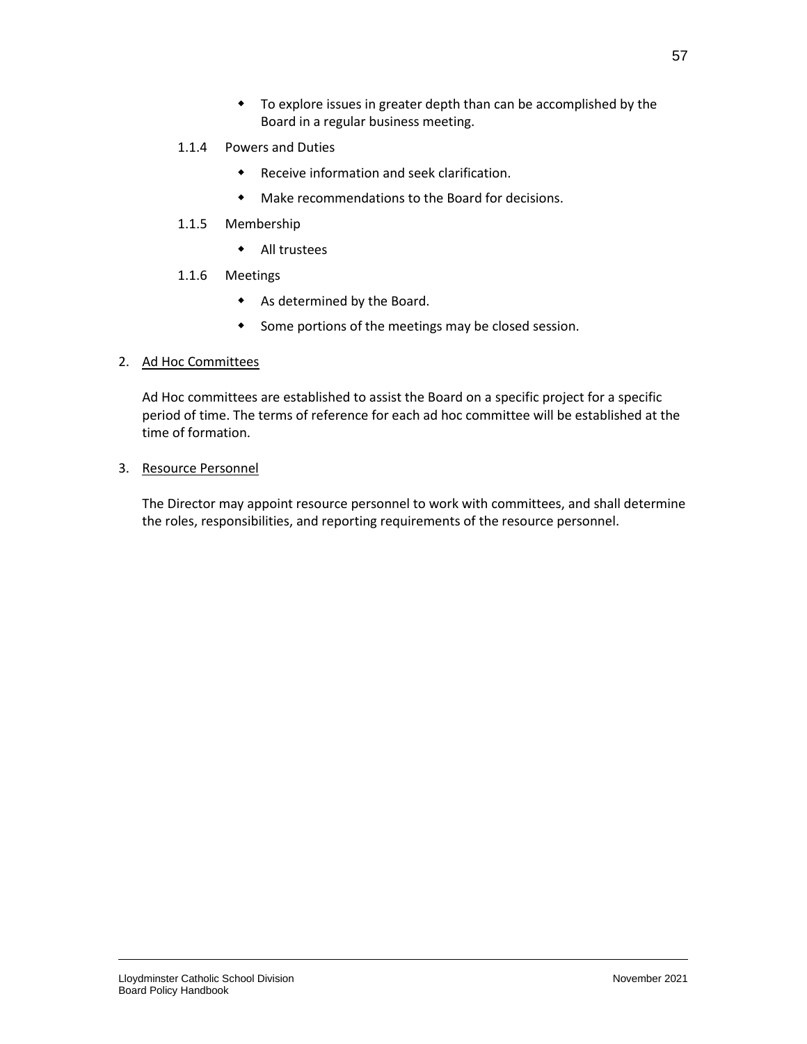- To explore issues in greater depth than can be accomplished by the Board in a regular business meeting.

1.1.4 Powers and Duties

- Receive information and seek clarification.
- Make recommendations to the Board for decisions.

1.1.5 Membership

- All trustees

1.1.6 Meetings

- As determined by the Board.
- Some portions of the meetings may be closed session.

2. <u>Ad Hoc Committees</u>

Ad Hoc committees are established to assist the Board on a specific project for a specific period of time. The terms of reference for each ad hoc committee will be established at the time of formation.

3. <u>Resource Personnel</u>

The Director may appoint resource personnel to work with committees, and shall determine the roles, responsibilities, and reporting requirements of the resource personnel.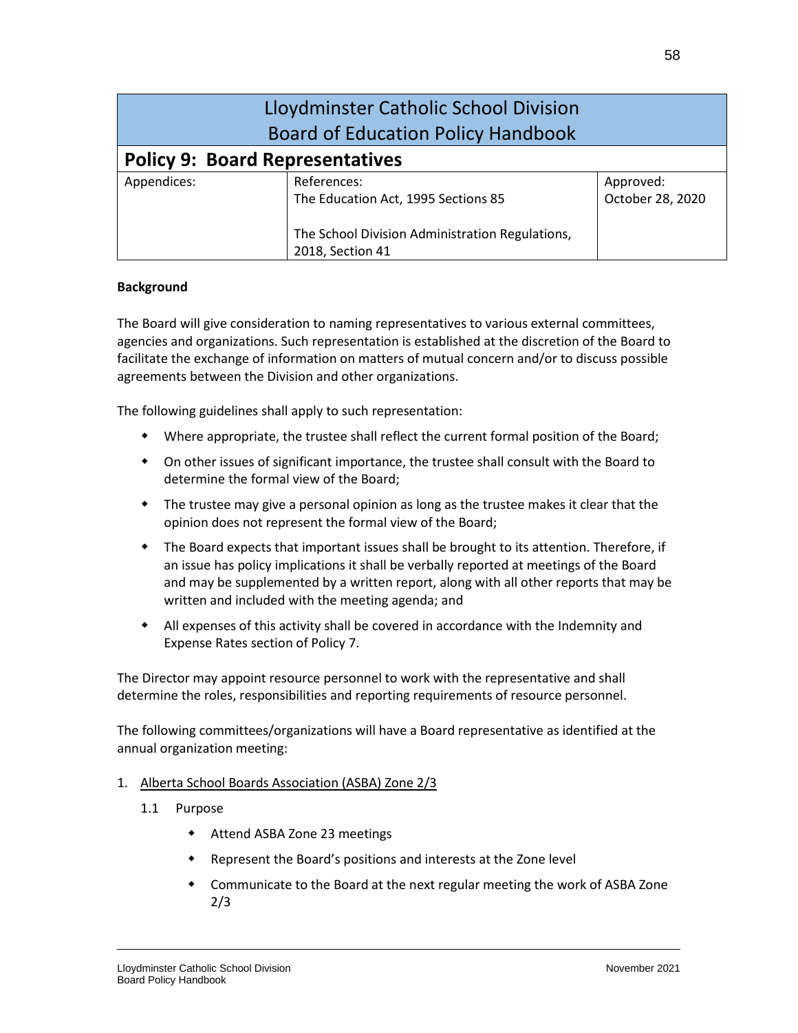| Lloydminster Catholic School Division Board of Education Policy Handbook | | |
|---|---|---|
| **Policy 9: Board Representatives** | | |
| Appendices: | References:<br>The Education Act, 1995 Sections 85<br><br>The School Division Administration Regulations, 2018, Section 41 | Approved:<br>October 28, 2020 |

**Background**

The Board will give consideration to naming representatives to various external committees, agencies and organizations. Such representation is established at the discretion of the Board to facilitate the exchange of information on matters of mutual concern and/or to discuss possible agreements between the Division and other organizations.

The following guidelines shall apply to such representation:

- Where appropriate, the trustee shall reflect the current formal position of the Board;
- On other issues of significant importance, the trustee shall consult with the Board to determine the formal view of the Board;
- The trustee may give a personal opinion as long as the trustee makes it clear that the opinion does not represent the formal view of the Board;
- The Board expects that important issues shall be brought to its attention. Therefore, if an issue has policy implications it shall be verbally reported at meetings of the Board and may be supplemented by a written report, along with all other reports that may be written and included with the meeting agenda; and
- All expenses of this activity shall be covered in accordance with the Indemnity and Expense Rates section of Policy 7.

The Director may appoint resource personnel to work with the representative and shall determine the roles, responsibilities and reporting requirements of resource personnel.

The following committees/organizations will have a Board representative as identified at the annual organization meeting:

1. Alberta School Boards Association (ASBA) Zone 2/3
   1.1 Purpose
      - Attend ASBA Zone 23 meetings
      - Represent the Board's positions and interests at the Zone level
      - Communicate to the Board at the next regular meeting the work of ASBA Zone 2/3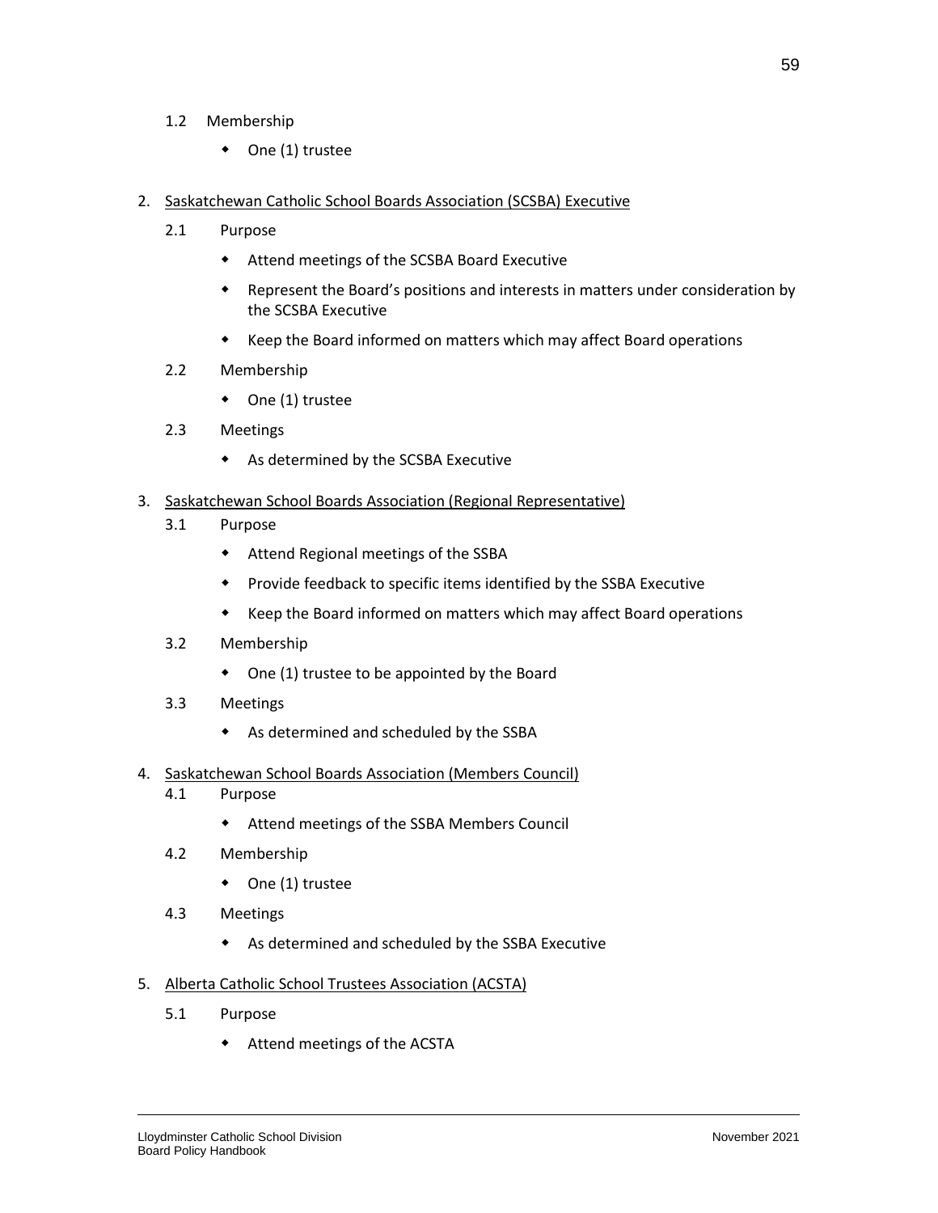1.2 Membership

- One (1) trustee

2. <u>Saskatchewan Catholic School Boards Association (SCSBA) Executive</u>

   2.1 Purpose

   - Attend meetings of the SCSBA Board Executive
   - Represent the Board's positions and interests in matters under consideration by the SCSBA Executive
   - Keep the Board informed on matters which may affect Board operations

   2.2 Membership

   - One (1) trustee

   2.3 Meetings

   - As determined by the SCSBA Executive

3. <u>Saskatchewan School Boards Association (Regional Representative)</u>

   3.1 Purpose

   - Attend Regional meetings of the SSBA
   - Provide feedback to specific items identified by the SSBA Executive
   - Keep the Board informed on matters which may affect Board operations

   3.2 Membership

   - One (1) trustee to be appointed by the Board

   3.3 Meetings

   - As determined and scheduled by the SSBA

4. <u>Saskatchewan School Boards Association (Members Council)</u>

   4.1 Purpose

   - Attend meetings of the SSBA Members Council

   4.2 Membership

   - One (1) trustee

   4.3 Meetings

   - As determined and scheduled by the SSBA Executive

5. <u>Alberta Catholic School Trustees Association (ACSTA)</u>

   5.1 Purpose

   - Attend meetings of the ACSTA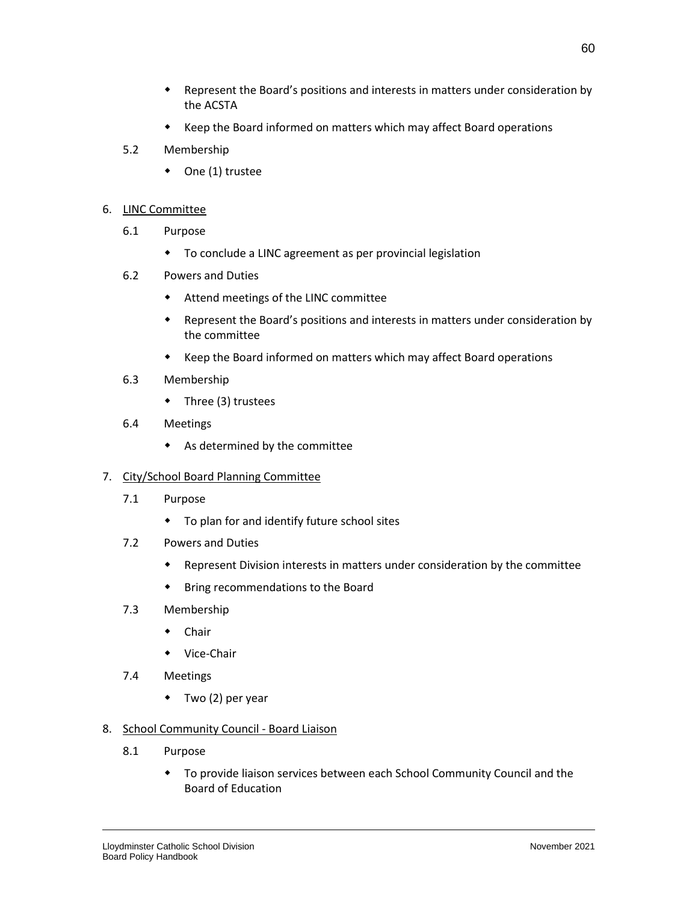- Represent the Board's positions and interests in matters under consideration by the ACSTA
- Keep the Board informed on matters which may affect Board operations

5.2 Membership

- One (1) trustee

6. <u>LINC Committee</u>

6.1 Purpose

- To conclude a LINC agreement as per provincial legislation

6.2 Powers and Duties

- Attend meetings of the LINC committee
- Represent the Board's positions and interests in matters under consideration by the committee
- Keep the Board informed on matters which may affect Board operations

6.3 Membership

- Three (3) trustees

6.4 Meetings

- As determined by the committee

7. <u>City/School Board Planning Committee</u>

7.1 Purpose

- To plan for and identify future school sites

7.2 Powers and Duties

- Represent Division interests in matters under consideration by the committee
- Bring recommendations to the Board

7.3 Membership

- Chair
- Vice-Chair

7.4 Meetings

- Two (2) per year

8. <u>School Community Council - Board Liaison</u>

8.1 Purpose

- To provide liaison services between each School Community Council and the Board of Education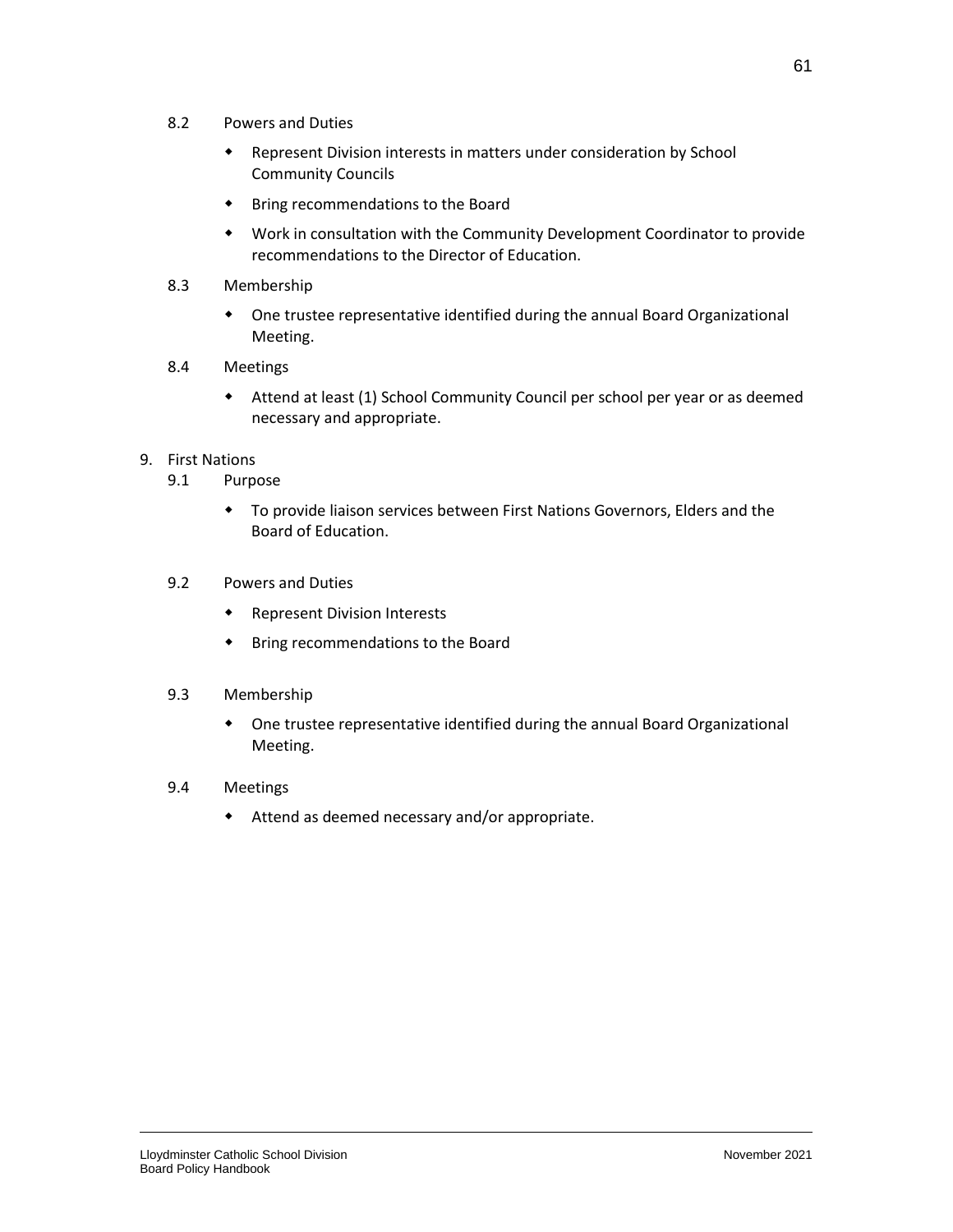8.2 Powers and Duties

- Represent Division interests in matters under consideration by School Community Councils
- Bring recommendations to the Board
- Work in consultation with the Community Development Coordinator to provide recommendations to the Director of Education.

8.3 Membership

- One trustee representative identified during the annual Board Organizational Meeting.

8.4 Meetings

- Attend at least (1) School Community Council per school per year or as deemed necessary and appropriate.

9. First Nations

9.1 Purpose

- To provide liaison services between First Nations Governors, Elders and the Board of Education.

9.2 Powers and Duties

- Represent Division Interests
- Bring recommendations to the Board

9.3 Membership

- One trustee representative identified during the annual Board Organizational Meeting.

9.4 Meetings

- Attend as deemed necessary and/or appropriate.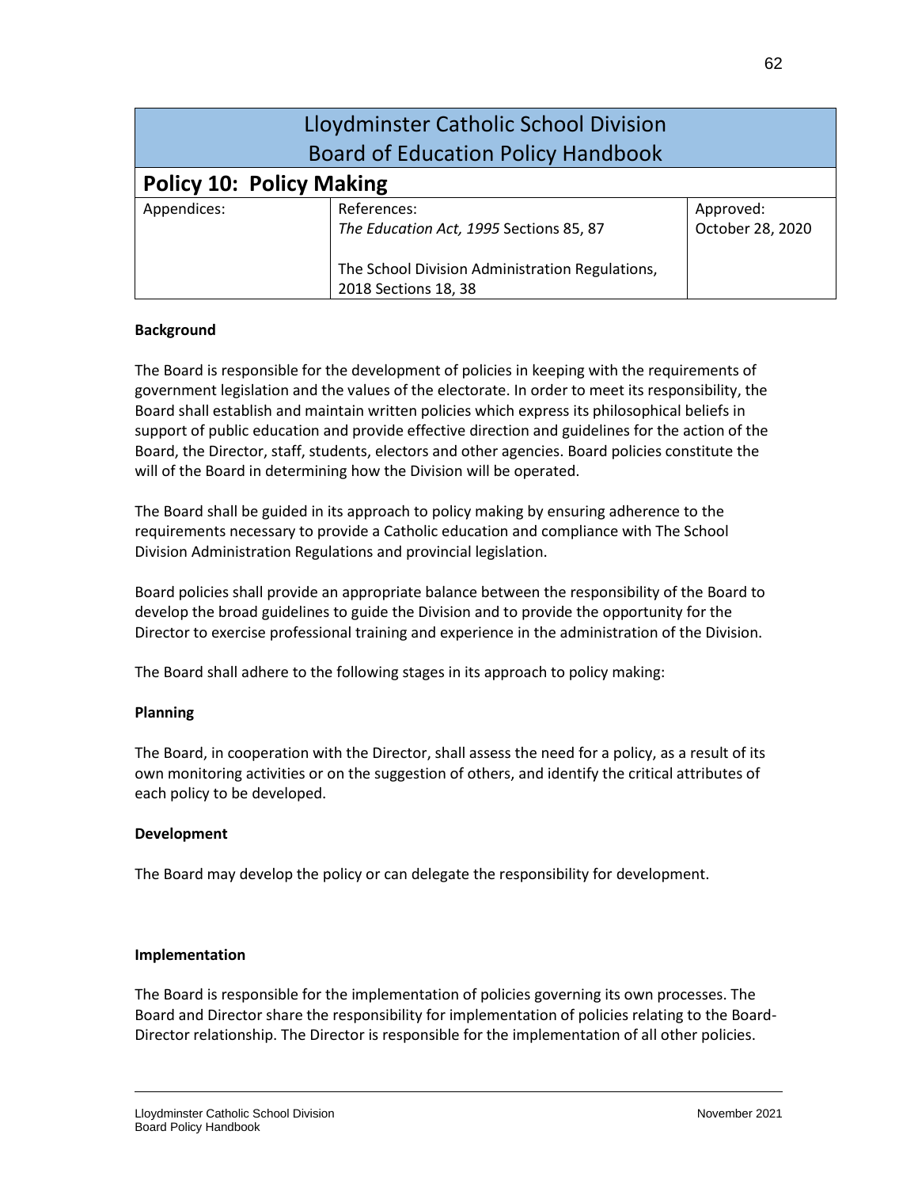| Lloydminster Catholic School Division<br>Board of Education Policy Handbook | | |
|---|---|---|
| **Policy 10: Policy Making** | | |
| Appendices: | References:<br>*The Education Act, 1995* Sections 85, 87<br><br>The School Division Administration Regulations, 2018 Sections 18, 38 | Approved:<br>October 28, 2020 |

**Background**

The Board is responsible for the development of policies in keeping with the requirements of government legislation and the values of the electorate. In order to meet its responsibility, the Board shall establish and maintain written policies which express its philosophical beliefs in support of public education and provide effective direction and guidelines for the action of the Board, the Director, staff, students, electors and other agencies. Board policies constitute the will of the Board in determining how the Division will be operated.

The Board shall be guided in its approach to policy making by ensuring adherence to the requirements necessary to provide a Catholic education and compliance with The School Division Administration Regulations and provincial legislation.

Board policies shall provide an appropriate balance between the responsibility of the Board to develop the broad guidelines to guide the Division and to provide the opportunity for the Director to exercise professional training and experience in the administration of the Division.

The Board shall adhere to the following stages in its approach to policy making:

**Planning**

The Board, in cooperation with the Director, shall assess the need for a policy, as a result of its own monitoring activities or on the suggestion of others, and identify the critical attributes of each policy to be developed.

**Development**

The Board may develop the policy or can delegate the responsibility for development.

**Implementation**

The Board is responsible for the implementation of policies governing its own processes. The Board and Director share the responsibility for implementation of policies relating to the Board-Director relationship. The Director is responsible for the implementation of all other policies.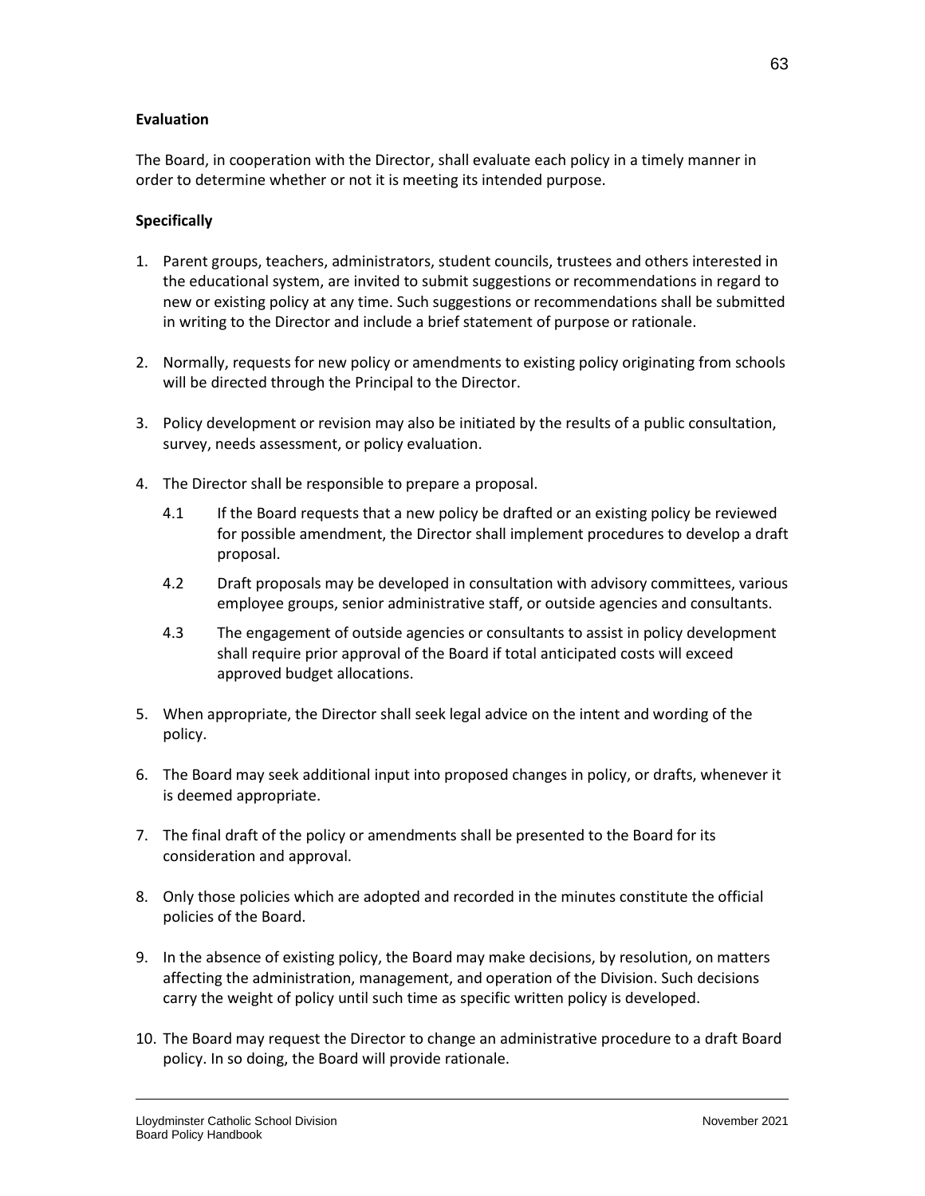**Evaluation**

The Board, in cooperation with the Director, shall evaluate each policy in a timely manner in order to determine whether or not it is meeting its intended purpose.

**Specifically**

1. Parent groups, teachers, administrators, student councils, trustees and others interested in the educational system, are invited to submit suggestions or recommendations in regard to new or existing policy at any time. Such suggestions or recommendations shall be submitted in writing to the Director and include a brief statement of purpose or rationale.

2. Normally, requests for new policy or amendments to existing policy originating from schools will be directed through the Principal to the Director.

3. Policy development or revision may also be initiated by the results of a public consultation, survey, needs assessment, or policy evaluation.

4. The Director shall be responsible to prepare a proposal.

   4.1 If the Board requests that a new policy be drafted or an existing policy be reviewed for possible amendment, the Director shall implement procedures to develop a draft proposal.

   4.2 Draft proposals may be developed in consultation with advisory committees, various employee groups, senior administrative staff, or outside agencies and consultants.

   4.3 The engagement of outside agencies or consultants to assist in policy development shall require prior approval of the Board if total anticipated costs will exceed approved budget allocations.

5. When appropriate, the Director shall seek legal advice on the intent and wording of the policy.

6. The Board may seek additional input into proposed changes in policy, or drafts, whenever it is deemed appropriate.

7. The final draft of the policy or amendments shall be presented to the Board for its consideration and approval.

8. Only those policies which are adopted and recorded in the minutes constitute the official policies of the Board.

9. In the absence of existing policy, the Board may make decisions, by resolution, on matters affecting the administration, management, and operation of the Division. Such decisions carry the weight of policy until such time as specific written policy is developed.

10. The Board may request the Director to change an administrative procedure to a draft Board policy. In so doing, the Board will provide rationale.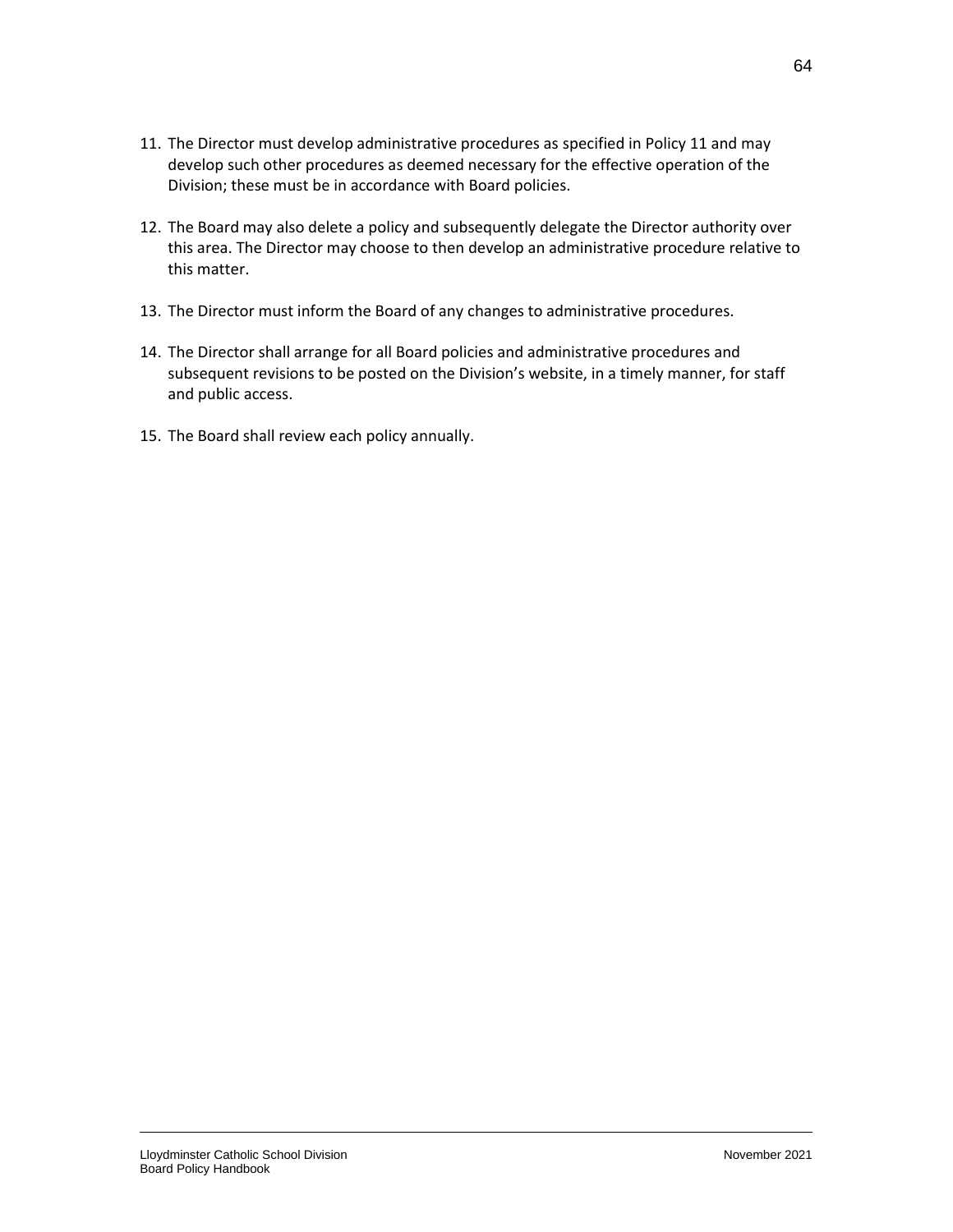11. The Director must develop administrative procedures as specified in Policy 11 and may develop such other procedures as deemed necessary for the effective operation of the Division; these must be in accordance with Board policies.

12. The Board may also delete a policy and subsequently delegate the Director authority over this area. The Director may choose to then develop an administrative procedure relative to this matter.

13. The Director must inform the Board of any changes to administrative procedures.

14. The Director shall arrange for all Board policies and administrative procedures and subsequent revisions to be posted on the Division's website, in a timely manner, for staff and public access.

15. The Board shall review each policy annually.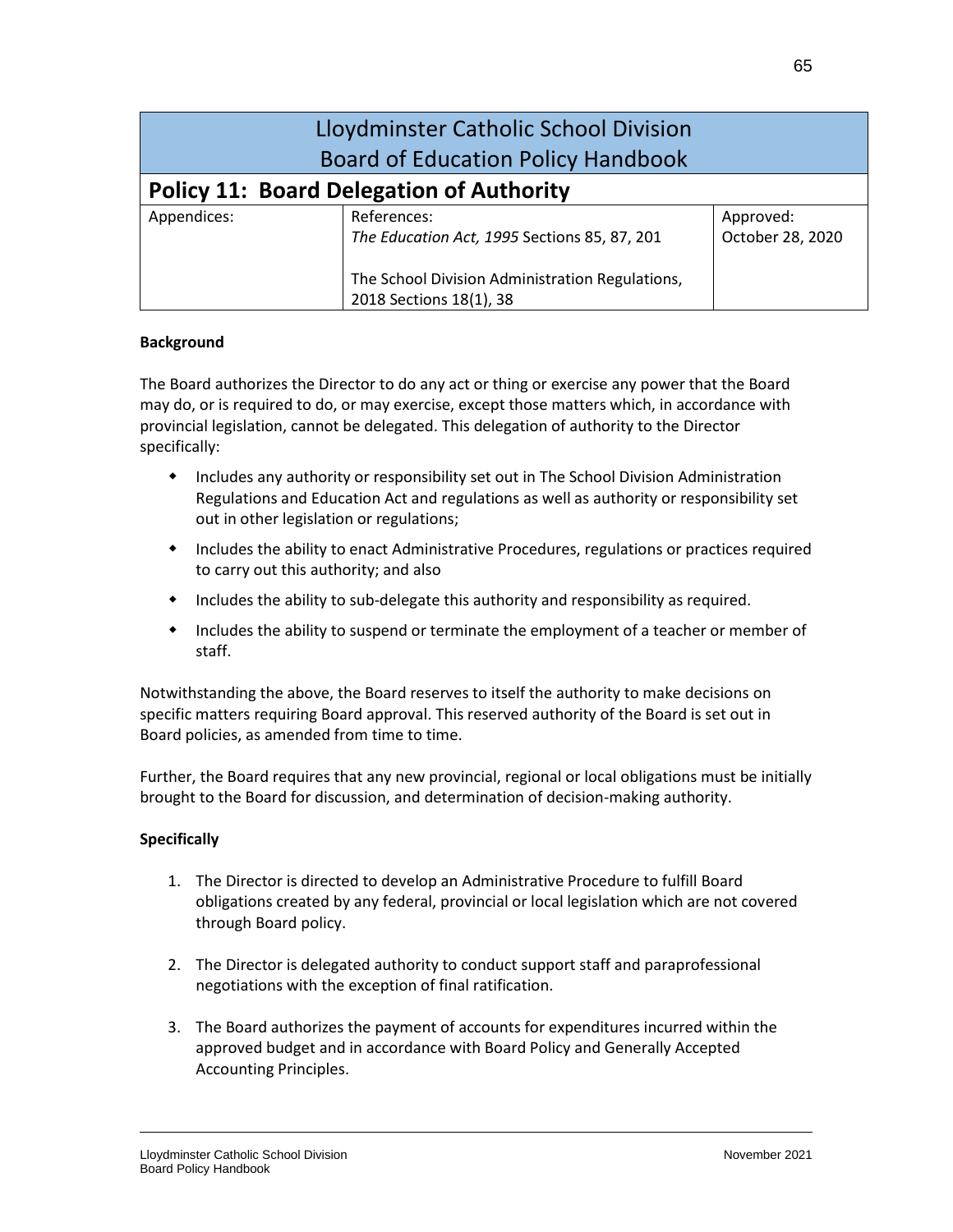# Lloydminster Catholic School Division Board of Education Policy Handbook

## Policy 11: Board Delegation of Authority

| Appendices: | References: | Approved: |
|---|---|---|
| | *The Education Act, 1995* Sections 85, 87, 201<br><br>The School Division Administration Regulations, 2018 Sections 18(1), 38 | October 28, 2020 |

**Background**

The Board authorizes the Director to do any act or thing or exercise any power that the Board may do, or is required to do, or may exercise, except those matters which, in accordance with provincial legislation, cannot be delegated. This delegation of authority to the Director specifically:

- Includes any authority or responsibility set out in The School Division Administration Regulations and Education Act and regulations as well as authority or responsibility set out in other legislation or regulations;
- Includes the ability to enact Administrative Procedures, regulations or practices required to carry out this authority; and also
- Includes the ability to sub-delegate this authority and responsibility as required.
- Includes the ability to suspend or terminate the employment of a teacher or member of staff.

Notwithstanding the above, the Board reserves to itself the authority to make decisions on specific matters requiring Board approval. This reserved authority of the Board is set out in Board policies, as amended from time to time.

Further, the Board requires that any new provincial, regional or local obligations must be initially brought to the Board for discussion, and determination of decision-making authority.

**Specifically**

1. The Director is directed to develop an Administrative Procedure to fulfill Board obligations created by any federal, provincial or local legislation which are not covered through Board policy.

2. The Director is delegated authority to conduct support staff and paraprofessional negotiations with the exception of final ratification.

3. The Board authorizes the payment of accounts for expenditures incurred within the approved budget and in accordance with Board Policy and Generally Accepted Accounting Principles.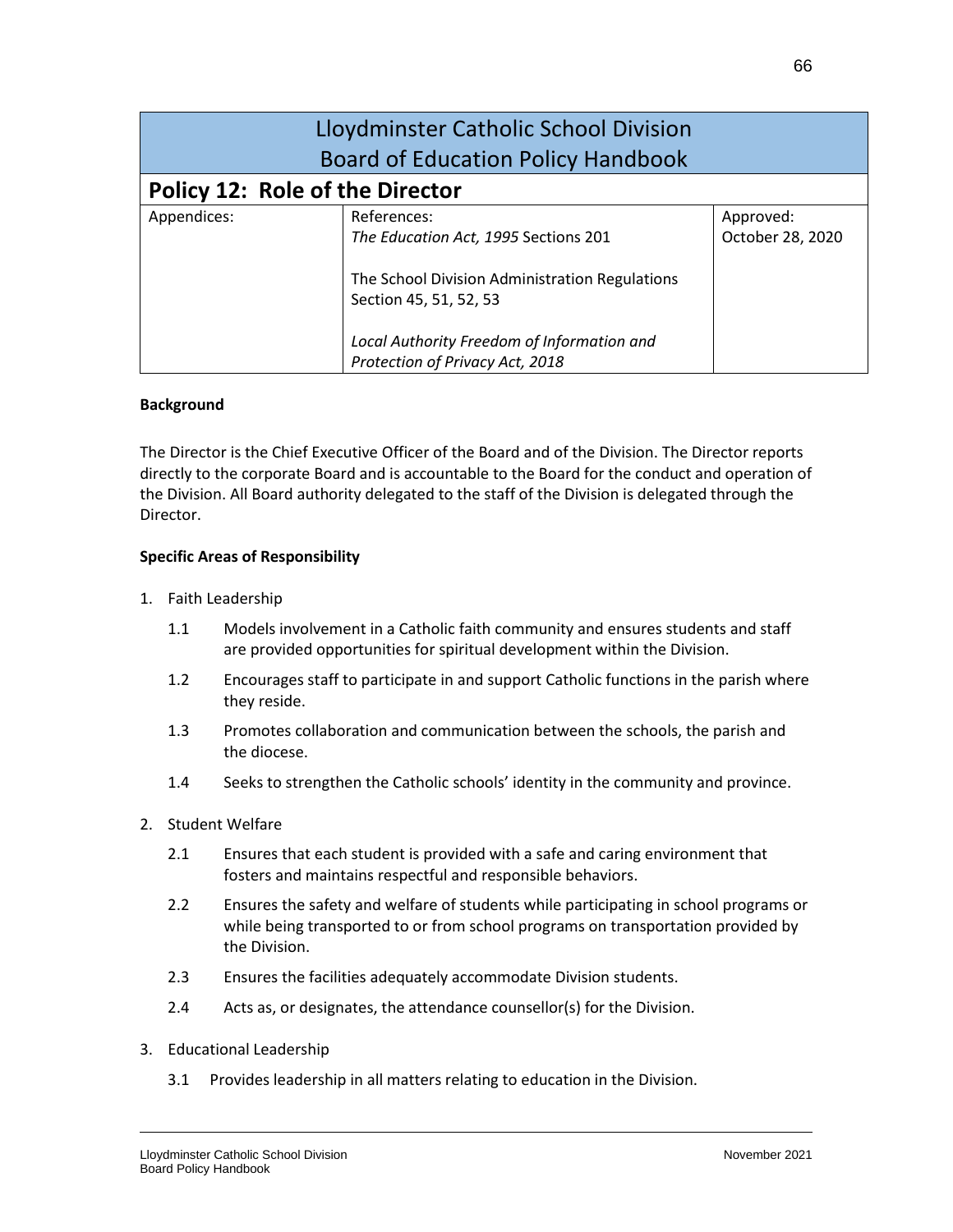| Lloydminster Catholic School Division Board of Education Policy Handbook | | |
|---|---|---|
| **Policy 12: Role of the Director** | | |
| Appendices: | References:<br>*The Education Act, 1995* Sections 201<br><br>The School Division Administration Regulations Section 45, 51, 52, 53<br><br>*Local Authority Freedom of Information and Protection of Privacy Act, 2018* | Approved:<br>October 28, 2020 |

**Background**

The Director is the Chief Executive Officer of the Board and of the Division. The Director reports directly to the corporate Board and is accountable to the Board for the conduct and operation of the Division. All Board authority delegated to the staff of the Division is delegated through the Director.

**Specific Areas of Responsibility**

1. Faith Leadership

   1.1 Models involvement in a Catholic faith community and ensures students and staff are provided opportunities for spiritual development within the Division.

   1.2 Encourages staff to participate in and support Catholic functions in the parish where they reside.

   1.3 Promotes collaboration and communication between the schools, the parish and the diocese.

   1.4 Seeks to strengthen the Catholic schools' identity in the community and province.

2. Student Welfare

   2.1 Ensures that each student is provided with a safe and caring environment that fosters and maintains respectful and responsible behaviors.

   2.2 Ensures the safety and welfare of students while participating in school programs or while being transported to or from school programs on transportation provided by the Division.

   2.3 Ensures the facilities adequately accommodate Division students.

   2.4 Acts as, or designates, the attendance counsellor(s) for the Division.

3. Educational Leadership

   3.1 Provides leadership in all matters relating to education in the Division.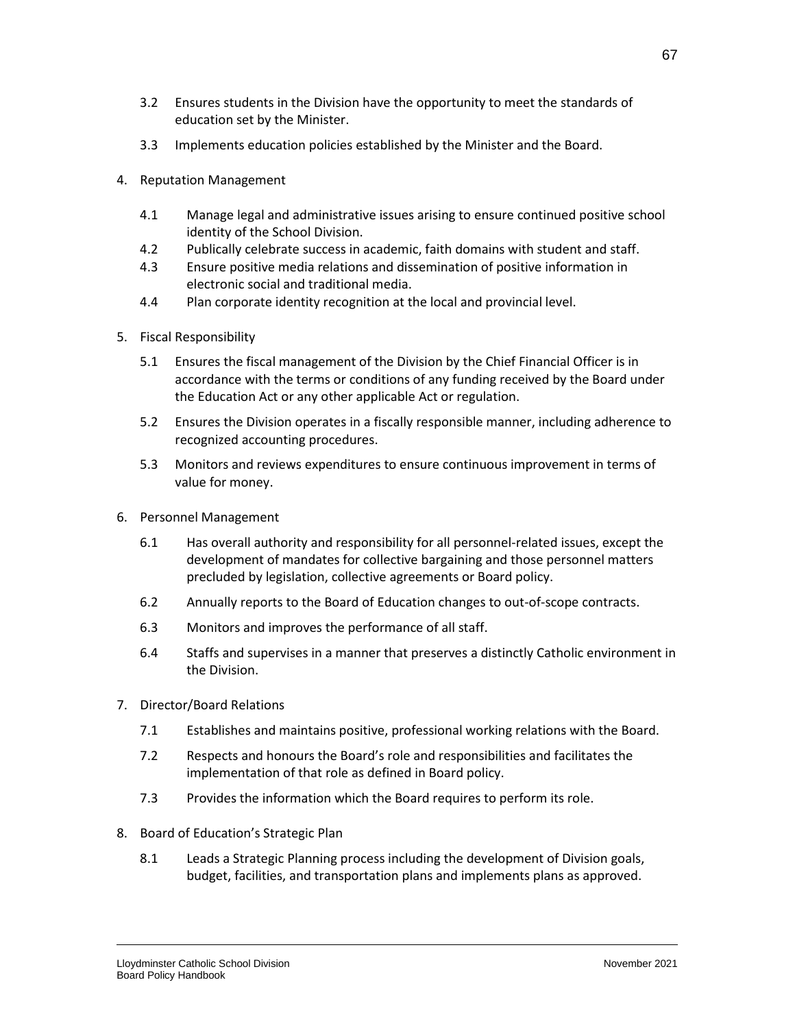3.2 Ensures students in the Division have the opportunity to meet the standards of education set by the Minister.

3.3 Implements education policies established by the Minister and the Board.

4. Reputation Management

   4.1 Manage legal and administrative issues arising to ensure continued positive school identity of the School Division.
   4.2 Publically celebrate success in academic, faith domains with student and staff.
   4.3 Ensure positive media relations and dissemination of positive information in electronic social and traditional media.
   4.4 Plan corporate identity recognition at the local and provincial level.

5. Fiscal Responsibility

   5.1 Ensures the fiscal management of the Division by the Chief Financial Officer is in accordance with the terms or conditions of any funding received by the Board under the Education Act or any other applicable Act or regulation.

   5.2 Ensures the Division operates in a fiscally responsible manner, including adherence to recognized accounting procedures.

   5.3 Monitors and reviews expenditures to ensure continuous improvement in terms of value for money.

6. Personnel Management

   6.1 Has overall authority and responsibility for all personnel-related issues, except the development of mandates for collective bargaining and those personnel matters precluded by legislation, collective agreements or Board policy.

   6.2 Annually reports to the Board of Education changes to out-of-scope contracts.

   6.3 Monitors and improves the performance of all staff.

   6.4 Staffs and supervises in a manner that preserves a distinctly Catholic environment in the Division.

7. Director/Board Relations

   7.1 Establishes and maintains positive, professional working relations with the Board.

   7.2 Respects and honours the Board's role and responsibilities and facilitates the implementation of that role as defined in Board policy.

   7.3 Provides the information which the Board requires to perform its role.

8. Board of Education's Strategic Plan

   8.1 Leads a Strategic Planning process including the development of Division goals, budget, facilities, and transportation plans and implements plans as approved.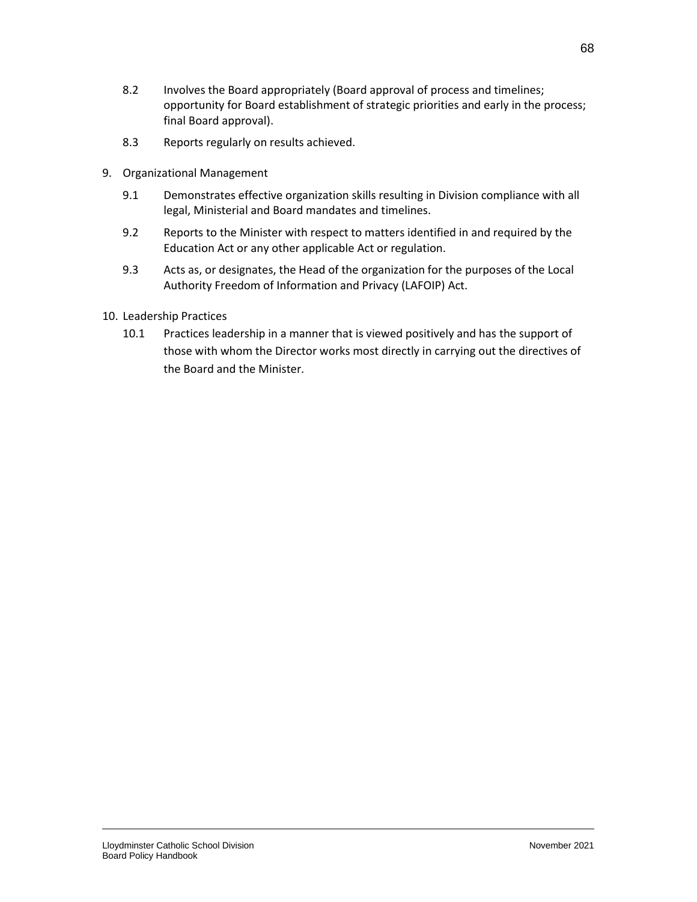8.2 Involves the Board appropriately (Board approval of process and timelines; opportunity for Board establishment of strategic priorities and early in the process; final Board approval).

8.3 Reports regularly on results achieved.

9. Organizational Management

   9.1 Demonstrates effective organization skills resulting in Division compliance with all legal, Ministerial and Board mandates and timelines.

   9.2 Reports to the Minister with respect to matters identified in and required by the Education Act or any other applicable Act or regulation.

   9.3 Acts as, or designates, the Head of the organization for the purposes of the Local Authority Freedom of Information and Privacy (LAFOIP) Act.

10. Leadership Practices

    10.1 Practices leadership in a manner that is viewed positively and has the support of those with whom the Director works most directly in carrying out the directives of the Board and the Minister.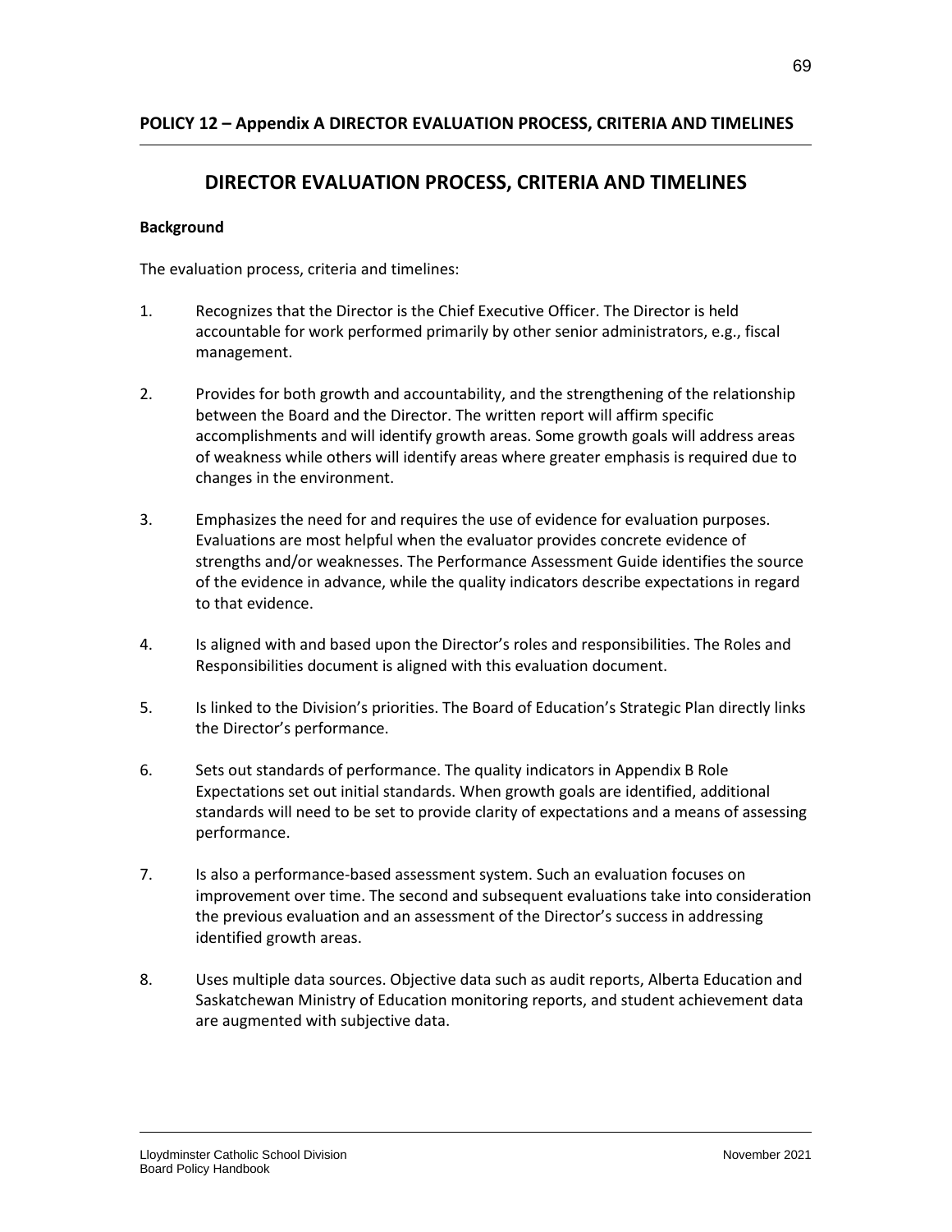**POLICY 12 – Appendix A DIRECTOR EVALUATION PROCESS, CRITERIA AND TIMELINES**

# DIRECTOR EVALUATION PROCESS, CRITERIA AND TIMELINES

**Background**

The evaluation process, criteria and timelines:

1. Recognizes that the Director is the Chief Executive Officer. The Director is held accountable for work performed primarily by other senior administrators, e.g., fiscal management.

2. Provides for both growth and accountability, and the strengthening of the relationship between the Board and the Director. The written report will affirm specific accomplishments and will identify growth areas. Some growth goals will address areas of weakness while others will identify areas where greater emphasis is required due to changes in the environment.

3. Emphasizes the need for and requires the use of evidence for evaluation purposes. Evaluations are most helpful when the evaluator provides concrete evidence of strengths and/or weaknesses. The Performance Assessment Guide identifies the source of the evidence in advance, while the quality indicators describe expectations in regard to that evidence.

4. Is aligned with and based upon the Director's roles and responsibilities. The Roles and Responsibilities document is aligned with this evaluation document.

5. Is linked to the Division's priorities. The Board of Education's Strategic Plan directly links the Director's performance.

6. Sets out standards of performance. The quality indicators in Appendix B Role Expectations set out initial standards. When growth goals are identified, additional standards will need to be set to provide clarity of expectations and a means of assessing performance.

7. Is also a performance-based assessment system. Such an evaluation focuses on improvement over time. The second and subsequent evaluations take into consideration the previous evaluation and an assessment of the Director's success in addressing identified growth areas.

8. Uses multiple data sources. Objective data such as audit reports, Alberta Education and Saskatchewan Ministry of Education monitoring reports, and student achievement data are augmented with subjective data.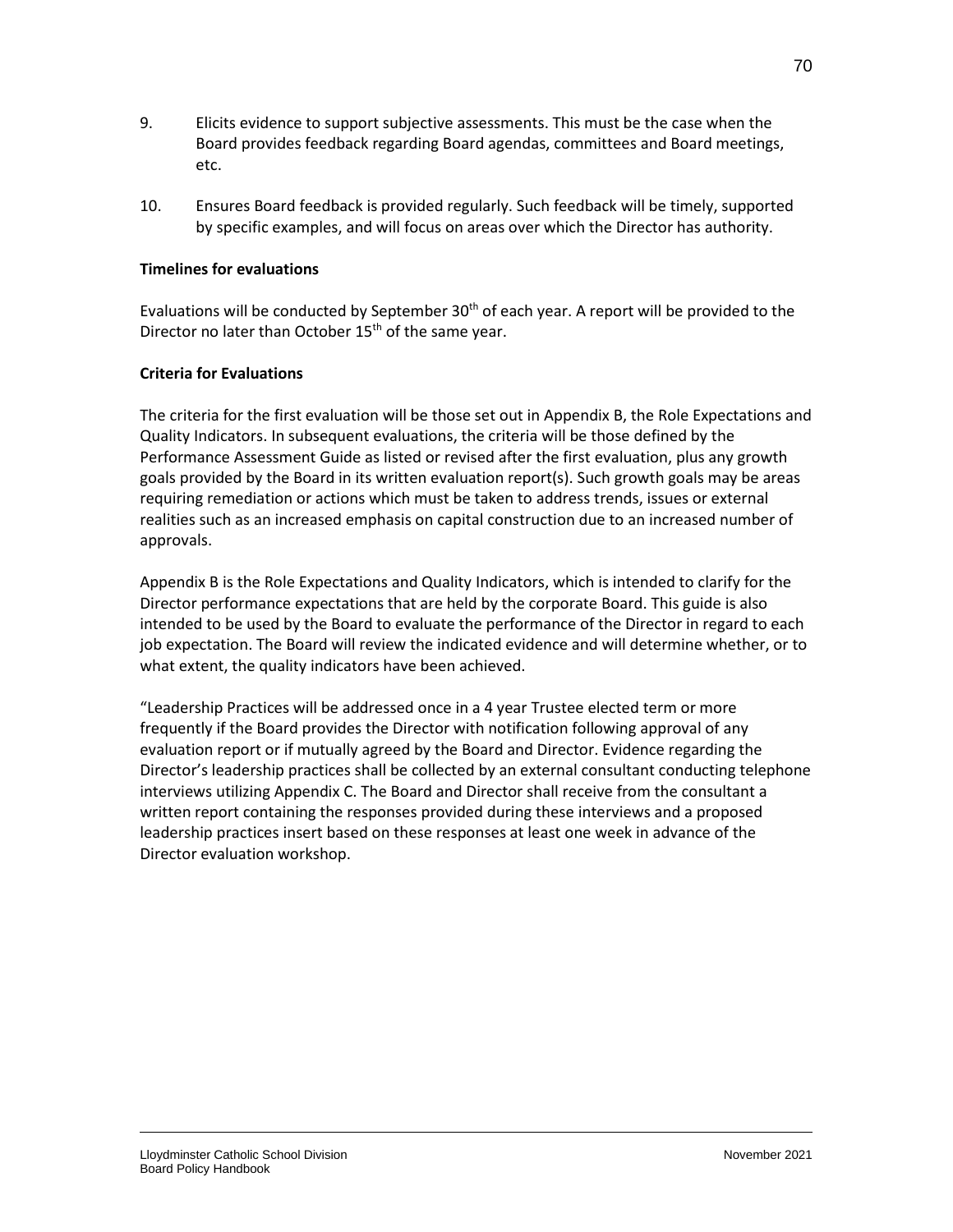9. Elicits evidence to support subjective assessments. This must be the case when the Board provides feedback regarding Board agendas, committees and Board meetings, etc.

10. Ensures Board feedback is provided regularly. Such feedback will be timely, supported by specific examples, and will focus on areas over which the Director has authority.

**Timelines for evaluations**

Evaluations will be conducted by September 30th of each year. A report will be provided to the Director no later than October 15th of the same year.

**Criteria for Evaluations**

The criteria for the first evaluation will be those set out in Appendix B, the Role Expectations and Quality Indicators. In subsequent evaluations, the criteria will be those defined by the Performance Assessment Guide as listed or revised after the first evaluation, plus any growth goals provided by the Board in its written evaluation report(s). Such growth goals may be areas requiring remediation or actions which must be taken to address trends, issues or external realities such as an increased emphasis on capital construction due to an increased number of approvals.

Appendix B is the Role Expectations and Quality Indicators, which is intended to clarify for the Director performance expectations that are held by the corporate Board. This guide is also intended to be used by the Board to evaluate the performance of the Director in regard to each job expectation. The Board will review the indicated evidence and will determine whether, or to what extent, the quality indicators have been achieved.

"Leadership Practices will be addressed once in a 4 year Trustee elected term or more frequently if the Board provides the Director with notification following approval of any evaluation report or if mutually agreed by the Board and Director. Evidence regarding the Director's leadership practices shall be collected by an external consultant conducting telephone interviews utilizing Appendix C. The Board and Director shall receive from the consultant a written report containing the responses provided during these interviews and a proposed leadership practices insert based on these responses at least one week in advance of the Director evaluation workshop.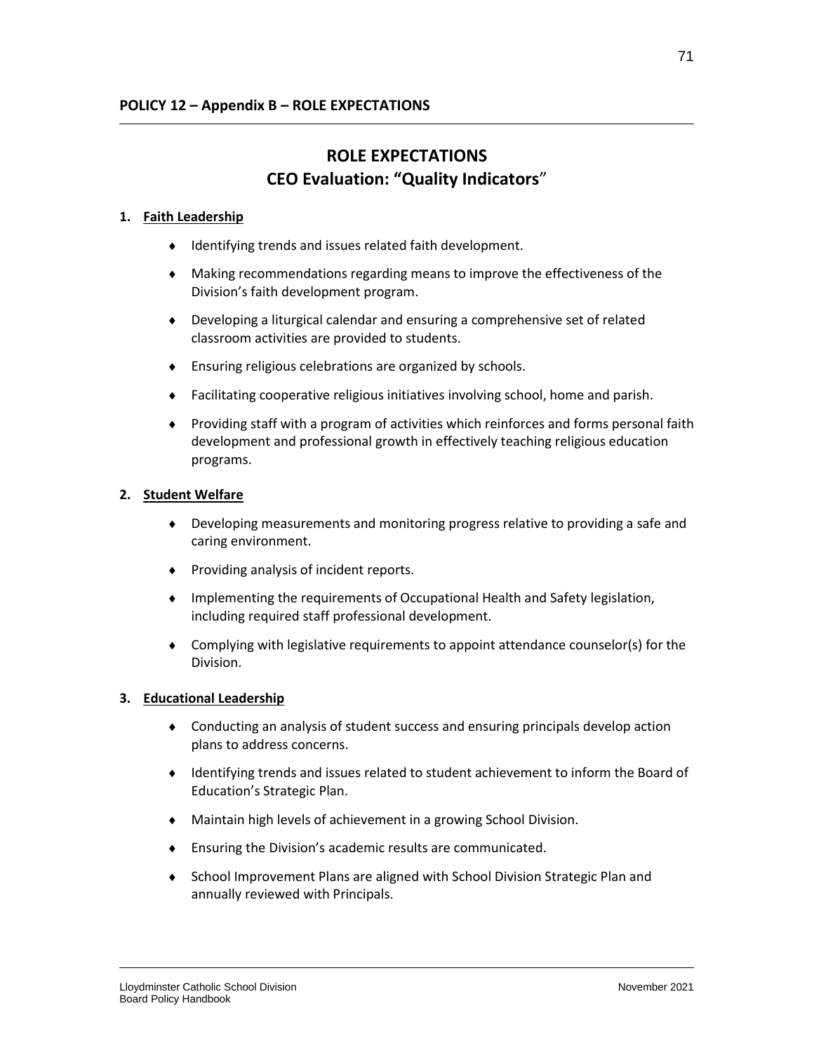**POLICY 12 – Appendix B – ROLE EXPECTATIONS**

# ROLE EXPECTATIONS
# CEO Evaluation: "Quality Indicators"

**1. Faith Leadership**

- Identifying trends and issues related faith development.
- Making recommendations regarding means to improve the effectiveness of the Division's faith development program.
- Developing a liturgical calendar and ensuring a comprehensive set of related classroom activities are provided to students.
- Ensuring religious celebrations are organized by schools.
- Facilitating cooperative religious initiatives involving school, home and parish.
- Providing staff with a program of activities which reinforces and forms personal faith development and professional growth in effectively teaching religious education programs.

**2. Student Welfare**

- Developing measurements and monitoring progress relative to providing a safe and caring environment.
- Providing analysis of incident reports.
- Implementing the requirements of Occupational Health and Safety legislation, including required staff professional development.
- Complying with legislative requirements to appoint attendance counselor(s) for the Division.

**3. Educational Leadership**

- Conducting an analysis of student success and ensuring principals develop action plans to address concerns.
- Identifying trends and issues related to student achievement to inform the Board of Education's Strategic Plan.
- Maintain high levels of achievement in a growing School Division.
- Ensuring the Division's academic results are communicated.
- School Improvement Plans are aligned with School Division Strategic Plan and annually reviewed with Principals.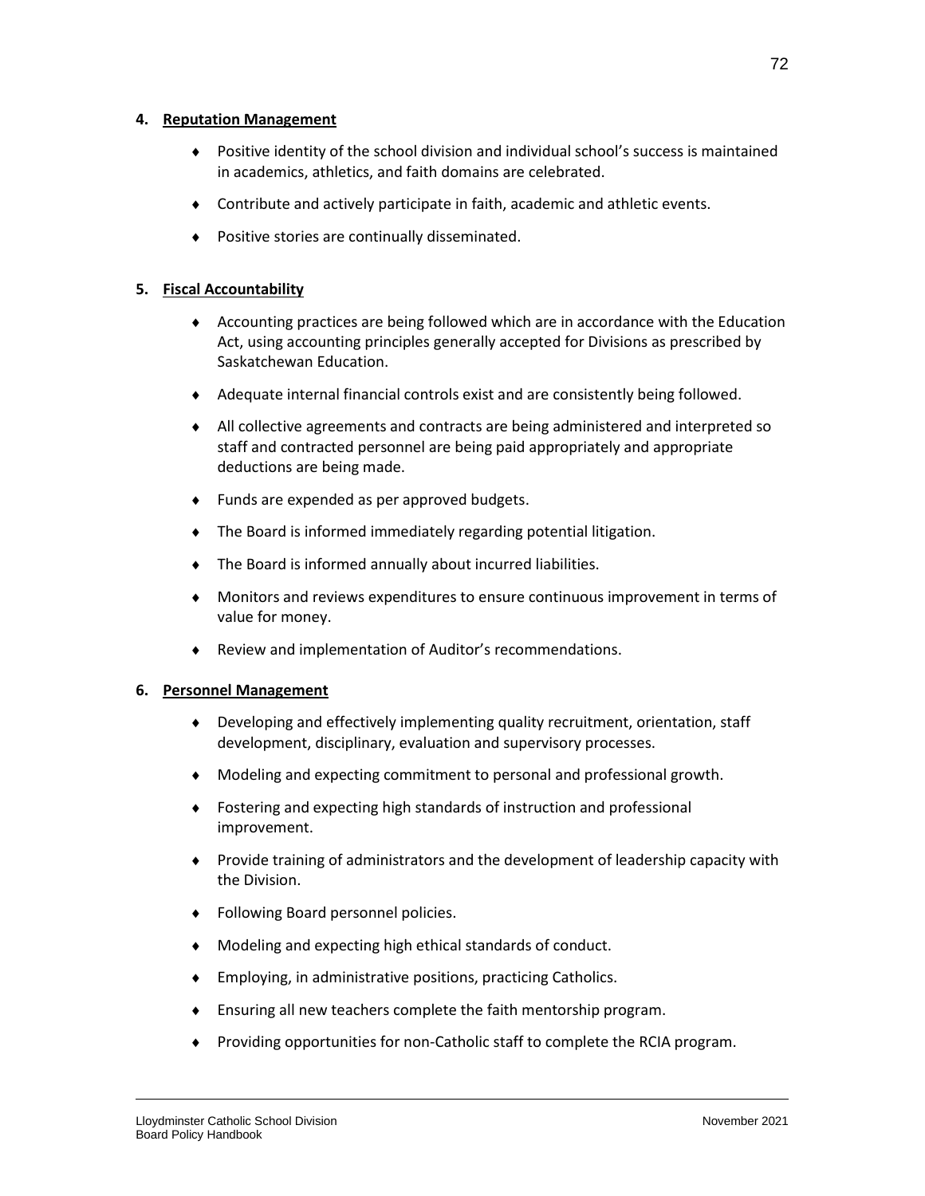**4. Reputation Management**

- Positive identity of the school division and individual school's success is maintained in academics, athletics, and faith domains are celebrated.
- Contribute and actively participate in faith, academic and athletic events.
- Positive stories are continually disseminated.

**5. Fiscal Accountability**

- Accounting practices are being followed which are in accordance with the Education Act, using accounting principles generally accepted for Divisions as prescribed by Saskatchewan Education.
- Adequate internal financial controls exist and are consistently being followed.
- All collective agreements and contracts are being administered and interpreted so staff and contracted personnel are being paid appropriately and appropriate deductions are being made.
- Funds are expended as per approved budgets.
- The Board is informed immediately regarding potential litigation.
- The Board is informed annually about incurred liabilities.
- Monitors and reviews expenditures to ensure continuous improvement in terms of value for money.
- Review and implementation of Auditor's recommendations.

**6. Personnel Management**

- Developing and effectively implementing quality recruitment, orientation, staff development, disciplinary, evaluation and supervisory processes.
- Modeling and expecting commitment to personal and professional growth.
- Fostering and expecting high standards of instruction and professional improvement.
- Provide training of administrators and the development of leadership capacity with the Division.
- Following Board personnel policies.
- Modeling and expecting high ethical standards of conduct.
- Employing, in administrative positions, practicing Catholics.
- Ensuring all new teachers complete the faith mentorship program.
- Providing opportunities for non-Catholic staff to complete the RCIA program.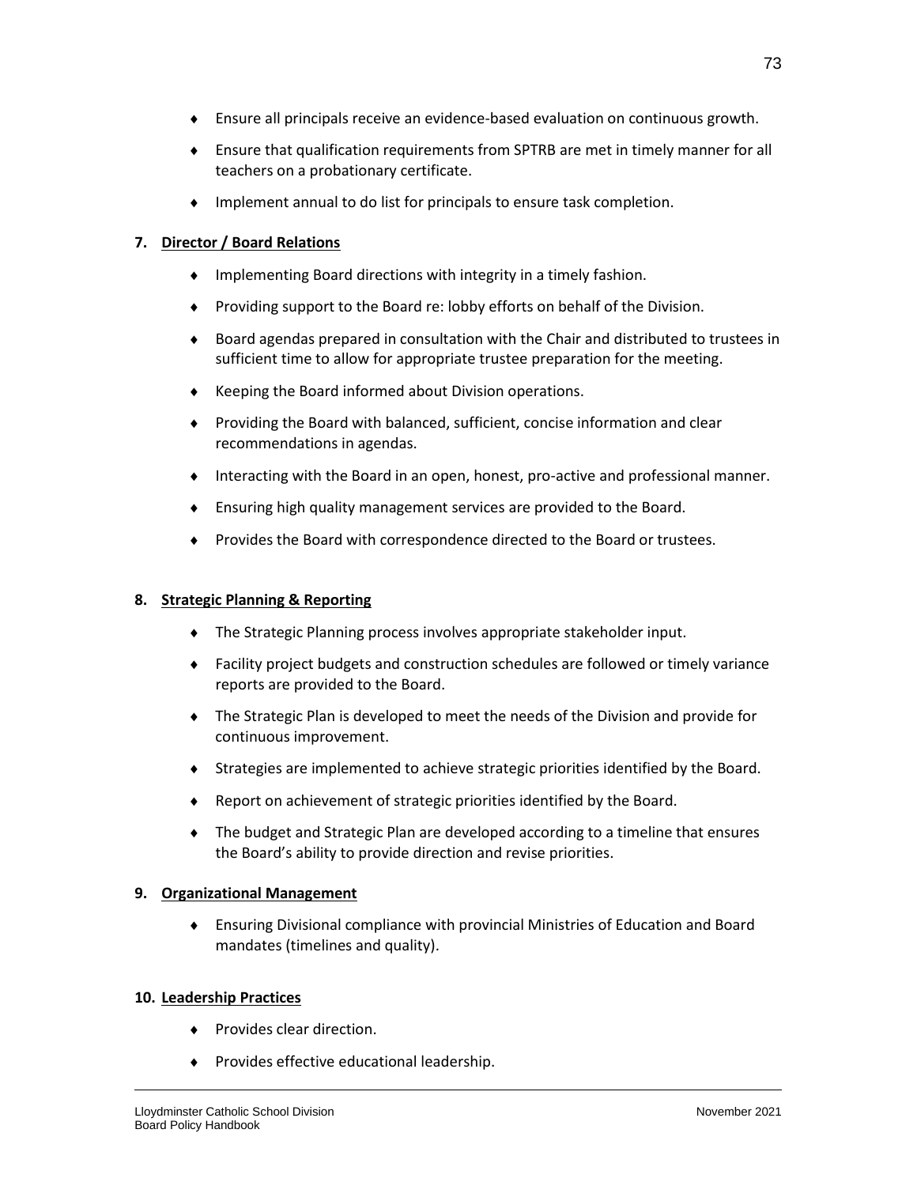- Ensure all principals receive an evidence-based evaluation on continuous growth.
- Ensure that qualification requirements from SPTRB are met in timely manner for all teachers on a probationary certificate.
- Implement annual to do list for principals to ensure task completion.

**7. Director / Board Relations**

- Implementing Board directions with integrity in a timely fashion.
- Providing support to the Board re: lobby efforts on behalf of the Division.
- Board agendas prepared in consultation with the Chair and distributed to trustees in sufficient time to allow for appropriate trustee preparation for the meeting.
- Keeping the Board informed about Division operations.
- Providing the Board with balanced, sufficient, concise information and clear recommendations in agendas.
- Interacting with the Board in an open, honest, pro-active and professional manner.
- Ensuring high quality management services are provided to the Board.
- Provides the Board with correspondence directed to the Board or trustees.

**8. Strategic Planning & Reporting**

- The Strategic Planning process involves appropriate stakeholder input.
- Facility project budgets and construction schedules are followed or timely variance reports are provided to the Board.
- The Strategic Plan is developed to meet the needs of the Division and provide for continuous improvement.
- Strategies are implemented to achieve strategic priorities identified by the Board.
- Report on achievement of strategic priorities identified by the Board.
- The budget and Strategic Plan are developed according to a timeline that ensures the Board's ability to provide direction and revise priorities.

**9. Organizational Management**

- Ensuring Divisional compliance with provincial Ministries of Education and Board mandates (timelines and quality).

**10. Leadership Practices**

- Provides clear direction.
- Provides effective educational leadership.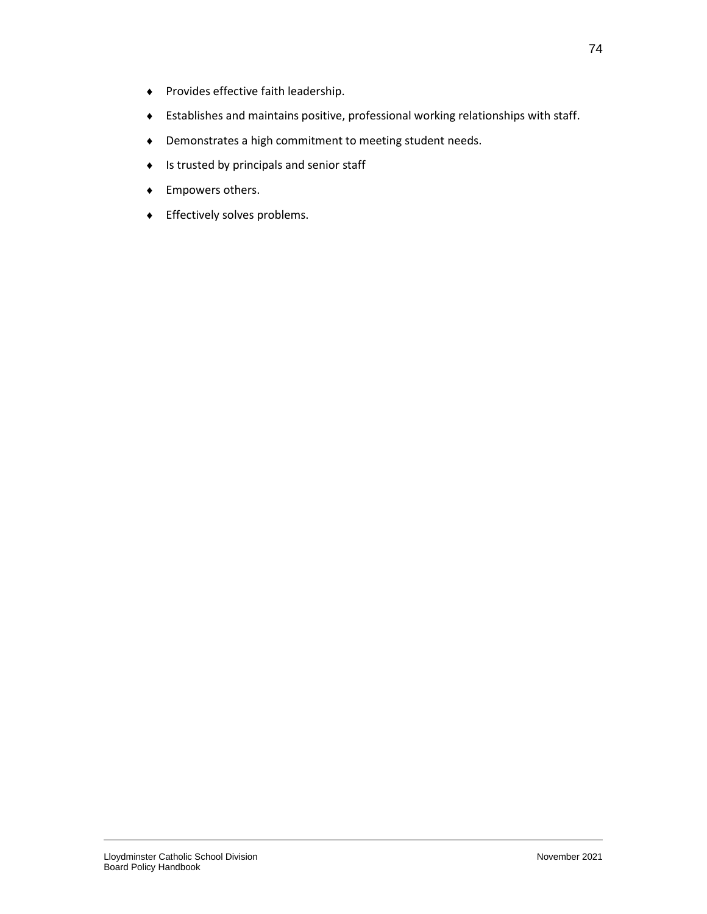- Provides effective faith leadership.
- Establishes and maintains positive, professional working relationships with staff.
- Demonstrates a high commitment to meeting student needs.
- Is trusted by principals and senior staff
- Empowers others.
- Effectively solves problems.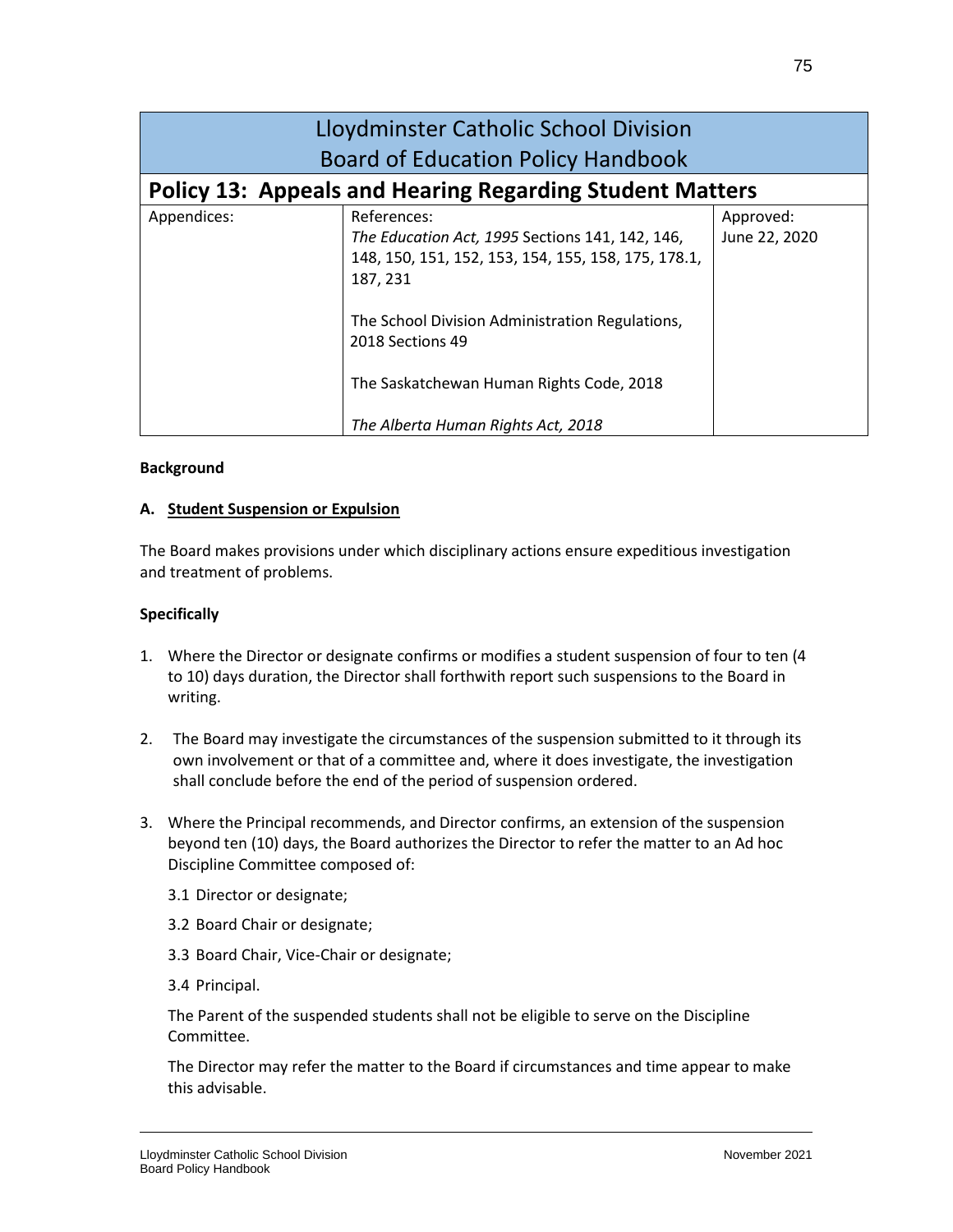# Lloydminster Catholic School Division
# Board of Education Policy Handbook

## Policy 13: Appeals and Hearing Regarding Student Matters

| Appendices: | References: | Approved: |
|---|---|---|
| | *The Education Act, 1995* Sections 141, 142, 146, 148, 150, 151, 152, 153, 154, 155, 158, 175, 178.1, 187, 231<br><br>The School Division Administration Regulations, 2018 Sections 49<br><br>The Saskatchewan Human Rights Code, 2018<br><br>*The Alberta Human Rights Act, 2018* | June 22, 2020 |

**Background**

**A. Student Suspension or Expulsion**

The Board makes provisions under which disciplinary actions ensure expeditious investigation and treatment of problems.

**Specifically**

1. Where the Director or designate confirms or modifies a student suspension of four to ten (4 to 10) days duration, the Director shall forthwith report such suspensions to the Board in writing.

2. The Board may investigate the circumstances of the suspension submitted to it through its own involvement or that of a committee and, where it does investigate, the investigation shall conclude before the end of the period of suspension ordered.

3. Where the Principal recommends, and Director confirms, an extension of the suspension beyond ten (10) days, the Board authorizes the Director to refer the matter to an Ad hoc Discipline Committee composed of:

   3.1 Director or designate;

   3.2 Board Chair or designate;

   3.3 Board Chair, Vice-Chair or designate;

   3.4 Principal.

   The Parent of the suspended students shall not be eligible to serve on the Discipline Committee.

   The Director may refer the matter to the Board if circumstances and time appear to make this advisable.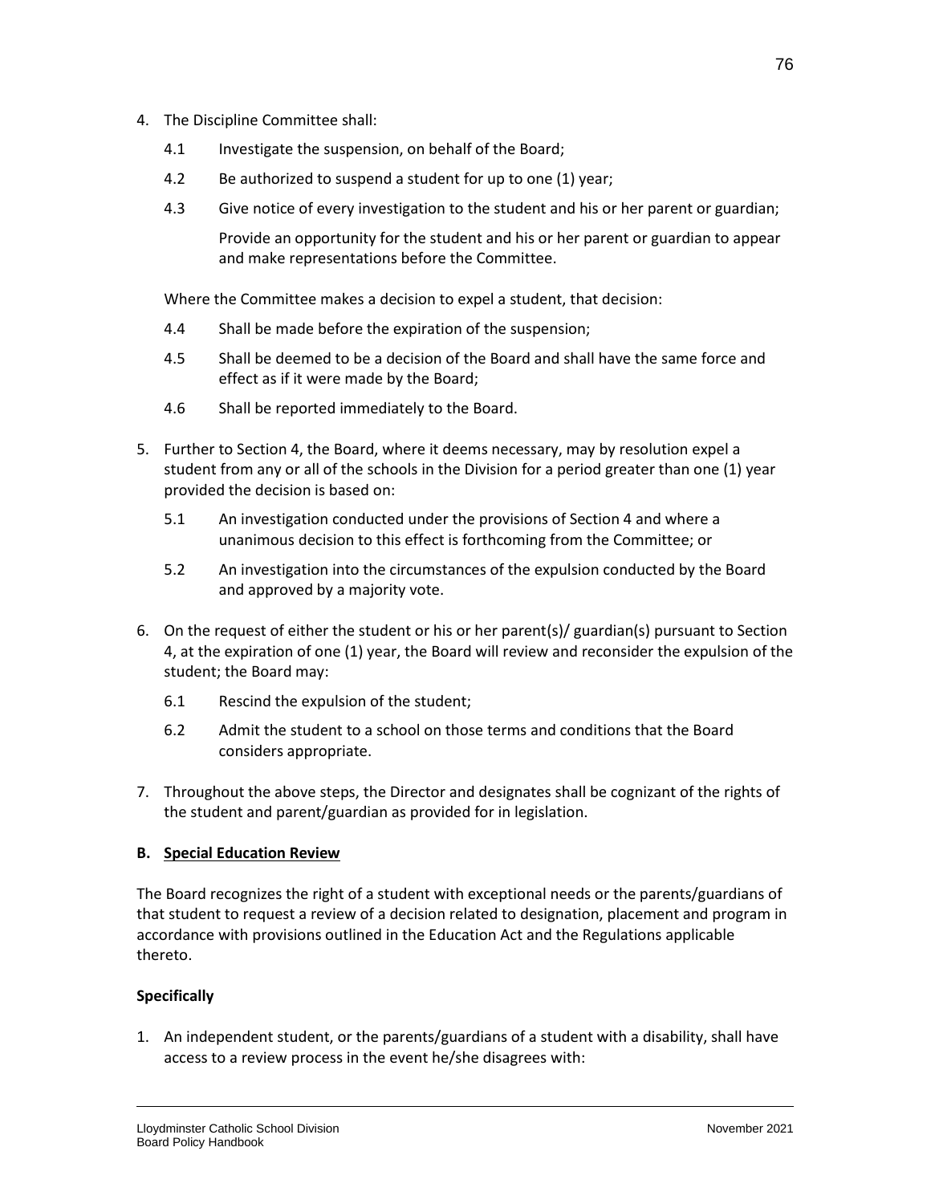4. The Discipline Committee shall:

   4.1 Investigate the suspension, on behalf of the Board;

   4.2 Be authorized to suspend a student for up to one (1) year;

   4.3 Give notice of every investigation to the student and his or her parent or guardian;

   Provide an opportunity for the student and his or her parent or guardian to appear and make representations before the Committee.

   Where the Committee makes a decision to expel a student, that decision:

   4.4 Shall be made before the expiration of the suspension;

   4.5 Shall be deemed to be a decision of the Board and shall have the same force and effect as if it were made by the Board;

   4.6 Shall be reported immediately to the Board.

5. Further to Section 4, the Board, where it deems necessary, may by resolution expel a student from any or all of the schools in the Division for a period greater than one (1) year provided the decision is based on:

   5.1 An investigation conducted under the provisions of Section 4 and where a unanimous decision to this effect is forthcoming from the Committee; or

   5.2 An investigation into the circumstances of the expulsion conducted by the Board and approved by a majority vote.

6. On the request of either the student or his or her parent(s)/ guardian(s) pursuant to Section 4, at the expiration of one (1) year, the Board will review and reconsider the expulsion of the student; the Board may:

   6.1 Rescind the expulsion of the student;

   6.2 Admit the student to a school on those terms and conditions that the Board considers appropriate.

7. Throughout the above steps, the Director and designates shall be cognizant of the rights of the student and parent/guardian as provided for in legislation.

**B. Special Education Review**

The Board recognizes the right of a student with exceptional needs or the parents/guardians of that student to request a review of a decision related to designation, placement and program in accordance with provisions outlined in the Education Act and the Regulations applicable thereto.

**Specifically**

1. An independent student, or the parents/guardians of a student with a disability, shall have access to a review process in the event he/she disagrees with: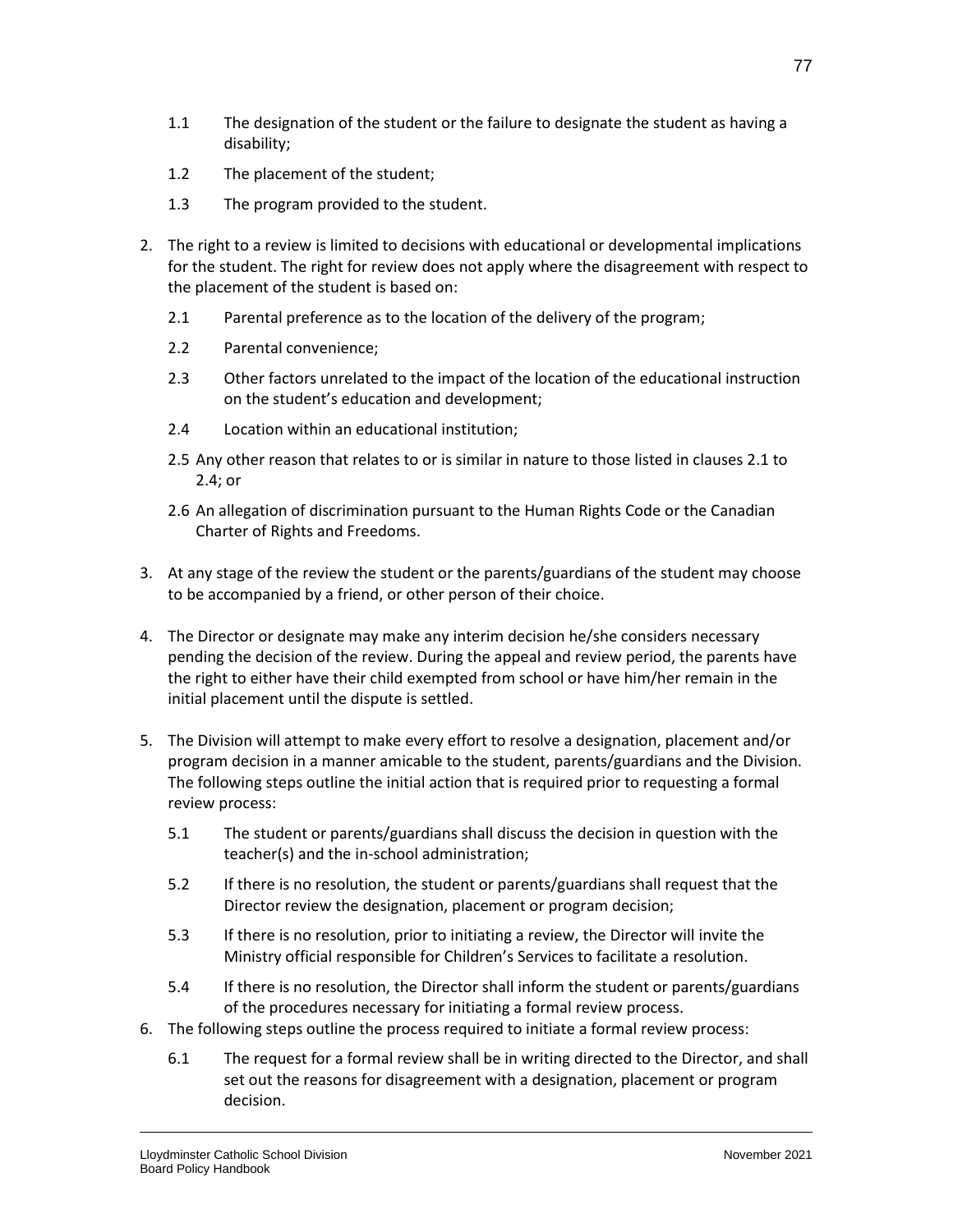1.1 The designation of the student or the failure to designate the student as having a disability;

1.2 The placement of the student;

1.3 The program provided to the student.

2. The right to a review is limited to decisions with educational or developmental implications for the student. The right for review does not apply where the disagreement with respect to the placement of the student is based on:

   2.1 Parental preference as to the location of the delivery of the program;

   2.2 Parental convenience;

   2.3 Other factors unrelated to the impact of the location of the educational instruction on the student's education and development;

   2.4 Location within an educational institution;

   2.5 Any other reason that relates to or is similar in nature to those listed in clauses 2.1 to 2.4; or

   2.6 An allegation of discrimination pursuant to the Human Rights Code or the Canadian Charter of Rights and Freedoms.

3. At any stage of the review the student or the parents/guardians of the student may choose to be accompanied by a friend, or other person of their choice.

4. The Director or designate may make any interim decision he/she considers necessary pending the decision of the review. During the appeal and review period, the parents have the right to either have their child exempted from school or have him/her remain in the initial placement until the dispute is settled.

5. The Division will attempt to make every effort to resolve a designation, placement and/or program decision in a manner amicable to the student, parents/guardians and the Division. The following steps outline the initial action that is required prior to requesting a formal review process:

   5.1 The student or parents/guardians shall discuss the decision in question with the teacher(s) and the in-school administration;

   5.2 If there is no resolution, the student or parents/guardians shall request that the Director review the designation, placement or program decision;

   5.3 If there is no resolution, prior to initiating a review, the Director will invite the Ministry official responsible for Children's Services to facilitate a resolution.

   5.4 If there is no resolution, the Director shall inform the student or parents/guardians of the procedures necessary for initiating a formal review process.

6. The following steps outline the process required to initiate a formal review process:

   6.1 The request for a formal review shall be in writing directed to the Director, and shall set out the reasons for disagreement with a designation, placement or program decision.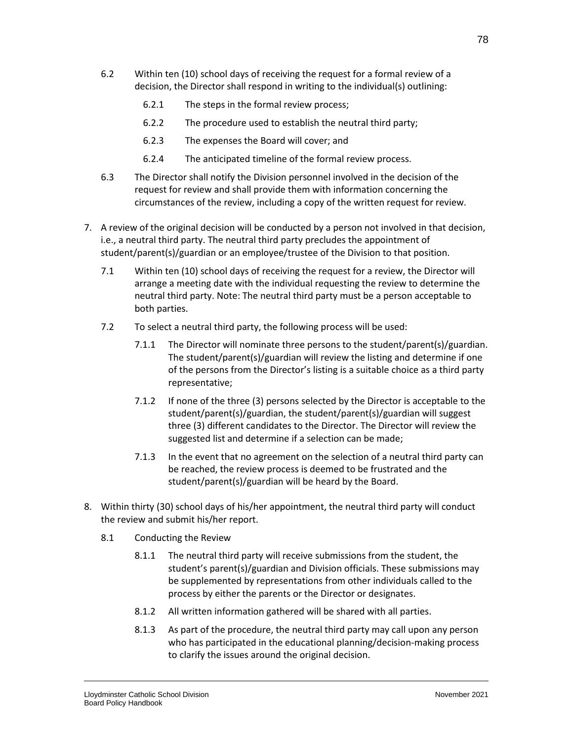6.2 Within ten (10) school days of receiving the request for a formal review of a decision, the Director shall respond in writing to the individual(s) outlining:

   6.2.1 The steps in the formal review process;

   6.2.2 The procedure used to establish the neutral third party;

   6.2.3 The expenses the Board will cover; and

   6.2.4 The anticipated timeline of the formal review process.

6.3 The Director shall notify the Division personnel involved in the decision of the request for review and shall provide them with information concerning the circumstances of the review, including a copy of the written request for review.

7. A review of the original decision will be conducted by a person not involved in that decision, i.e., a neutral third party. The neutral third party precludes the appointment of student/parent(s)/guardian or an employee/trustee of the Division to that position.

   7.1 Within ten (10) school days of receiving the request for a review, the Director will arrange a meeting date with the individual requesting the review to determine the neutral third party. Note: The neutral third party must be a person acceptable to both parties.

   7.2 To select a neutral third party, the following process will be used:

      7.1.1 The Director will nominate three persons to the student/parent(s)/guardian. The student/parent(s)/guardian will review the listing and determine if one of the persons from the Director's listing is a suitable choice as a third party representative;

      7.1.2 If none of the three (3) persons selected by the Director is acceptable to the student/parent(s)/guardian, the student/parent(s)/guardian will suggest three (3) different candidates to the Director. The Director will review the suggested list and determine if a selection can be made;

      7.1.3 In the event that no agreement on the selection of a neutral third party can be reached, the review process is deemed to be frustrated and the student/parent(s)/guardian will be heard by the Board.

8. Within thirty (30) school days of his/her appointment, the neutral third party will conduct the review and submit his/her report.

   8.1 Conducting the Review

      8.1.1 The neutral third party will receive submissions from the student, the student's parent(s)/guardian and Division officials. These submissions may be supplemented by representations from other individuals called to the process by either the parents or the Director or designates.

      8.1.2 All written information gathered will be shared with all parties.

      8.1.3 As part of the procedure, the neutral third party may call upon any person who has participated in the educational planning/decision-making process to clarify the issues around the original decision.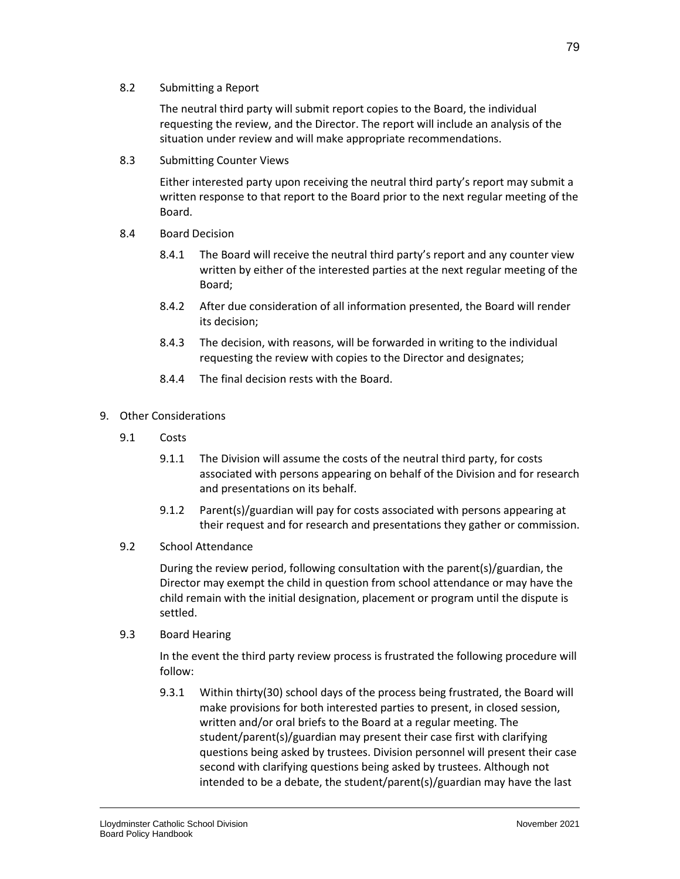8.2 Submitting a Report

The neutral third party will submit report copies to the Board, the individual requesting the review, and the Director. The report will include an analysis of the situation under review and will make appropriate recommendations.

8.3 Submitting Counter Views

Either interested party upon receiving the neutral third party's report may submit a written response to that report to the Board prior to the next regular meeting of the Board.

8.4 Board Decision

8.4.1 The Board will receive the neutral third party's report and any counter view written by either of the interested parties at the next regular meeting of the Board;

8.4.2 After due consideration of all information presented, the Board will render its decision;

8.4.3 The decision, with reasons, will be forwarded in writing to the individual requesting the review with copies to the Director and designates;

8.4.4 The final decision rests with the Board.

9. Other Considerations

9.1 Costs

9.1.1 The Division will assume the costs of the neutral third party, for costs associated with persons appearing on behalf of the Division and for research and presentations on its behalf.

9.1.2 Parent(s)/guardian will pay for costs associated with persons appearing at their request and for research and presentations they gather or commission.

9.2 School Attendance

During the review period, following consultation with the parent(s)/guardian, the Director may exempt the child in question from school attendance or may have the child remain with the initial designation, placement or program until the dispute is settled.

9.3 Board Hearing

In the event the third party review process is frustrated the following procedure will follow:

9.3.1 Within thirty(30) school days of the process being frustrated, the Board will make provisions for both interested parties to present, in closed session, written and/or oral briefs to the Board at a regular meeting. The student/parent(s)/guardian may present their case first with clarifying questions being asked by trustees. Division personnel will present their case second with clarifying questions being asked by trustees. Although not intended to be a debate, the student/parent(s)/guardian may have the last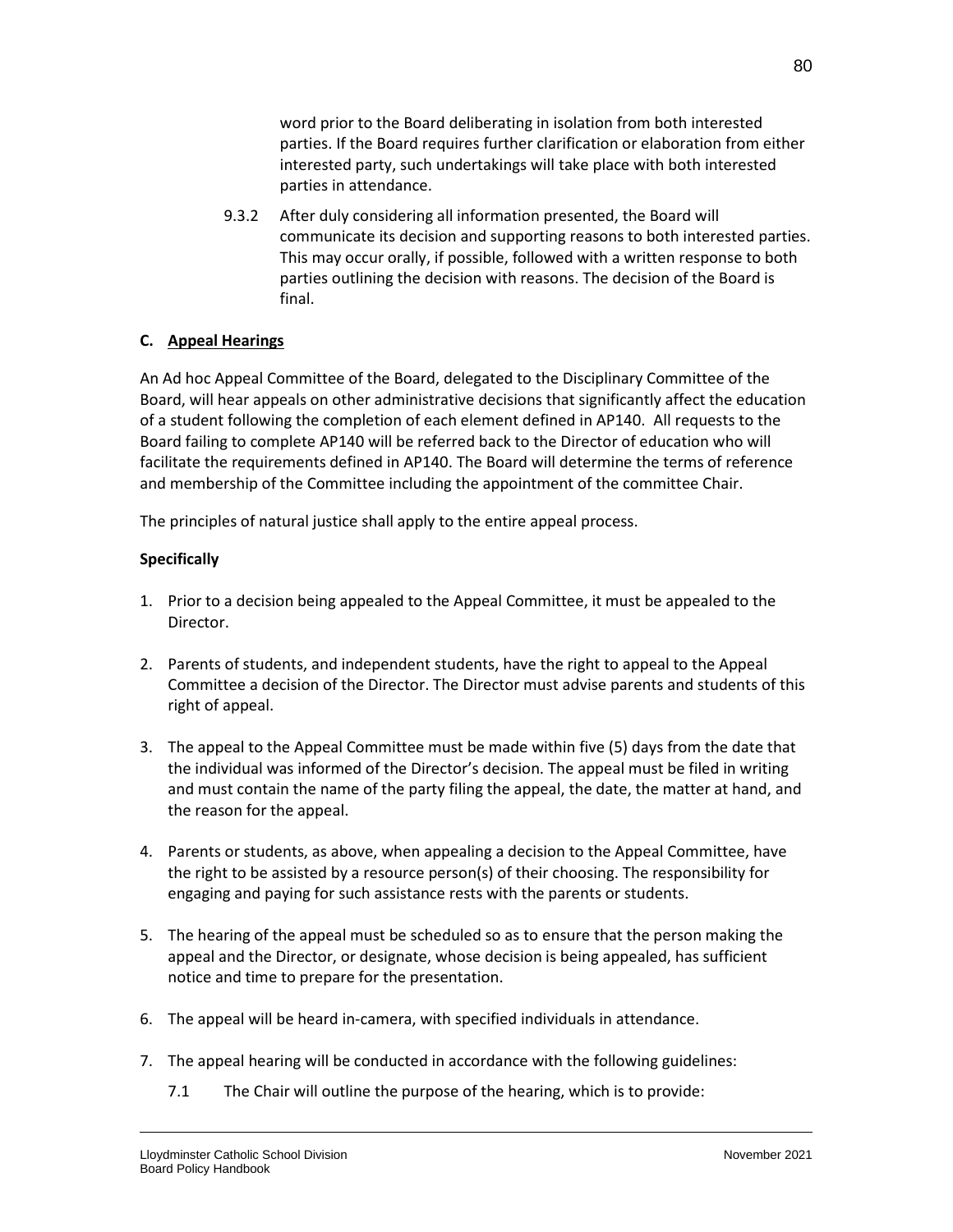word prior to the Board deliberating in isolation from both interested parties. If the Board requires further clarification or elaboration from either interested party, such undertakings will take place with both interested parties in attendance.

9.3.2 After duly considering all information presented, the Board will communicate its decision and supporting reasons to both interested parties. This may occur orally, if possible, followed with a written response to both parties outlining the decision with reasons. The decision of the Board is final.

**C. <u>Appeal Hearings</u>**

An Ad hoc Appeal Committee of the Board, delegated to the Disciplinary Committee of the Board, will hear appeals on other administrative decisions that significantly affect the education of a student following the completion of each element defined in AP140. All requests to the Board failing to complete AP140 will be referred back to the Director of education who will facilitate the requirements defined in AP140. The Board will determine the terms of reference and membership of the Committee including the appointment of the committee Chair.

The principles of natural justice shall apply to the entire appeal process.

**Specifically**

1. Prior to a decision being appealed to the Appeal Committee, it must be appealed to the Director.

2. Parents of students, and independent students, have the right to appeal to the Appeal Committee a decision of the Director. The Director must advise parents and students of this right of appeal.

3. The appeal to the Appeal Committee must be made within five (5) days from the date that the individual was informed of the Director's decision. The appeal must be filed in writing and must contain the name of the party filing the appeal, the date, the matter at hand, and the reason for the appeal.

4. Parents or students, as above, when appealing a decision to the Appeal Committee, have the right to be assisted by a resource person(s) of their choosing. The responsibility for engaging and paying for such assistance rests with the parents or students.

5. The hearing of the appeal must be scheduled so as to ensure that the person making the appeal and the Director, or designate, whose decision is being appealed, has sufficient notice and time to prepare for the presentation.

6. The appeal will be heard in-camera, with specified individuals in attendance.

7. The appeal hearing will be conducted in accordance with the following guidelines:

   7.1 The Chair will outline the purpose of the hearing, which is to provide: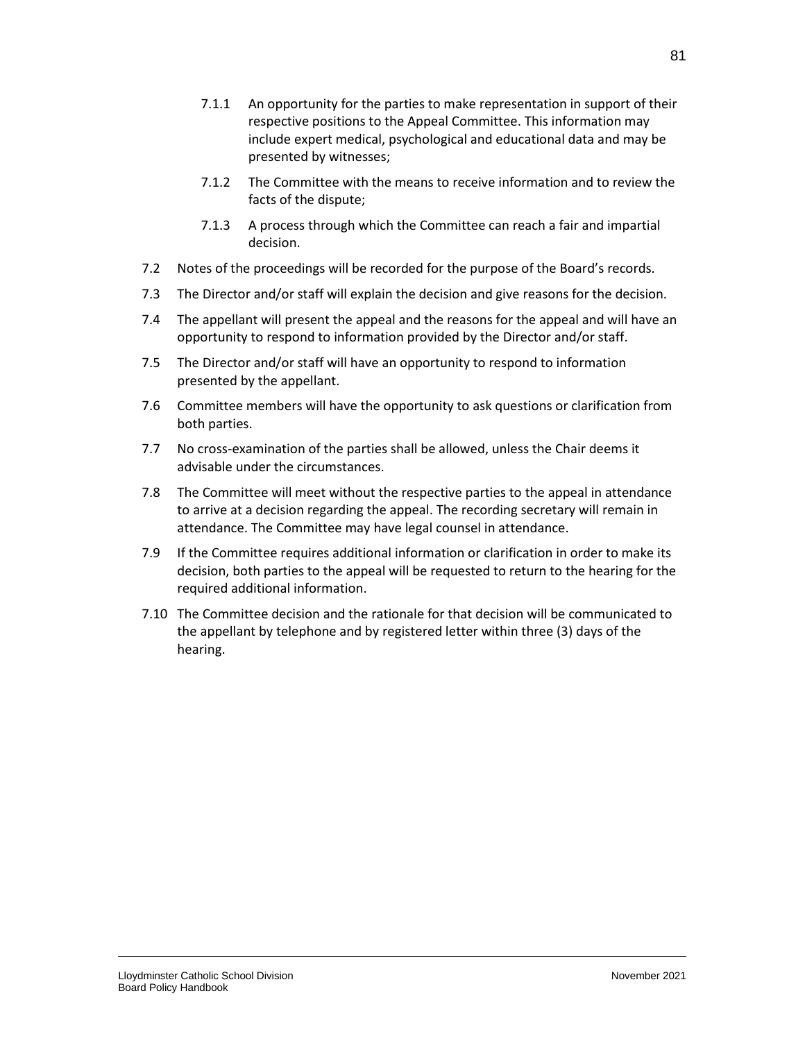- 7.1.1 An opportunity for the parties to make representation in support of their respective positions to the Appeal Committee. This information may include expert medical, psychological and educational data and may be presented by witnesses;
- 7.1.2 The Committee with the means to receive information and to review the facts of the dispute;
- 7.1.3 A process through which the Committee can reach a fair and impartial decision.

7.2 Notes of the proceedings will be recorded for the purpose of the Board's records.

7.3 The Director and/or staff will explain the decision and give reasons for the decision.

7.4 The appellant will present the appeal and the reasons for the appeal and will have an opportunity to respond to information provided by the Director and/or staff.

7.5 The Director and/or staff will have an opportunity to respond to information presented by the appellant.

7.6 Committee members will have the opportunity to ask questions or clarification from both parties.

7.7 No cross-examination of the parties shall be allowed, unless the Chair deems it advisable under the circumstances.

7.8 The Committee will meet without the respective parties to the appeal in attendance to arrive at a decision regarding the appeal. The recording secretary will remain in attendance. The Committee may have legal counsel in attendance.

7.9 If the Committee requires additional information or clarification in order to make its decision, both parties to the appeal will be requested to return to the hearing for the required additional information.

7.10 The Committee decision and the rationale for that decision will be communicated to the appellant by telephone and by registered letter within three (3) days of the hearing.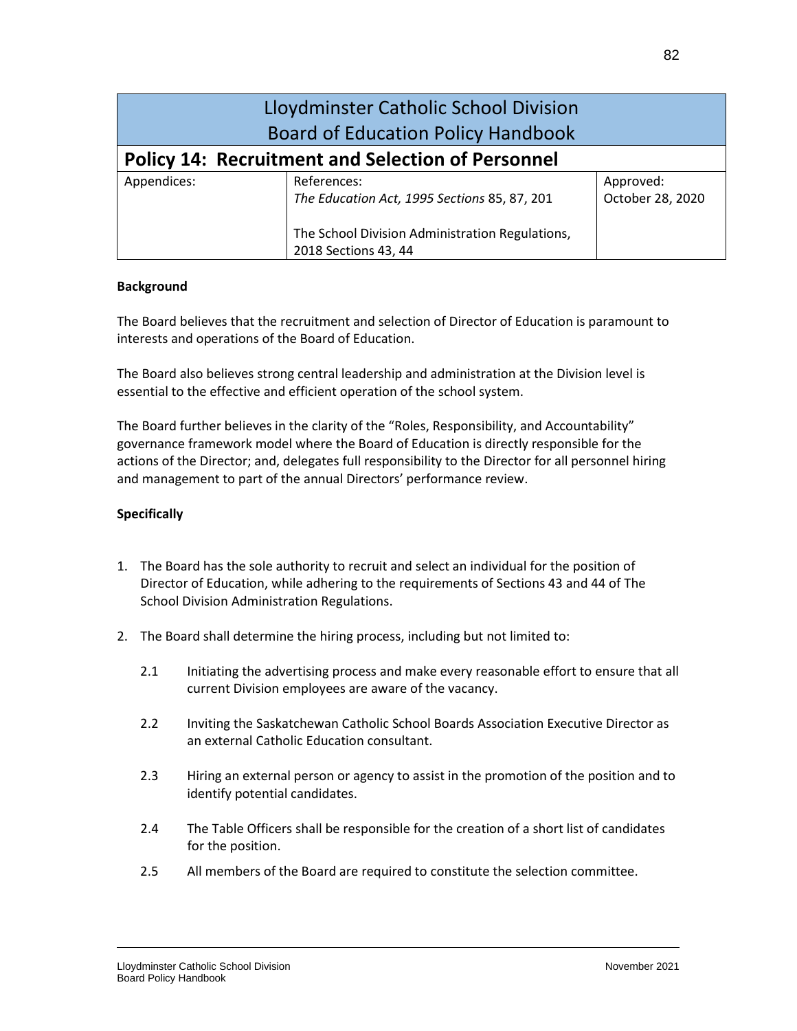# Lloydminster Catholic School Division
# Board of Education Policy Handbook

## Policy 14: Recruitment and Selection of Personnel

| Appendices: | References: | Approved: |
|---|---|---|
| | *The Education Act, 1995 Sections* 85, 87, 201<br><br>The School Division Administration Regulations, 2018 Sections 43, 44 | October 28, 2020 |

**Background**

The Board believes that the recruitment and selection of Director of Education is paramount to interests and operations of the Board of Education.

The Board also believes strong central leadership and administration at the Division level is essential to the effective and efficient operation of the school system.

The Board further believes in the clarity of the "Roles, Responsibility, and Accountability" governance framework model where the Board of Education is directly responsible for the actions of the Director; and, delegates full responsibility to the Director for all personnel hiring and management to part of the annual Directors' performance review.

**Specifically**

1. The Board has the sole authority to recruit and select an individual for the position of Director of Education, while adhering to the requirements of Sections 43 and 44 of The School Division Administration Regulations.

2. The Board shall determine the hiring process, including but not limited to:

   2.1 Initiating the advertising process and make every reasonable effort to ensure that all current Division employees are aware of the vacancy.

   2.2 Inviting the Saskatchewan Catholic School Boards Association Executive Director as an external Catholic Education consultant.

   2.3 Hiring an external person or agency to assist in the promotion of the position and to identify potential candidates.

   2.4 The Table Officers shall be responsible for the creation of a short list of candidates for the position.

   2.5 All members of the Board are required to constitute the selection committee.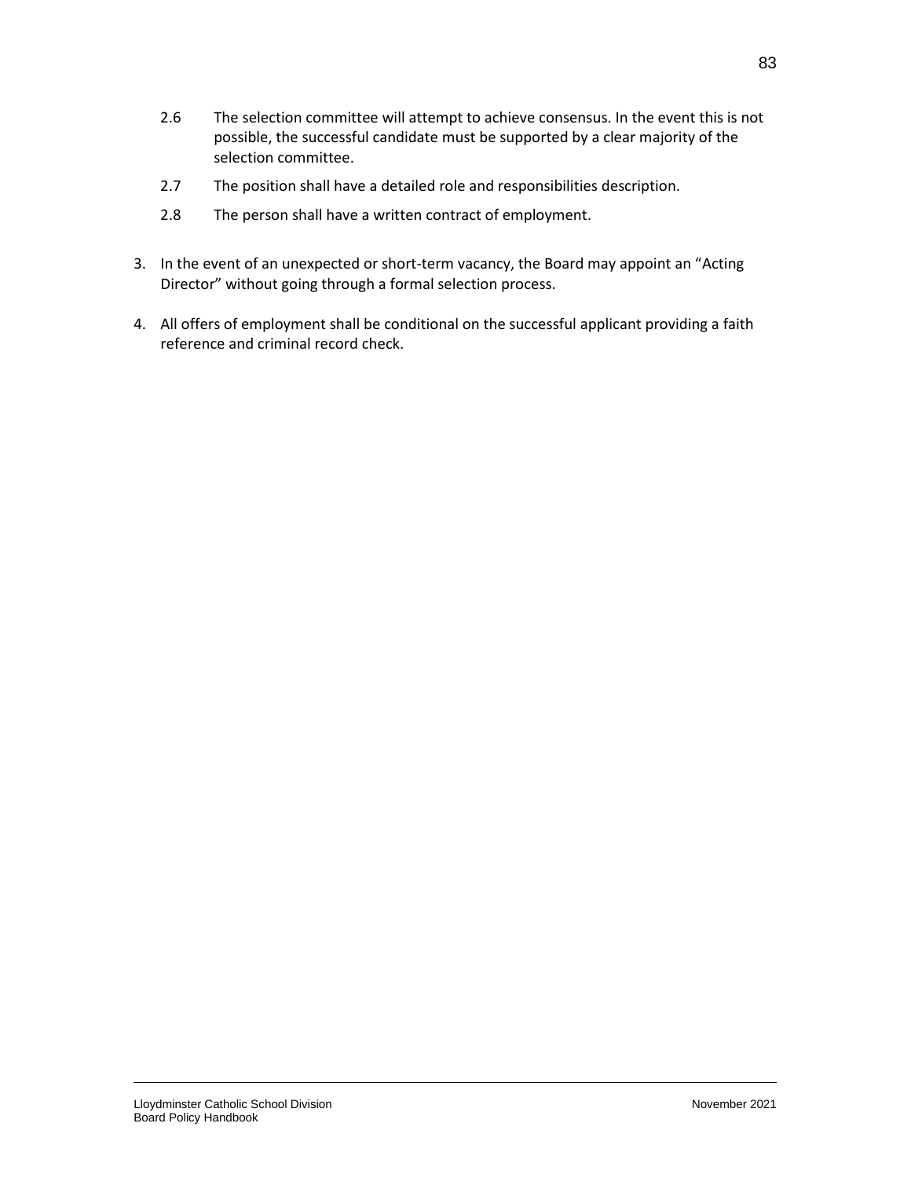2.6 The selection committee will attempt to achieve consensus. In the event this is not possible, the successful candidate must be supported by a clear majority of the selection committee.

2.7 The position shall have a detailed role and responsibilities description.

2.8 The person shall have a written contract of employment.

3. In the event of an unexpected or short-term vacancy, the Board may appoint an "Acting Director" without going through a formal selection process.

4. All offers of employment shall be conditional on the successful applicant providing a faith reference and criminal record check.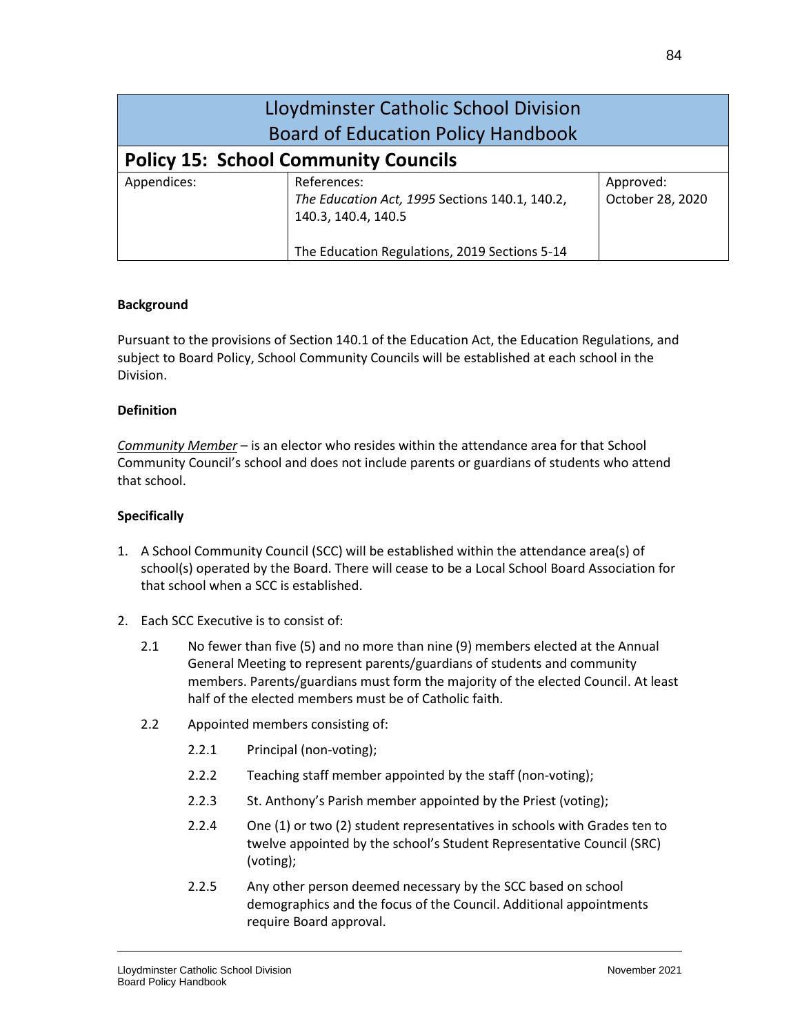# Lloydminster Catholic School Division
# Board of Education Policy Handbook

## Policy 15: School Community Councils

| Appendices: | References: | Approved: |
|---|---|---|
| | *The Education Act, 1995* Sections 140.1, 140.2, 140.3, 140.4, 140.5<br><br>The Education Regulations, 2019 Sections 5-14 | October 28, 2020 |

**Background**

Pursuant to the provisions of Section 140.1 of the Education Act, the Education Regulations, and subject to Board Policy, School Community Councils will be established at each school in the Division.

**Definition**

*Community Member* – is an elector who resides within the attendance area for that School Community Council's school and does not include parents or guardians of students who attend that school.

**Specifically**

1. A School Community Council (SCC) will be established within the attendance area(s) of school(s) operated by the Board. There will cease to be a Local School Board Association for that school when a SCC is established.

2. Each SCC Executive is to consist of:

   2.1 No fewer than five (5) and no more than nine (9) members elected at the Annual General Meeting to represent parents/guardians of students and community members. Parents/guardians must form the majority of the elected Council. At least half of the elected members must be of Catholic faith.

   2.2 Appointed members consisting of:

      2.2.1 Principal (non-voting);

      2.2.2 Teaching staff member appointed by the staff (non-voting);

      2.2.3 St. Anthony's Parish member appointed by the Priest (voting);

      2.2.4 One (1) or two (2) student representatives in schools with Grades ten to twelve appointed by the school's Student Representative Council (SRC) (voting);

      2.2.5 Any other person deemed necessary by the SCC based on school demographics and the focus of the Council. Additional appointments require Board approval.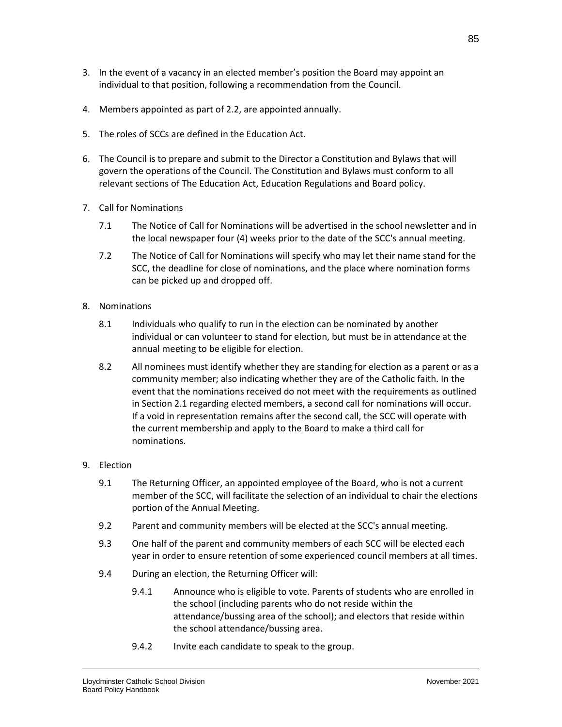3. In the event of a vacancy in an elected member's position the Board may appoint an individual to that position, following a recommendation from the Council.

4. Members appointed as part of 2.2, are appointed annually.

5. The roles of SCCs are defined in the Education Act.

6. The Council is to prepare and submit to the Director a Constitution and Bylaws that will govern the operations of the Council. The Constitution and Bylaws must conform to all relevant sections of The Education Act, Education Regulations and Board policy.

7. Call for Nominations

   7.1 The Notice of Call for Nominations will be advertised in the school newsletter and in the local newspaper four (4) weeks prior to the date of the SCC's annual meeting.

   7.2 The Notice of Call for Nominations will specify who may let their name stand for the SCC, the deadline for close of nominations, and the place where nomination forms can be picked up and dropped off.

8. Nominations

   8.1 Individuals who qualify to run in the election can be nominated by another individual or can volunteer to stand for election, but must be in attendance at the annual meeting to be eligible for election.

   8.2 All nominees must identify whether they are standing for election as a parent or as a community member; also indicating whether they are of the Catholic faith. In the event that the nominations received do not meet with the requirements as outlined in Section 2.1 regarding elected members, a second call for nominations will occur. If a void in representation remains after the second call, the SCC will operate with the current membership and apply to the Board to make a third call for nominations.

9. Election

   9.1 The Returning Officer, an appointed employee of the Board, who is not a current member of the SCC, will facilitate the selection of an individual to chair the elections portion of the Annual Meeting.

   9.2 Parent and community members will be elected at the SCC's annual meeting.

   9.3 One half of the parent and community members of each SCC will be elected each year in order to ensure retention of some experienced council members at all times.

   9.4 During an election, the Returning Officer will:

      9.4.1 Announce who is eligible to vote. Parents of students who are enrolled in the school (including parents who do not reside within the attendance/bussing area of the school); and electors that reside within the school attendance/bussing area.

      9.4.2 Invite each candidate to speak to the group.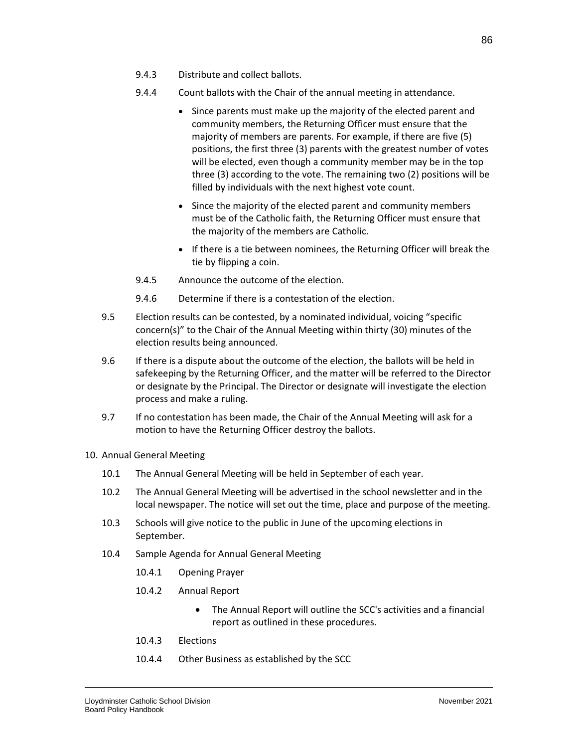9.4.3 Distribute and collect ballots.

9.4.4 Count ballots with the Chair of the annual meeting in attendance.

- Since parents must make up the majority of the elected parent and community members, the Returning Officer must ensure that the majority of members are parents. For example, if there are five (5) positions, the first three (3) parents with the greatest number of votes will be elected, even though a community member may be in the top three (3) according to the vote. The remaining two (2) positions will be filled by individuals with the next highest vote count.
- Since the majority of the elected parent and community members must be of the Catholic faith, the Returning Officer must ensure that the majority of the members are Catholic.
- If there is a tie between nominees, the Returning Officer will break the tie by flipping a coin.

9.4.5 Announce the outcome of the election.

9.4.6 Determine if there is a contestation of the election.

9.5 Election results can be contested, by a nominated individual, voicing "specific concern(s)" to the Chair of the Annual Meeting within thirty (30) minutes of the election results being announced.

9.6 If there is a dispute about the outcome of the election, the ballots will be held in safekeeping by the Returning Officer, and the matter will be referred to the Director or designate by the Principal. The Director or designate will investigate the election process and make a ruling.

9.7 If no contestation has been made, the Chair of the Annual Meeting will ask for a motion to have the Returning Officer destroy the ballots.

10. Annual General Meeting

10.1 The Annual General Meeting will be held in September of each year.

10.2 The Annual General Meeting will be advertised in the school newsletter and in the local newspaper. The notice will set out the time, place and purpose of the meeting.

10.3 Schools will give notice to the public in June of the upcoming elections in September.

10.4 Sample Agenda for Annual General Meeting

10.4.1 Opening Prayer

10.4.2 Annual Report

- The Annual Report will outline the SCC's activities and a financial report as outlined in these procedures.

10.4.3 Elections

10.4.4 Other Business as established by the SCC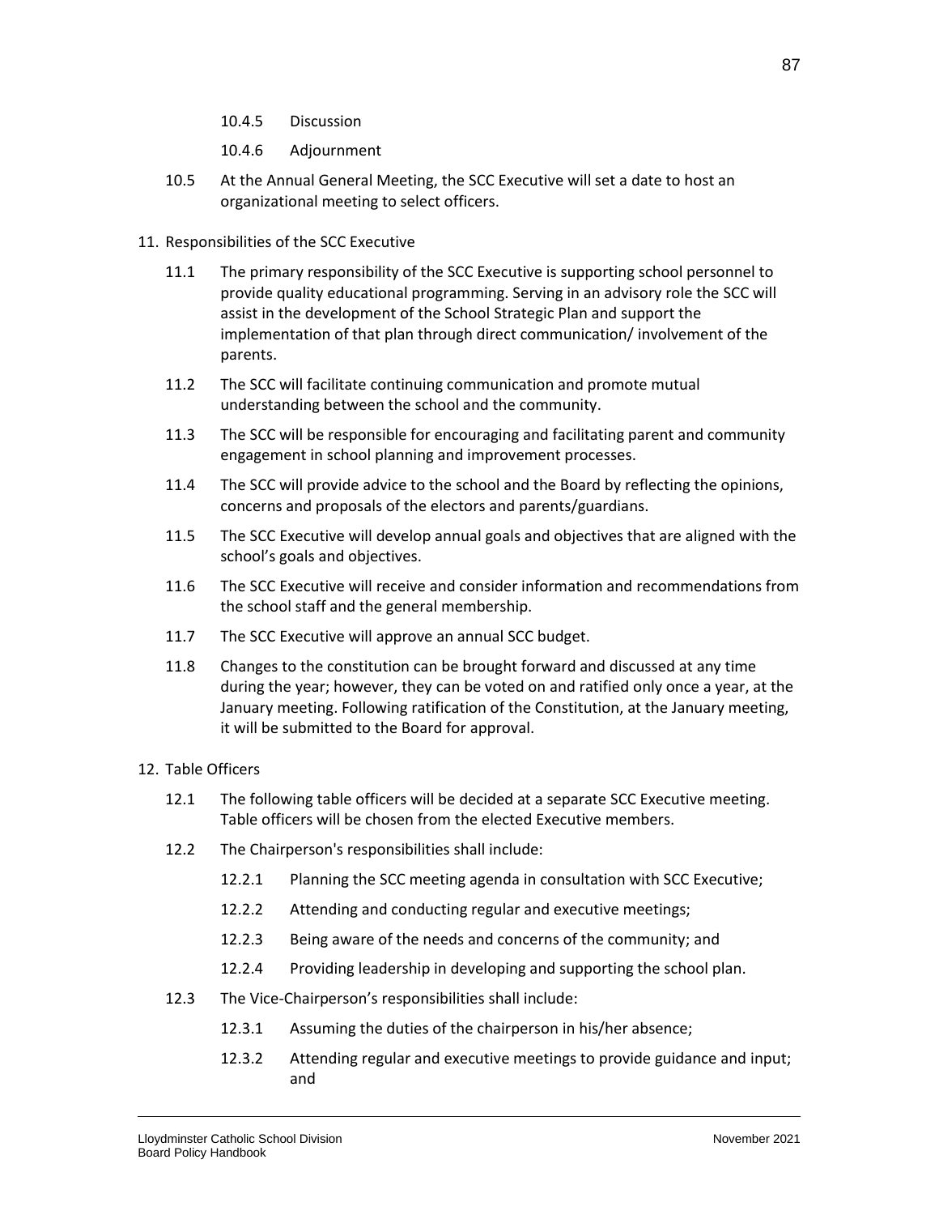10.4.5 Discussion

10.4.6 Adjournment

10.5 At the Annual General Meeting, the SCC Executive will set a date to host an organizational meeting to select officers.

11. Responsibilities of the SCC Executive

11.1 The primary responsibility of the SCC Executive is supporting school personnel to provide quality educational programming. Serving in an advisory role the SCC will assist in the development of the School Strategic Plan and support the implementation of that plan through direct communication/ involvement of the parents.

11.2 The SCC will facilitate continuing communication and promote mutual understanding between the school and the community.

11.3 The SCC will be responsible for encouraging and facilitating parent and community engagement in school planning and improvement processes.

11.4 The SCC will provide advice to the school and the Board by reflecting the opinions, concerns and proposals of the electors and parents/guardians.

11.5 The SCC Executive will develop annual goals and objectives that are aligned with the school's goals and objectives.

11.6 The SCC Executive will receive and consider information and recommendations from the school staff and the general membership.

11.7 The SCC Executive will approve an annual SCC budget.

11.8 Changes to the constitution can be brought forward and discussed at any time during the year; however, they can be voted on and ratified only once a year, at the January meeting. Following ratification of the Constitution, at the January meeting, it will be submitted to the Board for approval.

12. Table Officers

12.1 The following table officers will be decided at a separate SCC Executive meeting. Table officers will be chosen from the elected Executive members.

12.2 The Chairperson's responsibilities shall include:

12.2.1 Planning the SCC meeting agenda in consultation with SCC Executive;

12.2.2 Attending and conducting regular and executive meetings;

12.2.3 Being aware of the needs and concerns of the community; and

12.2.4 Providing leadership in developing and supporting the school plan.

12.3 The Vice-Chairperson's responsibilities shall include:

12.3.1 Assuming the duties of the chairperson in his/her absence;

12.3.2 Attending regular and executive meetings to provide guidance and input; and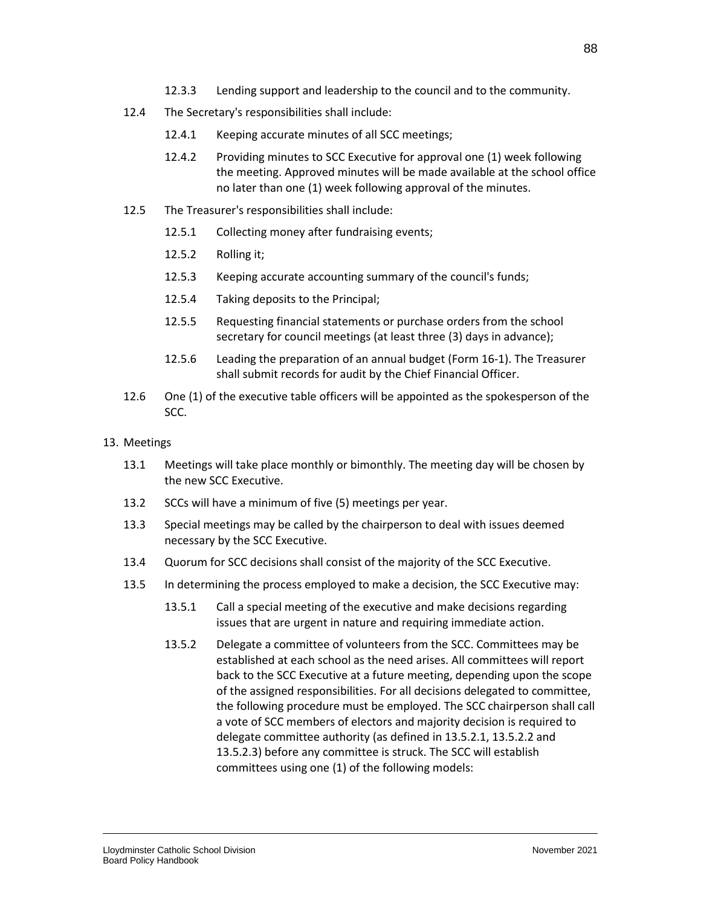12.3.3 Lending support and leadership to the council and to the community.

12.4 The Secretary's responsibilities shall include:

12.4.1 Keeping accurate minutes of all SCC meetings;

12.4.2 Providing minutes to SCC Executive for approval one (1) week following the meeting. Approved minutes will be made available at the school office no later than one (1) week following approval of the minutes.

12.5 The Treasurer's responsibilities shall include:

12.5.1 Collecting money after fundraising events;

12.5.2 Rolling it;

12.5.3 Keeping accurate accounting summary of the council's funds;

12.5.4 Taking deposits to the Principal;

12.5.5 Requesting financial statements or purchase orders from the school secretary for council meetings (at least three (3) days in advance);

12.5.6 Leading the preparation of an annual budget (Form 16-1). The Treasurer shall submit records for audit by the Chief Financial Officer.

12.6 One (1) of the executive table officers will be appointed as the spokesperson of the SCC.

13. Meetings

13.1 Meetings will take place monthly or bimonthly. The meeting day will be chosen by the new SCC Executive.

13.2 SCCs will have a minimum of five (5) meetings per year.

13.3 Special meetings may be called by the chairperson to deal with issues deemed necessary by the SCC Executive.

13.4 Quorum for SCC decisions shall consist of the majority of the SCC Executive.

13.5 In determining the process employed to make a decision, the SCC Executive may:

13.5.1 Call a special meeting of the executive and make decisions regarding issues that are urgent in nature and requiring immediate action.

13.5.2 Delegate a committee of volunteers from the SCC. Committees may be established at each school as the need arises. All committees will report back to the SCC Executive at a future meeting, depending upon the scope of the assigned responsibilities. For all decisions delegated to committee, the following procedure must be employed. The SCC chairperson shall call a vote of SCC members of electors and majority decision is required to delegate committee authority (as defined in 13.5.2.1, 13.5.2.2 and 13.5.2.3) before any committee is struck. The SCC will establish committees using one (1) of the following models: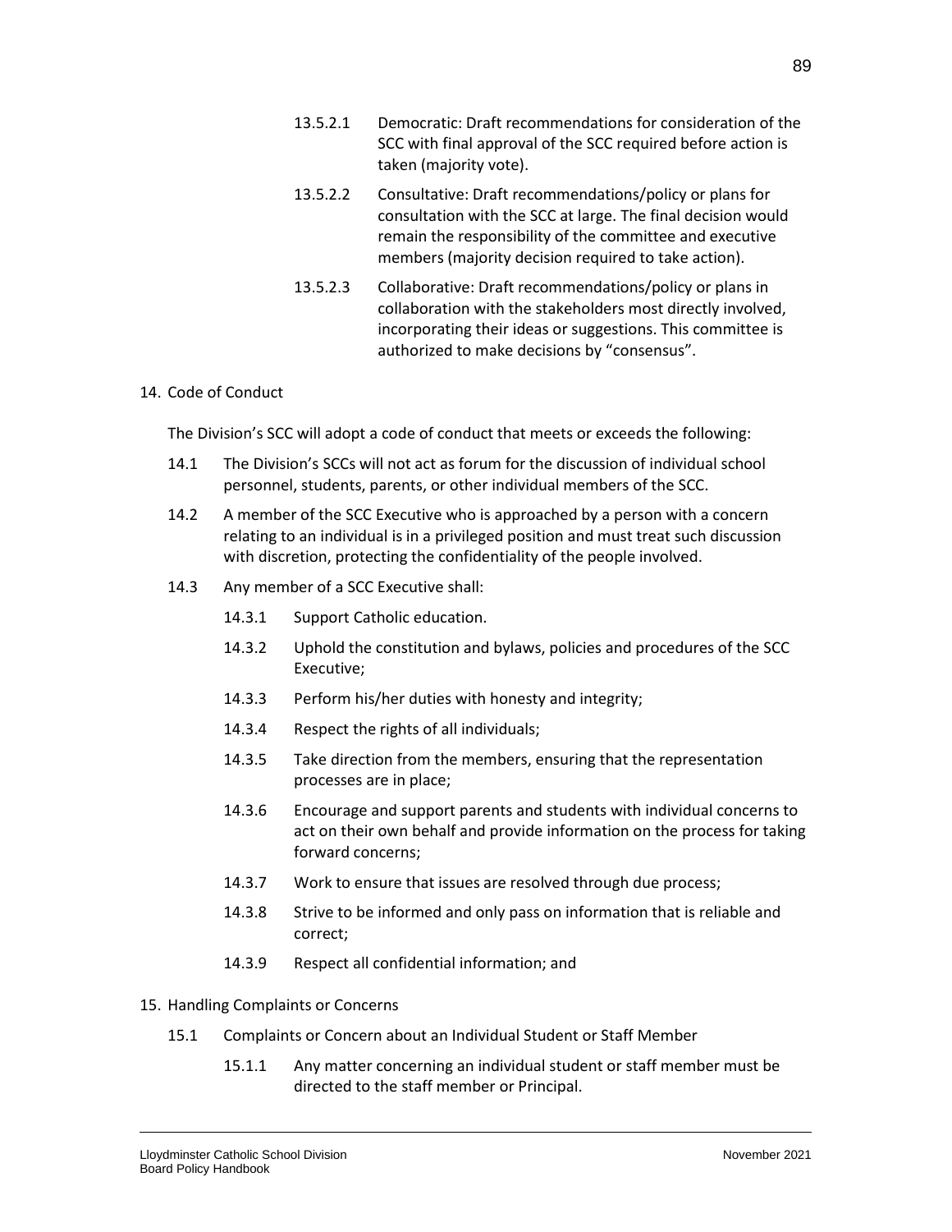13.5.2.1 Democratic: Draft recommendations for consideration of the SCC with final approval of the SCC required before action is taken (majority vote).

13.5.2.2 Consultative: Draft recommendations/policy or plans for consultation with the SCC at large. The final decision would remain the responsibility of the committee and executive members (majority decision required to take action).

13.5.2.3 Collaborative: Draft recommendations/policy or plans in collaboration with the stakeholders most directly involved, incorporating their ideas or suggestions. This committee is authorized to make decisions by "consensus".

14. Code of Conduct

The Division's SCC will adopt a code of conduct that meets or exceeds the following:

14.1 The Division's SCCs will not act as forum for the discussion of individual school personnel, students, parents, or other individual members of the SCC.

14.2 A member of the SCC Executive who is approached by a person with a concern relating to an individual is in a privileged position and must treat such discussion with discretion, protecting the confidentiality of the people involved.

14.3 Any member of a SCC Executive shall:

14.3.1 Support Catholic education.

14.3.2 Uphold the constitution and bylaws, policies and procedures of the SCC Executive;

14.3.3 Perform his/her duties with honesty and integrity;

14.3.4 Respect the rights of all individuals;

14.3.5 Take direction from the members, ensuring that the representation processes are in place;

14.3.6 Encourage and support parents and students with individual concerns to act on their own behalf and provide information on the process for taking forward concerns;

14.3.7 Work to ensure that issues are resolved through due process;

14.3.8 Strive to be informed and only pass on information that is reliable and correct;

14.3.9 Respect all confidential information; and

15. Handling Complaints or Concerns

15.1 Complaints or Concern about an Individual Student or Staff Member

15.1.1 Any matter concerning an individual student or staff member must be directed to the staff member or Principal.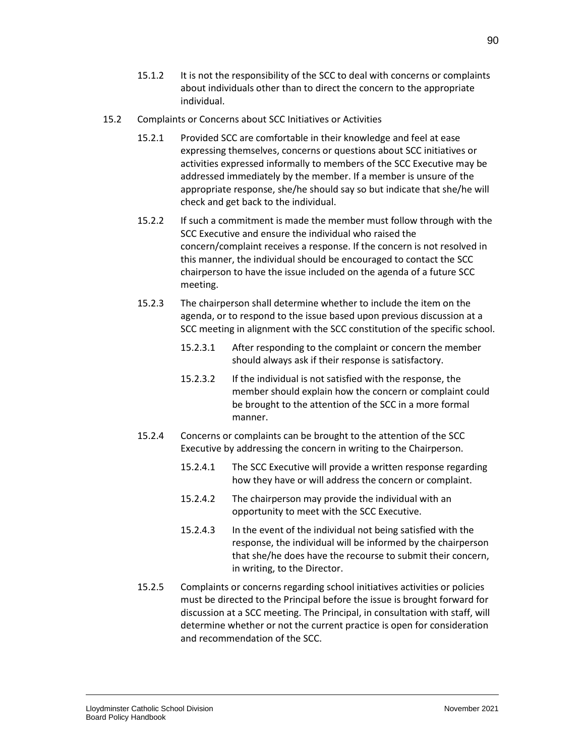15.1.2 It is not the responsibility of the SCC to deal with concerns or complaints about individuals other than to direct the concern to the appropriate individual.

15.2 Complaints or Concerns about SCC Initiatives or Activities

15.2.1 Provided SCC are comfortable in their knowledge and feel at ease expressing themselves, concerns or questions about SCC initiatives or activities expressed informally to members of the SCC Executive may be addressed immediately by the member. If a member is unsure of the appropriate response, she/he should say so but indicate that she/he will check and get back to the individual.

15.2.2 If such a commitment is made the member must follow through with the SCC Executive and ensure the individual who raised the concern/complaint receives a response. If the concern is not resolved in this manner, the individual should be encouraged to contact the SCC chairperson to have the issue included on the agenda of a future SCC meeting.

15.2.3 The chairperson shall determine whether to include the item on the agenda, or to respond to the issue based upon previous discussion at a SCC meeting in alignment with the SCC constitution of the specific school.

15.2.3.1 After responding to the complaint or concern the member should always ask if their response is satisfactory.

15.2.3.2 If the individual is not satisfied with the response, the member should explain how the concern or complaint could be brought to the attention of the SCC in a more formal manner.

15.2.4 Concerns or complaints can be brought to the attention of the SCC Executive by addressing the concern in writing to the Chairperson.

15.2.4.1 The SCC Executive will provide a written response regarding how they have or will address the concern or complaint.

15.2.4.2 The chairperson may provide the individual with an opportunity to meet with the SCC Executive.

15.2.4.3 In the event of the individual not being satisfied with the response, the individual will be informed by the chairperson that she/he does have the recourse to submit their concern, in writing, to the Director.

15.2.5 Complaints or concerns regarding school initiatives activities or policies must be directed to the Principal before the issue is brought forward for discussion at a SCC meeting. The Principal, in consultation with staff, will determine whether or not the current practice is open for consideration and recommendation of the SCC.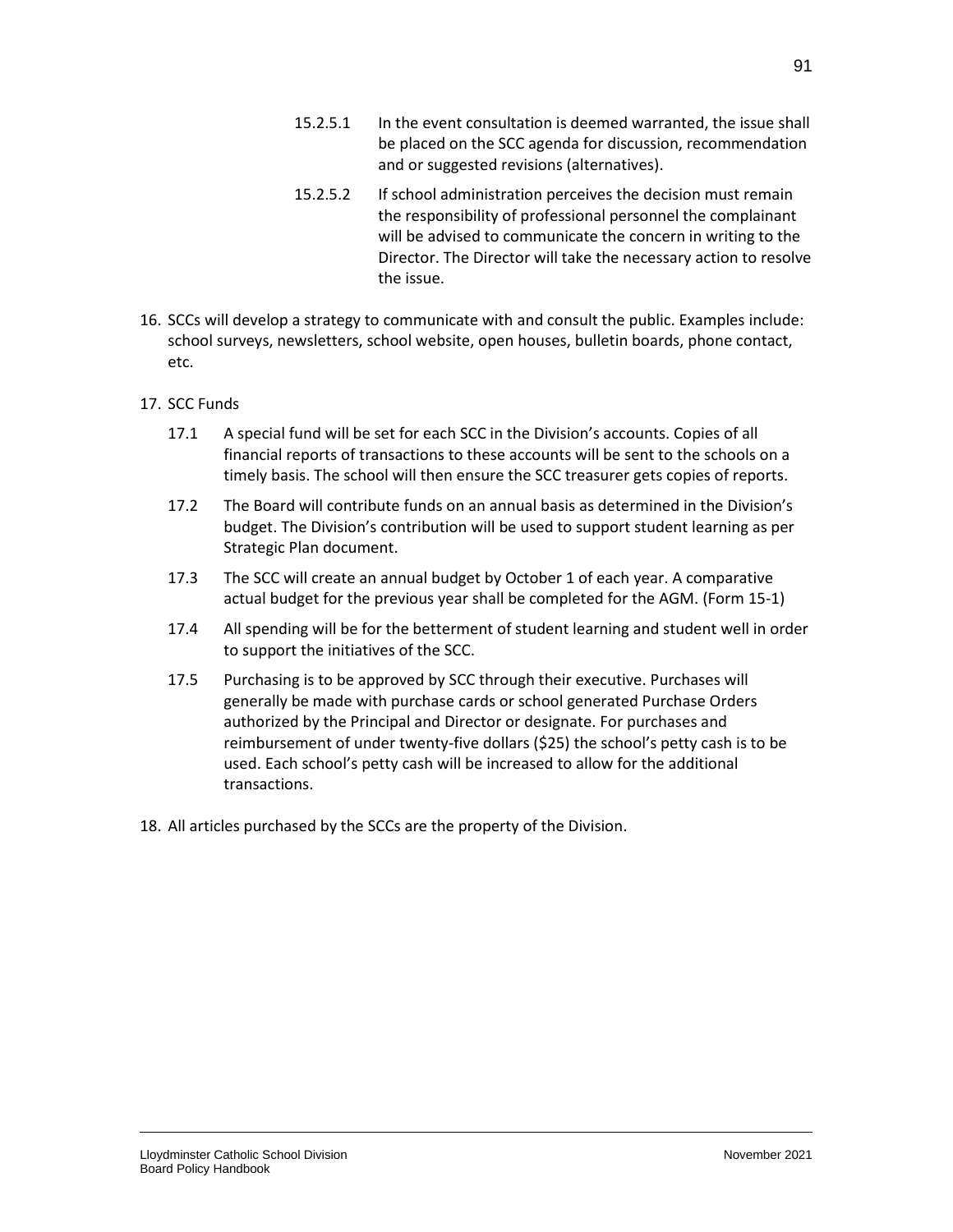15.2.5.1 In the event consultation is deemed warranted, the issue shall be placed on the SCC agenda for discussion, recommendation and or suggested revisions (alternatives).

15.2.5.2 If school administration perceives the decision must remain the responsibility of professional personnel the complainant will be advised to communicate the concern in writing to the Director. The Director will take the necessary action to resolve the issue.

16. SCCs will develop a strategy to communicate with and consult the public. Examples include: school surveys, newsletters, school website, open houses, bulletin boards, phone contact, etc.

17. SCC Funds

 17.1 A special fund will be set for each SCC in the Division's accounts. Copies of all financial reports of transactions to these accounts will be sent to the schools on a timely basis. The school will then ensure the SCC treasurer gets copies of reports.

 17.2 The Board will contribute funds on an annual basis as determined in the Division's budget. The Division's contribution will be used to support student learning as per Strategic Plan document.

 17.3 The SCC will create an annual budget by October 1 of each year. A comparative actual budget for the previous year shall be completed for the AGM. (Form 15-1)

 17.4 All spending will be for the betterment of student learning and student well in order to support the initiatives of the SCC.

 17.5 Purchasing is to be approved by SCC through their executive. Purchases will generally be made with purchase cards or school generated Purchase Orders authorized by the Principal and Director or designate. For purchases and reimbursement of under twenty-five dollars ($25) the school's petty cash is to be used. Each school's petty cash will be increased to allow for the additional transactions.

18. All articles purchased by the SCCs are the property of the Division.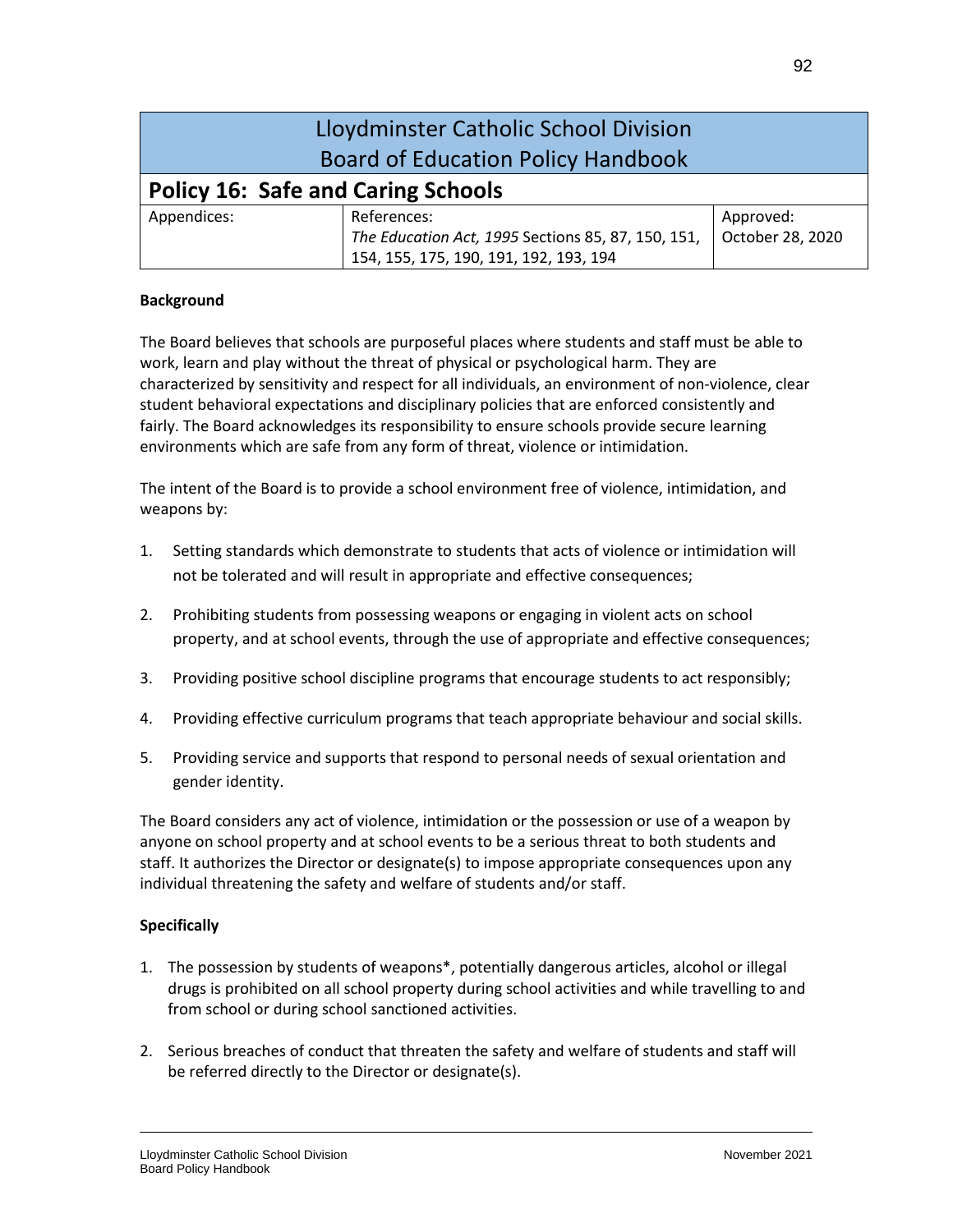# Lloydminster Catholic School Division
# Board of Education Policy Handbook

## Policy 16: Safe and Caring Schools

| Appendices: | References: | Approved: |
|---|---|---|
| | *The Education Act, 1995* Sections 85, 87, 150, 151, 154, 155, 175, 190, 191, 192, 193, 194 | October 28, 2020 |

**Background**

The Board believes that schools are purposeful places where students and staff must be able to work, learn and play without the threat of physical or psychological harm. They are characterized by sensitivity and respect for all individuals, an environment of non-violence, clear student behavioral expectations and disciplinary policies that are enforced consistently and fairly. The Board acknowledges its responsibility to ensure schools provide secure learning environments which are safe from any form of threat, violence or intimidation.

The intent of the Board is to provide a school environment free of violence, intimidation, and weapons by:

1. Setting standards which demonstrate to students that acts of violence or intimidation will not be tolerated and will result in appropriate and effective consequences;
2. Prohibiting students from possessing weapons or engaging in violent acts on school property, and at school events, through the use of appropriate and effective consequences;
3. Providing positive school discipline programs that encourage students to act responsibly;
4. Providing effective curriculum programs that teach appropriate behaviour and social skills.
5. Providing service and supports that respond to personal needs of sexual orientation and gender identity.

The Board considers any act of violence, intimidation or the possession or use of a weapon by anyone on school property and at school events to be a serious threat to both students and staff. It authorizes the Director or designate(s) to impose appropriate consequences upon any individual threatening the safety and welfare of students and/or staff.

**Specifically**

1. The possession by students of weapons*, potentially dangerous articles, alcohol or illegal drugs is prohibited on all school property during school activities and while travelling to and from school or during school sanctioned activities.
2. Serious breaches of conduct that threaten the safety and welfare of students and staff will be referred directly to the Director or designate(s).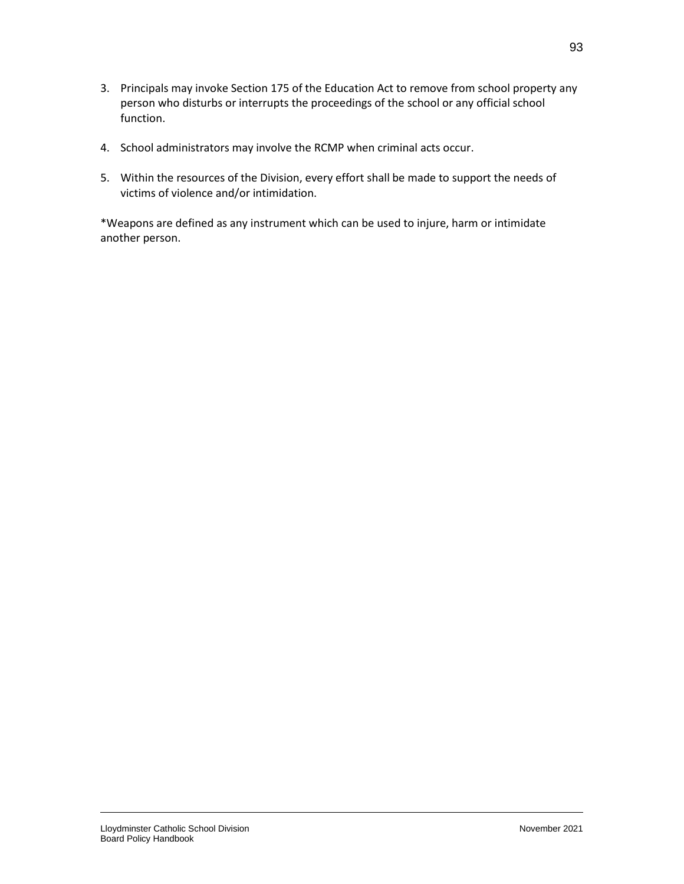3. Principals may invoke Section 175 of the Education Act to remove from school property any person who disturbs or interrupts the proceedings of the school or any official school function.

4. School administrators may involve the RCMP when criminal acts occur.

5. Within the resources of the Division, every effort shall be made to support the needs of victims of violence and/or intimidation.

*Weapons are defined as any instrument which can be used to injure, harm or intimidate another person.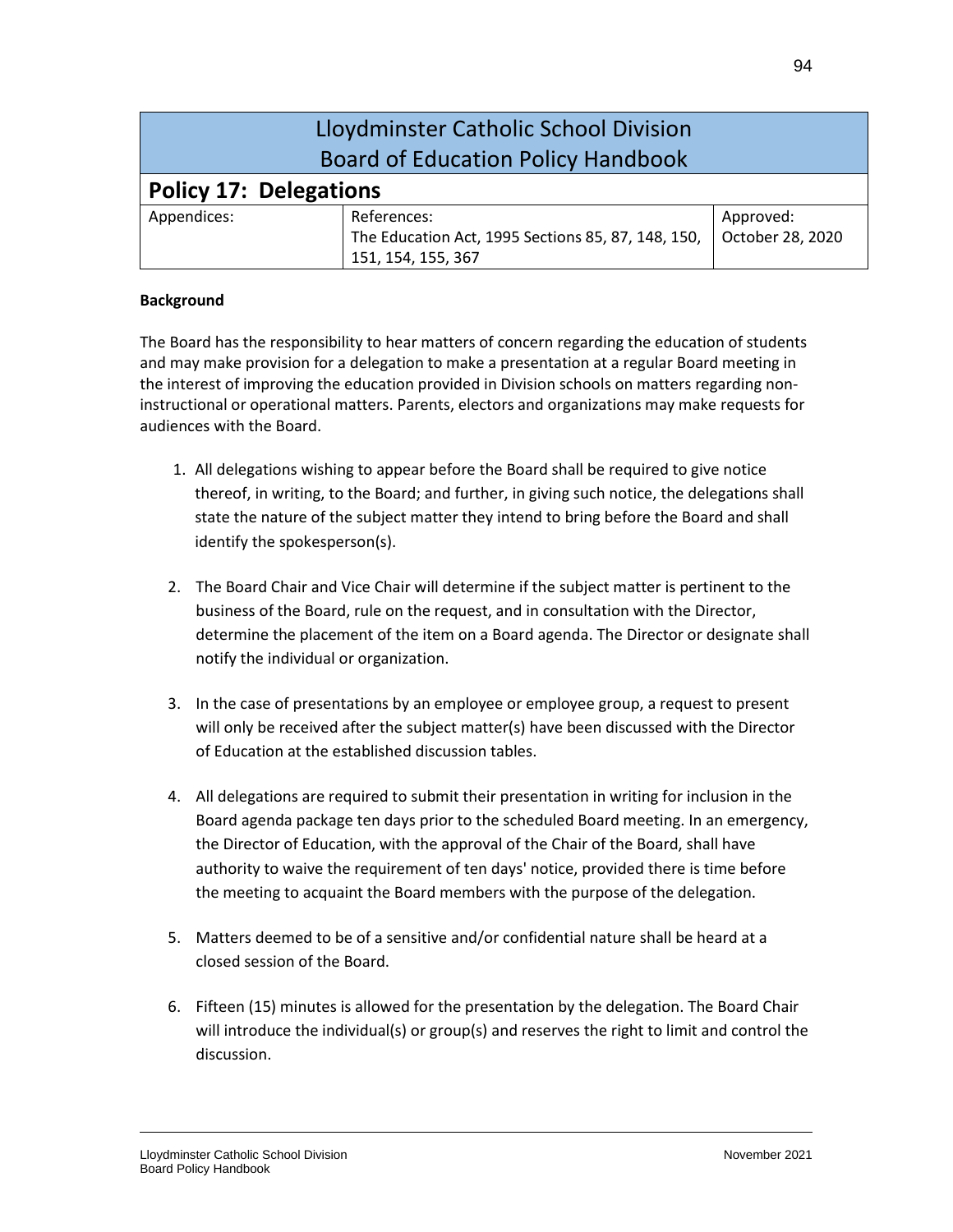## Lloydminster Catholic School Division
## Board of Education Policy Handbook

### Policy 17: Delegations

| Appendices: | References: The Education Act, 1995 Sections 85, 87, 148, 150, 151, 154, 155, 367 | Approved: October 28, 2020 |
|---|---|---|

**Background**

The Board has the responsibility to hear matters of concern regarding the education of students and may make provision for a delegation to make a presentation at a regular Board meeting in the interest of improving the education provided in Division schools on matters regarding non-instructional or operational matters. Parents, electors and organizations may make requests for audiences with the Board.

1. All delegations wishing to appear before the Board shall be required to give notice thereof, in writing, to the Board; and further, in giving such notice, the delegations shall state the nature of the subject matter they intend to bring before the Board and shall identify the spokesperson(s).

2. The Board Chair and Vice Chair will determine if the subject matter is pertinent to the business of the Board, rule on the request, and in consultation with the Director, determine the placement of the item on a Board agenda. The Director or designate shall notify the individual or organization.

3. In the case of presentations by an employee or employee group, a request to present will only be received after the subject matter(s) have been discussed with the Director of Education at the established discussion tables.

4. All delegations are required to submit their presentation in writing for inclusion in the Board agenda package ten days prior to the scheduled Board meeting. In an emergency, the Director of Education, with the approval of the Chair of the Board, shall have authority to waive the requirement of ten days' notice, provided there is time before the meeting to acquaint the Board members with the purpose of the delegation.

5. Matters deemed to be of a sensitive and/or confidential nature shall be heard at a closed session of the Board.

6. Fifteen (15) minutes is allowed for the presentation by the delegation. The Board Chair will introduce the individual(s) or group(s) and reserves the right to limit and control the discussion.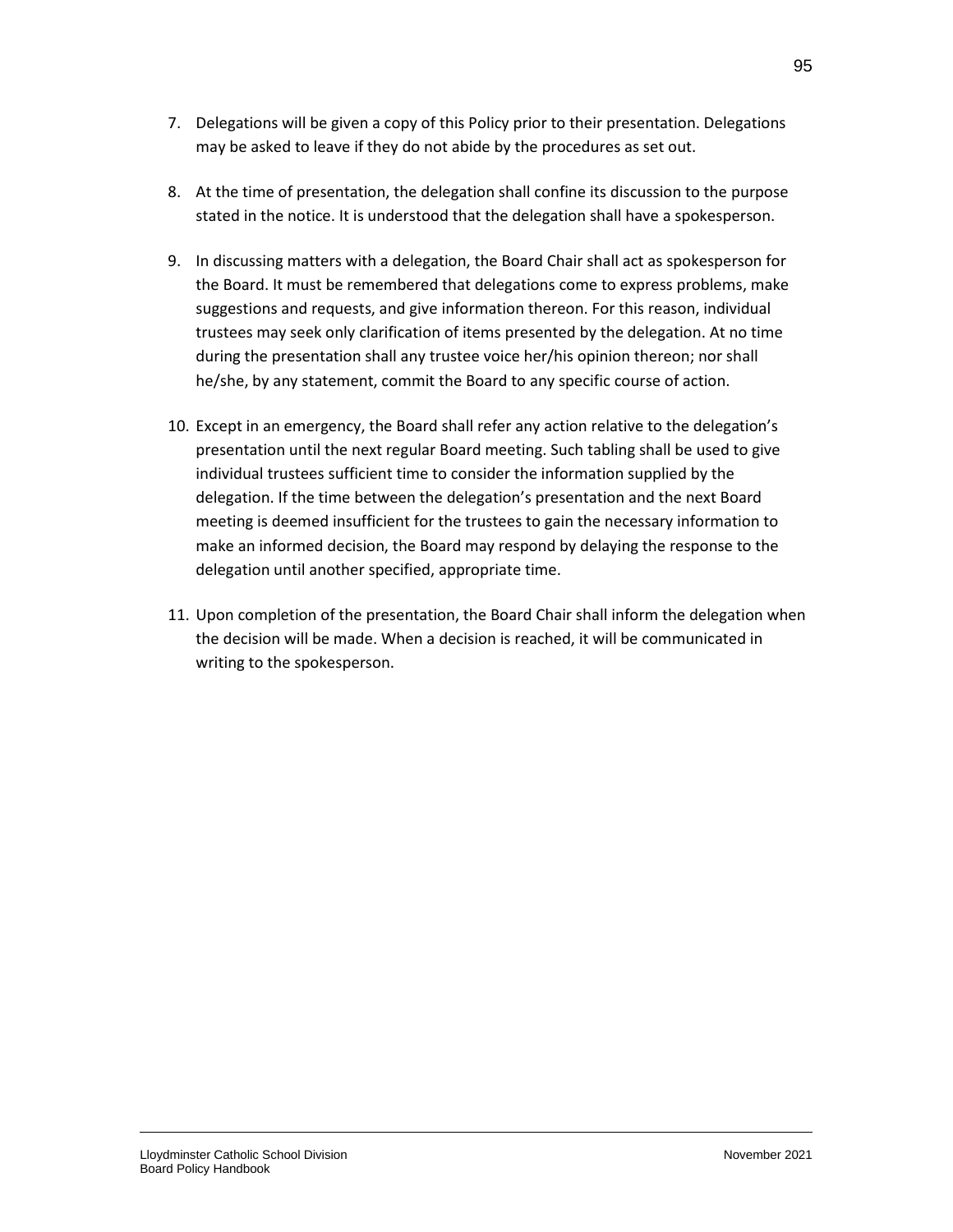7. Delegations will be given a copy of this Policy prior to their presentation. Delegations may be asked to leave if they do not abide by the procedures as set out.

8. At the time of presentation, the delegation shall confine its discussion to the purpose stated in the notice. It is understood that the delegation shall have a spokesperson.

9. In discussing matters with a delegation, the Board Chair shall act as spokesperson for the Board. It must be remembered that delegations come to express problems, make suggestions and requests, and give information thereon. For this reason, individual trustees may seek only clarification of items presented by the delegation. At no time during the presentation shall any trustee voice her/his opinion thereon; nor shall he/she, by any statement, commit the Board to any specific course of action.

10. Except in an emergency, the Board shall refer any action relative to the delegation's presentation until the next regular Board meeting. Such tabling shall be used to give individual trustees sufficient time to consider the information supplied by the delegation. If the time between the delegation's presentation and the next Board meeting is deemed insufficient for the trustees to gain the necessary information to make an informed decision, the Board may respond by delaying the response to the delegation until another specified, appropriate time.

11. Upon completion of the presentation, the Board Chair shall inform the delegation when the decision will be made. When a decision is reached, it will be communicated in writing to the spokesperson.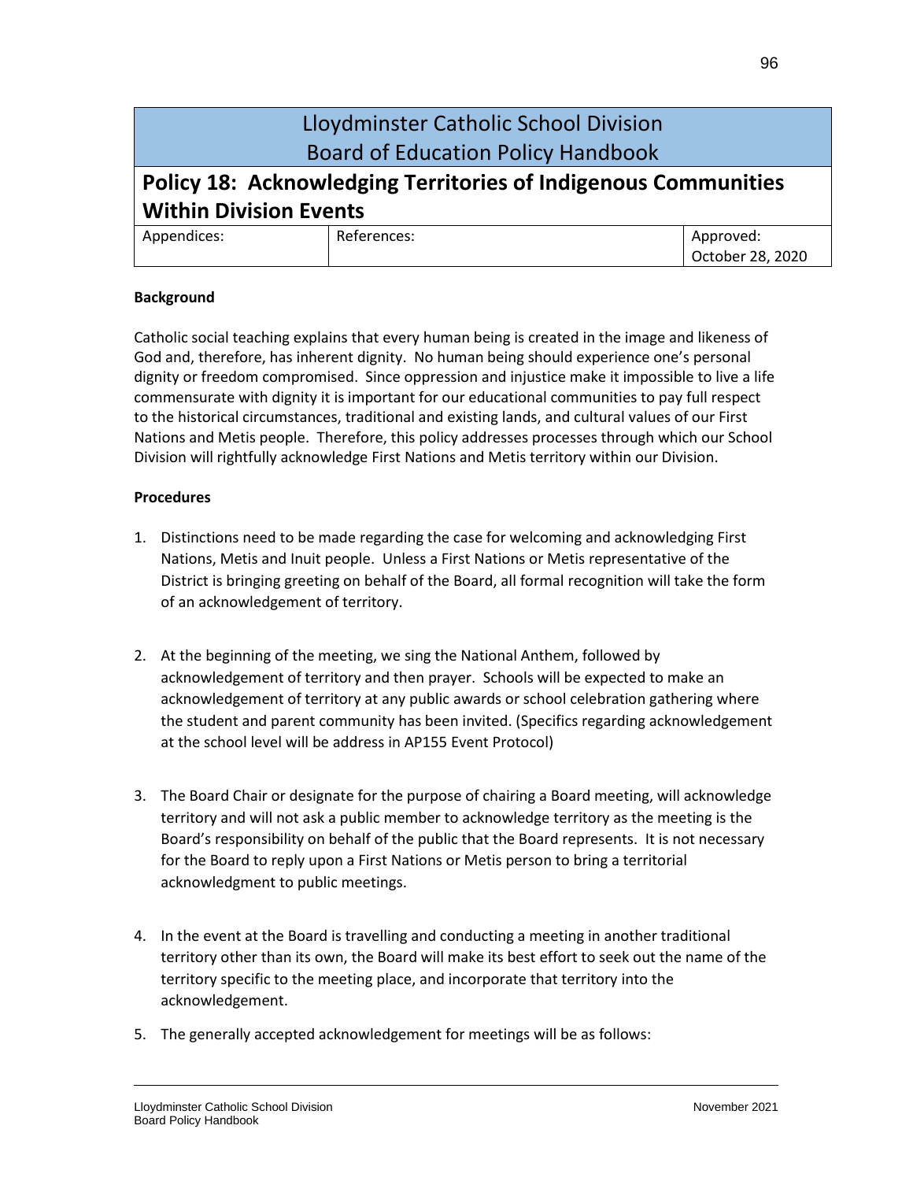# Lloydminster Catholic School Division
# Board of Education Policy Handbook

## Policy 18: Acknowledging Territories of Indigenous Communities Within Division Events

| Appendices: | References: | Approved: October 28, 2020 |
|---|---|---|

**Background**

Catholic social teaching explains that every human being is created in the image and likeness of God and, therefore, has inherent dignity. No human being should experience one's personal dignity or freedom compromised. Since oppression and injustice make it impossible to live a life commensurate with dignity it is important for our educational communities to pay full respect to the historical circumstances, traditional and existing lands, and cultural values of our First Nations and Metis people. Therefore, this policy addresses processes through which our School Division will rightfully acknowledge First Nations and Metis territory within our Division.

**Procedures**

1. Distinctions need to be made regarding the case for welcoming and acknowledging First Nations, Metis and Inuit people. Unless a First Nations or Metis representative of the District is bringing greeting on behalf of the Board, all formal recognition will take the form of an acknowledgement of territory.

2. At the beginning of the meeting, we sing the National Anthem, followed by acknowledgement of territory and then prayer. Schools will be expected to make an acknowledgement of territory at any public awards or school celebration gathering where the student and parent community has been invited. (Specifics regarding acknowledgement at the school level will be address in AP155 Event Protocol)

3. The Board Chair or designate for the purpose of chairing a Board meeting, will acknowledge territory and will not ask a public member to acknowledge territory as the meeting is the Board's responsibility on behalf of the public that the Board represents. It is not necessary for the Board to reply upon a First Nations or Metis person to bring a territorial acknowledgment to public meetings.

4. In the event at the Board is travelling and conducting a meeting in another traditional territory other than its own, the Board will make its best effort to seek out the name of the territory specific to the meeting place, and incorporate that territory into the acknowledgement.

5. The generally accepted acknowledgement for meetings will be as follows: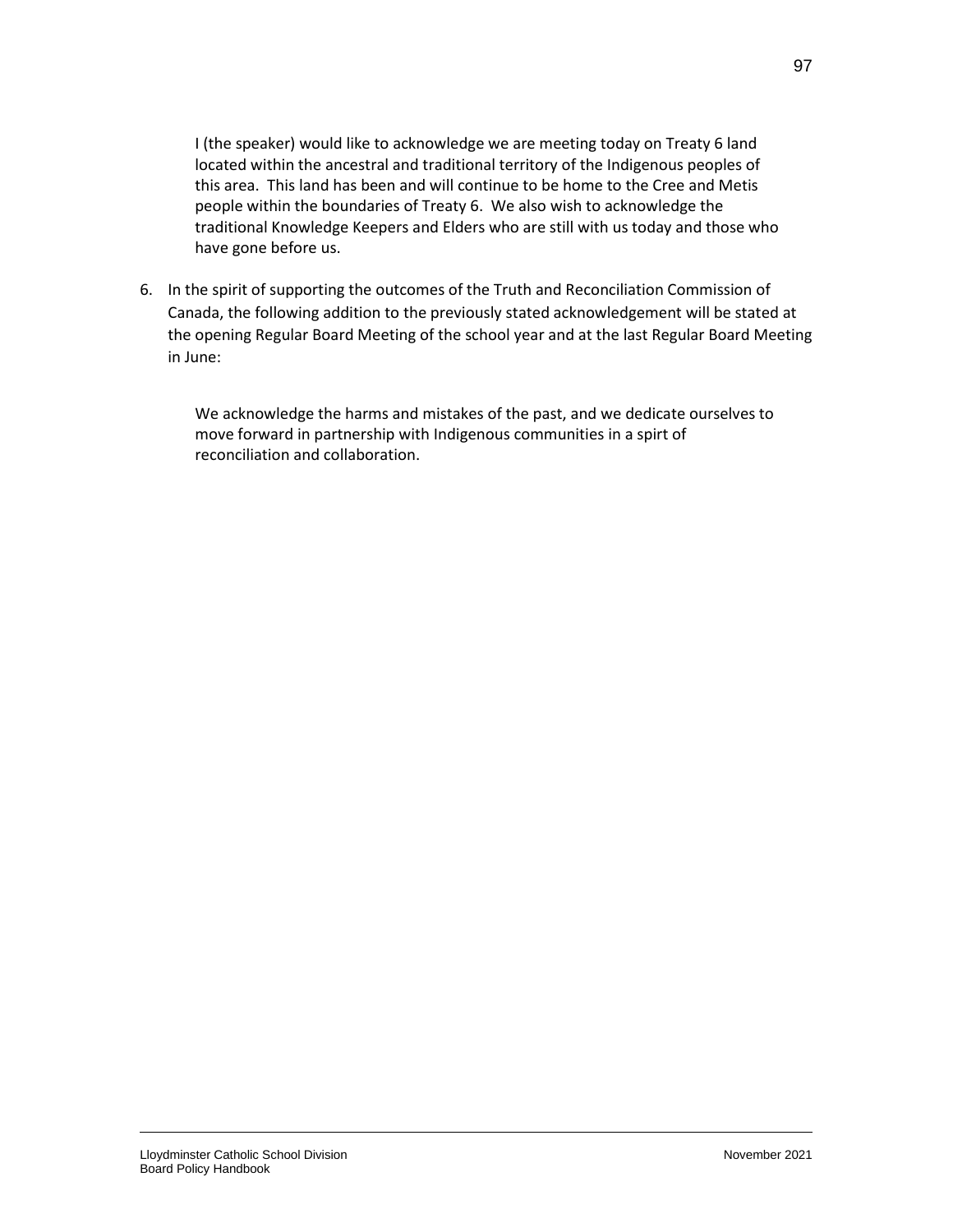I (the speaker) would like to acknowledge we are meeting today on Treaty 6 land located within the ancestral and traditional territory of the Indigenous peoples of this area. This land has been and will continue to be home to the Cree and Metis people within the boundaries of Treaty 6. We also wish to acknowledge the traditional Knowledge Keepers and Elders who are still with us today and those who have gone before us.

6. In the spirit of supporting the outcomes of the Truth and Reconciliation Commission of Canada, the following addition to the previously stated acknowledgement will be stated at the opening Regular Board Meeting of the school year and at the last Regular Board Meeting in June:

   We acknowledge the harms and mistakes of the past, and we dedicate ourselves to move forward in partnership with Indigenous communities in a spirt of reconciliation and collaboration.